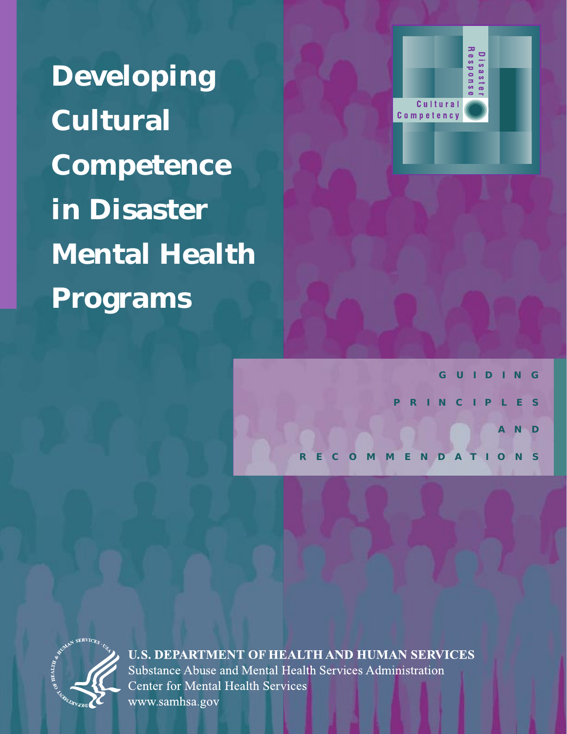# Developing Cultural Competence in Disaster Mental Health Programs

Cultural Competency

Disaster Response

GUIDING PRINCIPLES AND RECOMMENDATIONS

U.S. DEPARTMENT OF HEALTH AND HUMAN SERVICES
Substance Abuse and Mental Health Services Administration
Center for Mental Health Services
www.samhsa.gov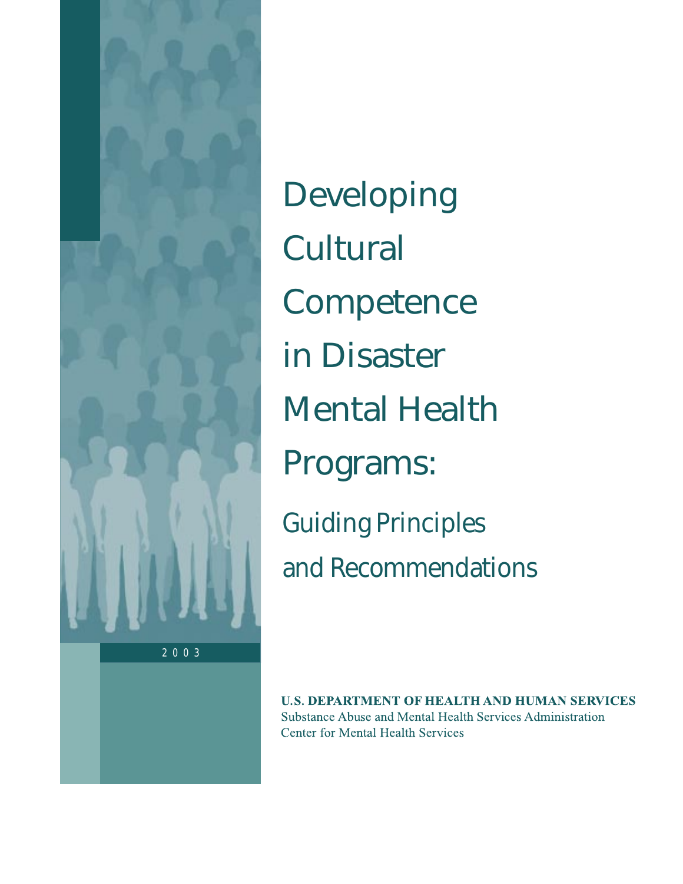# Developing Cultural Competence in Disaster Mental Health Programs:

## Guiding Principles and Recommendations

2003

**U.S. DEPARTMENT OF HEALTH AND HUMAN SERVICES**
Substance Abuse and Mental Health Services Administration
Center for Mental Health Services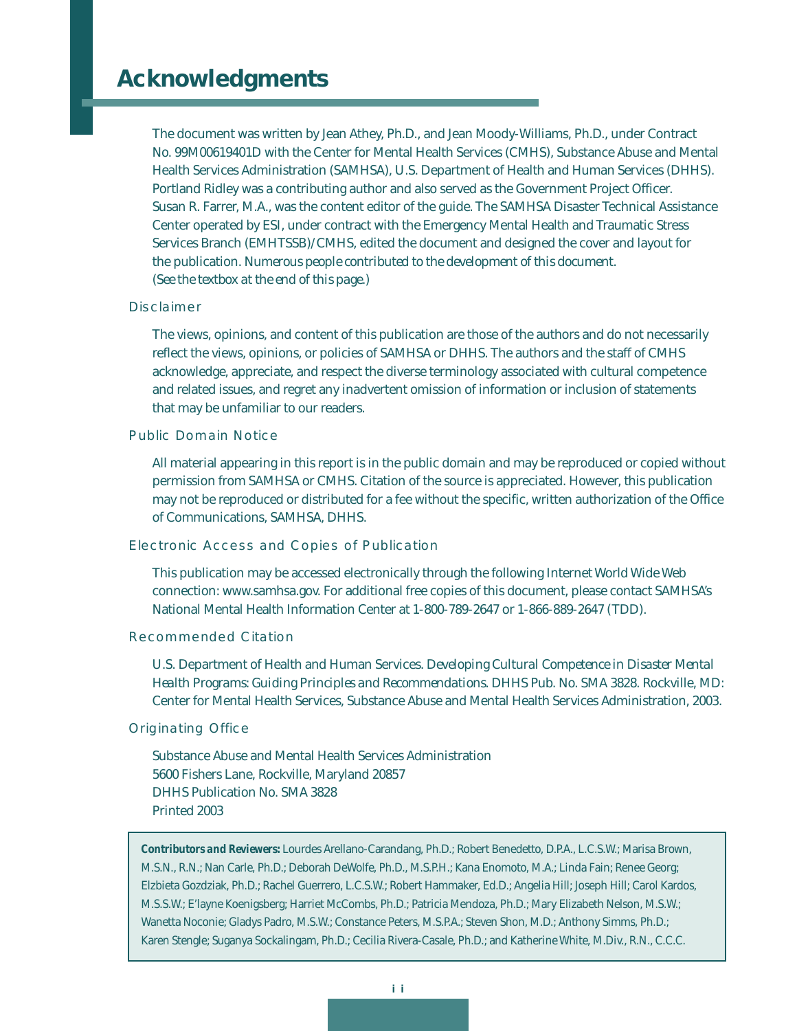# Acknowledgments

The document was written by Jean Athey, Ph.D., and Jean Moody-Williams, Ph.D., under Contract No. 99M00619401D with the Center for Mental Health Services (CMHS), Substance Abuse and Mental Health Services Administration (SAMHSA), U.S. Department of Health and Human Services (DHHS). Portland Ridley was a contributing author and also served as the Government Project Officer. Susan R. Farrer, M.A., was the content editor of the guide. The SAMHSA Disaster Technical Assistance Center operated by ESI, under contract with the Emergency Mental Health and Traumatic Stress Services Branch (EMHTSSB)/CMHS, edited the document and designed the cover and layout for the publication. Numerous people contributed to the development of this document. (See the textbox at the end of this page.)

## Disclaimer

The views, opinions, and content of this publication are those of the authors and do not necessarily reflect the views, opinions, or policies of SAMHSA or DHHS. The authors and the staff of CMHS acknowledge, appreciate, and respect the diverse terminology associated with cultural competence and related issues, and regret any inadvertent omission of information or inclusion of statements that may be unfamiliar to our readers.

## Public Domain Notice

All material appearing in this report is in the public domain and may be reproduced or copied without permission from SAMHSA or CMHS. Citation of the source is appreciated. However, this publication may not be reproduced or distributed for a fee without the specific, written authorization of the Office of Communications, SAMHSA, DHHS.

## Electronic Access and Copies of Publication

This publication may be accessed electronically through the following Internet World Wide Web connection: www.samhsa.gov. For additional free copies of this document, please contact SAMHSA's National Mental Health Information Center at 1-800-789-2647 or 1-866-889-2647 (TDD).

## Recommended Citation

U.S. Department of Health and Human Services. *Developing Cultural Competence in Disaster Mental Health Programs: Guiding Principles and Recommendations.* DHHS Pub. No. SMA 3828. Rockville, MD: Center for Mental Health Services, Substance Abuse and Mental Health Services Administration, 2003.

## Originating Office

Substance Abuse and Mental Health Services Administration
5600 Fishers Lane, Rockville, Maryland 20857
DHHS Publication No. SMA 3828
Printed 2003

***Contributors and Reviewers:*** Lourdes Arellano-Carandang, Ph.D.; Robert Benedetto, D.P.A., L.C.S.W.; Marisa Brown, M.S.N., R.N.; Nan Carle, Ph.D.; Deborah DeWolfe, Ph.D., M.S.P.H.; Kana Enomoto, M.A.; Linda Fain; Renee Georg; Elzbieta Gozdziak, Ph.D.; Rachel Guerrero, L.C.S.W.; Robert Hammaker, Ed.D.; Angelia Hill; Joseph Hill; Carol Kardos, M.S.S.W.; E'layne Koenigsberg; Harriet McCombs, Ph.D.; Patricia Mendoza, Ph.D.; Mary Elizabeth Nelson, M.S.W.; Wanetta Noconie; Gladys Padro, M.S.W.; Constance Peters, M.S.P.A.; Steven Shon, M.D.; Anthony Simms, Ph.D.; Karen Stengle; Suganya Sockalingam, Ph.D.; Cecilia Rivera-Casale, Ph.D.; and Katherine White, M.Div., R.N., C.C.C.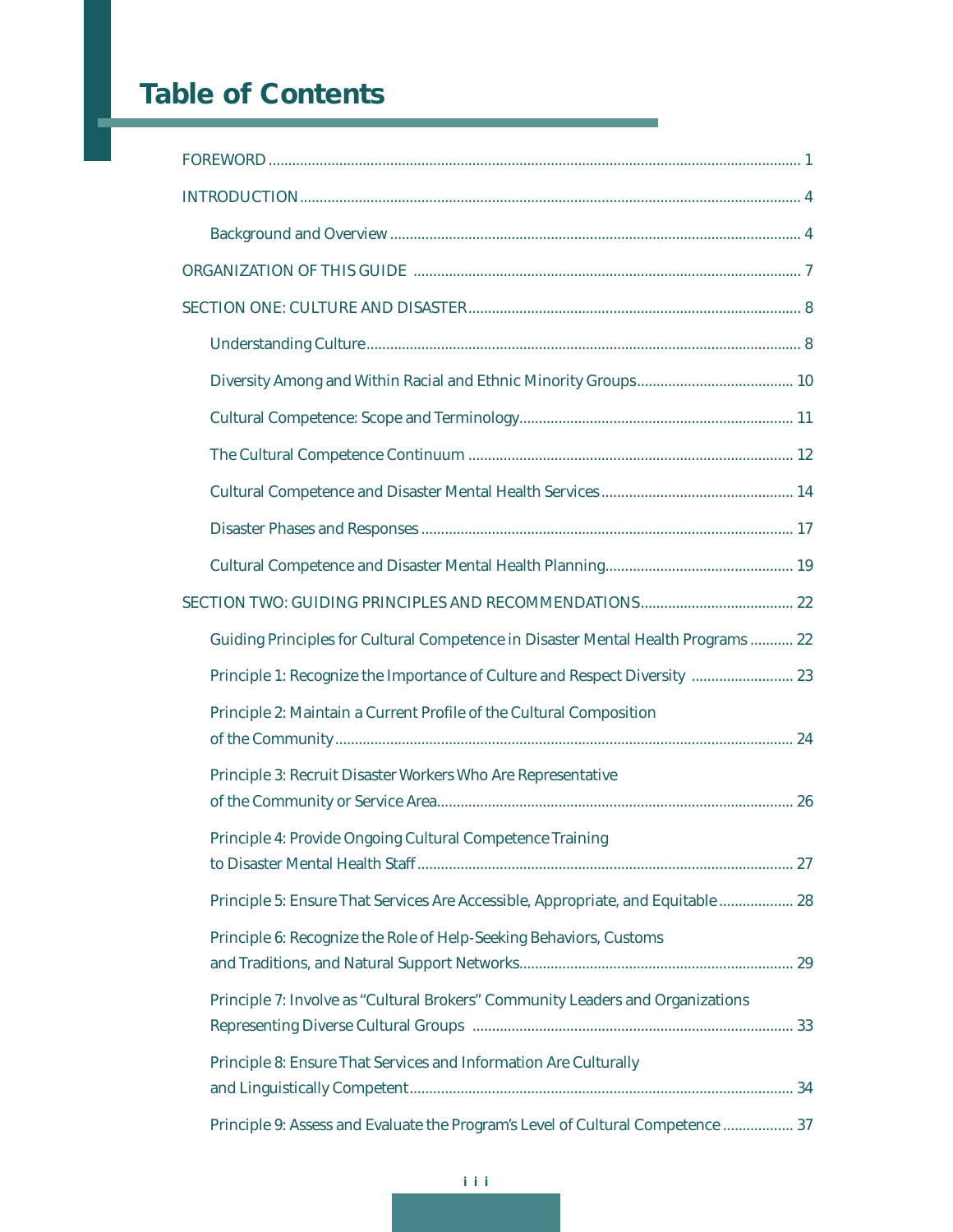# Table of Contents

FOREWORD ........................................................................................................................ 1

INTRODUCTION ................................................................................................................ 4

- Background and Overview ......................................................................................... 4

ORGANIZATION OF THIS GUIDE ................................................................................... 7

SECTION ONE: CULTURE AND DISASTER ..................................................................... 8

- Understanding Culture ............................................................................................... 8
- Diversity Among and Within Racial and Ethnic Minority Groups ........................................ 10
- Cultural Competence: Scope and Terminology ...................................................................... 11
- The Cultural Competence Continuum ................................................................................... 12
- Cultural Competence and Disaster Mental Health Services ................................................. 14
- Disaster Phases and Responses ............................................................................................... 17
- Cultural Competence and Disaster Mental Health Planning ................................................ 19

SECTION TWO: GUIDING PRINCIPLES AND RECOMMENDATIONS ....................................... 22

- Guiding Principles for Cultural Competence in Disaster Mental Health Programs ........... 22
- Principle 1: Recognize the Importance of Culture and Respect Diversity .......................... 23
- Principle 2: Maintain a Current Profile of the Cultural Composition of the Community ..................................................................................................................... 24
- Principle 3: Recruit Disaster Workers Who Are Representative of the Community or Service Area ........................................................................................... 26
- Principle 4: Provide Ongoing Cultural Competence Training to Disaster Mental Health Staff ................................................................................................ 27
- Principle 5: Ensure That Services Are Accessible, Appropriate, and Equitable ................... 28
- Principle 6: Recognize the Role of Help-Seeking Behaviors, Customs and Traditions, and Natural Support Networks ....................................................................... 29
- Principle 7: Involve as "Cultural Brokers" Community Leaders and Organizations Representing Diverse Cultural Groups .................................................................................. 33
- Principle 8: Ensure That Services and Information Are Culturally and Linguistically Competent .................................................................................................. 34
- Principle 9: Assess and Evaluate the Program's Level of Cultural Competence .................. 37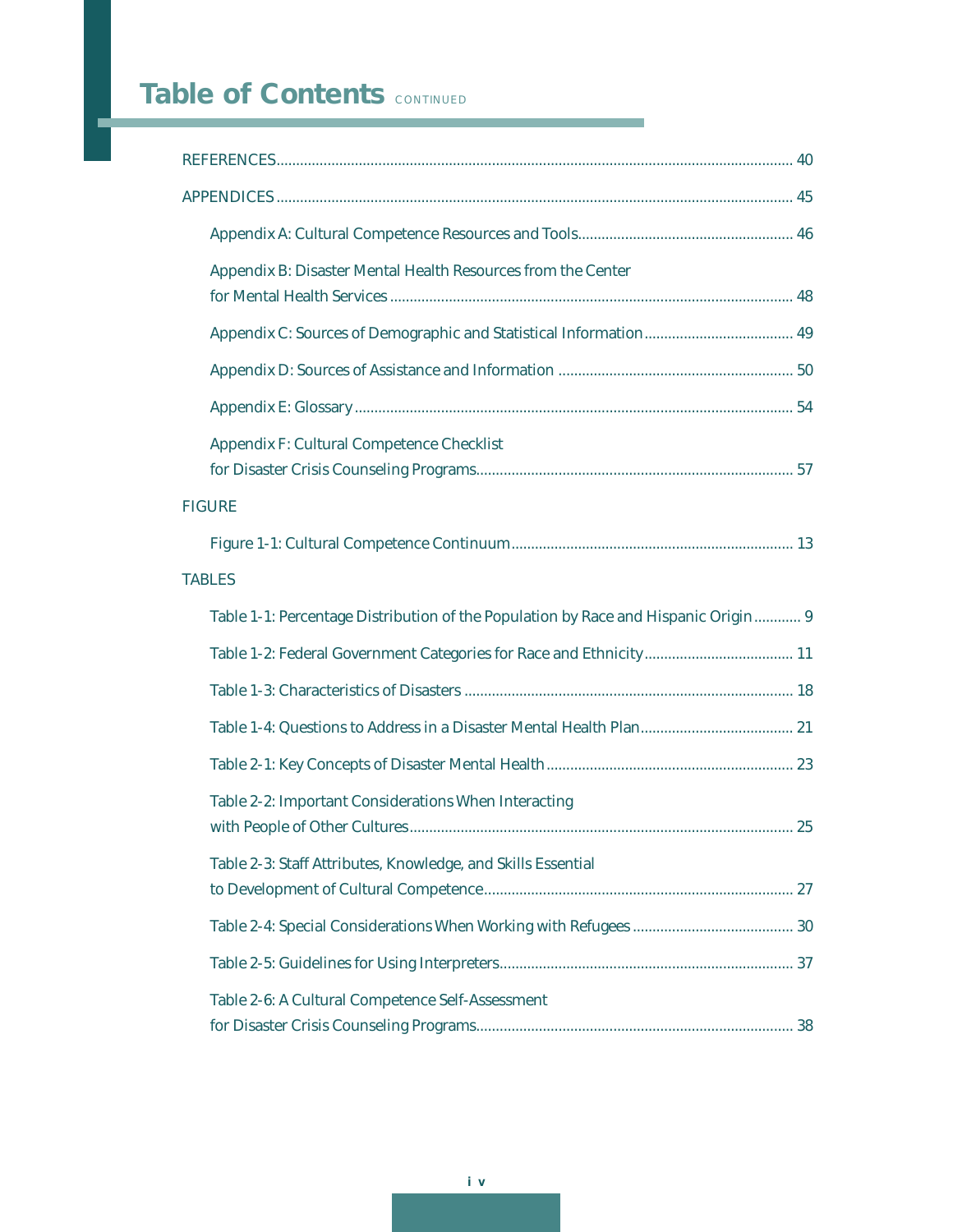## Table of Contents CONTINUED

REFERENCES .......... 40

APPENDICES .......... 45

- Appendix A: Cultural Competence Resources and Tools .......... 46
- Appendix B: Disaster Mental Health Resources from the Center for Mental Health Services .......... 48
- Appendix C: Sources of Demographic and Statistical Information .......... 49
- Appendix D: Sources of Assistance and Information .......... 50
- Appendix E: Glossary .......... 54
- Appendix F: Cultural Competence Checklist for Disaster Crisis Counseling Programs .......... 57

FIGURE

- Figure 1-1: Cultural Competence Continuum .......... 13

TABLES

- Table 1-1: Percentage Distribution of the Population by Race and Hispanic Origin .......... 9
- Table 1-2: Federal Government Categories for Race and Ethnicity .......... 11
- Table 1-3: Characteristics of Disasters .......... 18
- Table 1-4: Questions to Address in a Disaster Mental Health Plan .......... 21
- Table 2-1: Key Concepts of Disaster Mental Health .......... 23
- Table 2-2: Important Considerations When Interacting with People of Other Cultures .......... 25
- Table 2-3: Staff Attributes, Knowledge, and Skills Essential to Development of Cultural Competence .......... 27
- Table 2-4: Special Considerations When Working with Refugees .......... 30
- Table 2-5: Guidelines for Using Interpreters .......... 37
- Table 2-6: A Cultural Competence Self-Assessment for Disaster Crisis Counseling Programs .......... 38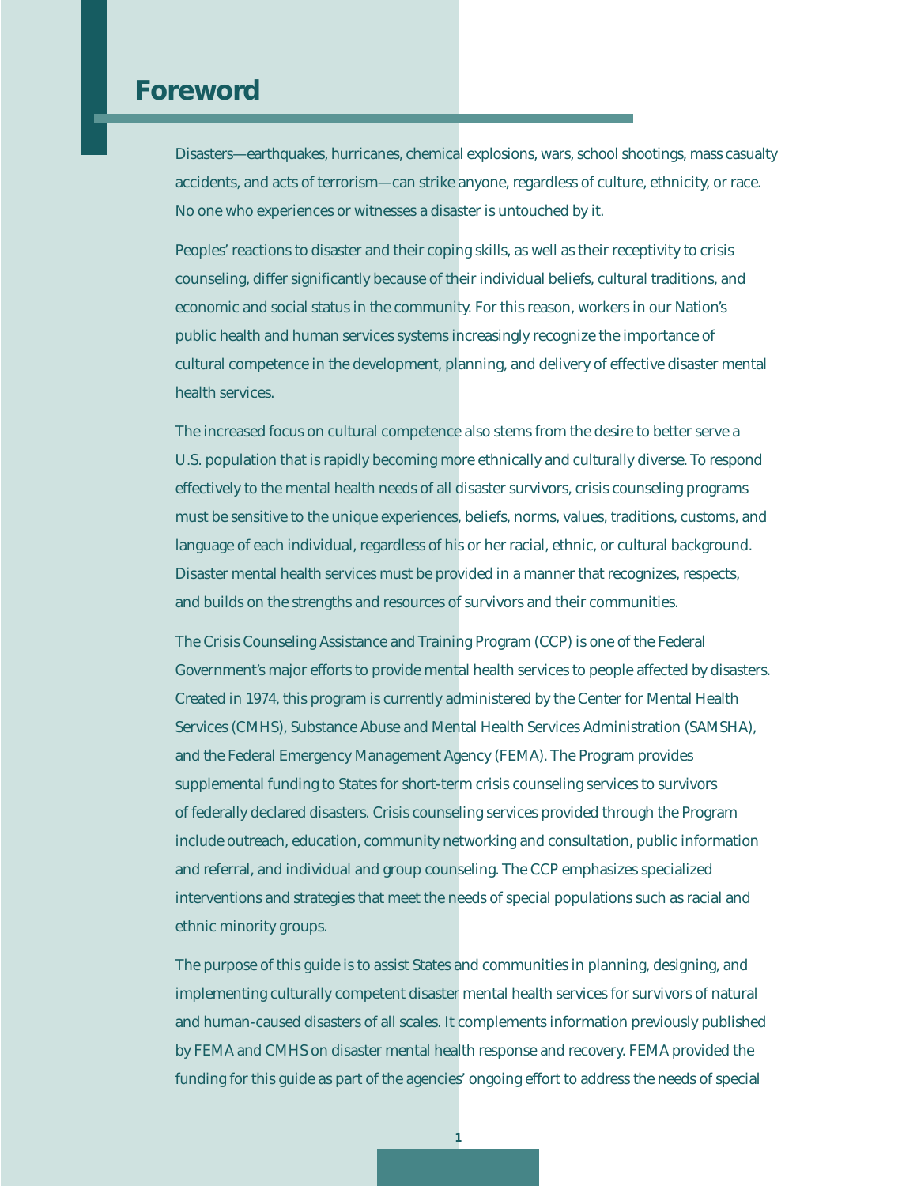# Foreword

Disasters—earthquakes, hurricanes, chemical explosions, wars, school shootings, mass casualty accidents, and acts of terrorism—can strike anyone, regardless of culture, ethnicity, or race. No one who experiences or witnesses a disaster is untouched by it.

Peoples' reactions to disaster and their coping skills, as well as their receptivity to crisis counseling, differ significantly because of their individual beliefs, cultural traditions, and economic and social status in the community. For this reason, workers in our Nation's public health and human services systems increasingly recognize the importance of cultural competence in the development, planning, and delivery of effective disaster mental health services.

The increased focus on cultural competence also stems from the desire to better serve a U.S. population that is rapidly becoming more ethnically and culturally diverse. To respond effectively to the mental health needs of all disaster survivors, crisis counseling programs must be sensitive to the unique experiences, beliefs, norms, values, traditions, customs, and language of each individual, regardless of his or her racial, ethnic, or cultural background. Disaster mental health services must be provided in a manner that recognizes, respects, and builds on the strengths and resources of survivors and their communities.

The Crisis Counseling Assistance and Training Program (CCP) is one of the Federal Government's major efforts to provide mental health services to people affected by disasters. Created in 1974, this program is currently administered by the Center for Mental Health Services (CMHS), Substance Abuse and Mental Health Services Administration (SAMSHA), and the Federal Emergency Management Agency (FEMA). The Program provides supplemental funding to States for short-term crisis counseling services to survivors of federally declared disasters. Crisis counseling services provided through the Program include outreach, education, community networking and consultation, public information and referral, and individual and group counseling. The CCP emphasizes specialized interventions and strategies that meet the needs of special populations such as racial and ethnic minority groups.

The purpose of this guide is to assist States and communities in planning, designing, and implementing culturally competent disaster mental health services for survivors of natural and human-caused disasters of all scales. It complements information previously published by FEMA and CMHS on disaster mental health response and recovery. FEMA provided the funding for this guide as part of the agencies' ongoing effort to address the needs of special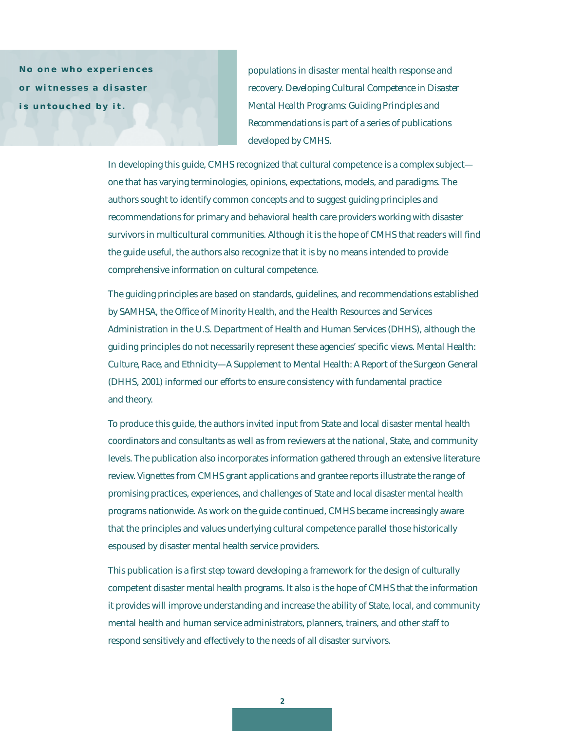**No one who experiences or witnesses a disaster is untouched by it.**

populations in disaster mental health response and recovery. *Developing Cultural Competence in Disaster Mental Health Programs: Guiding Principles and Recommendations* is part of a series of publications developed by CMHS.

In developing this guide, CMHS recognized that cultural competence is a complex subject—one that has varying terminologies, opinions, expectations, models, and paradigms. The authors sought to identify common concepts and to suggest guiding principles and recommendations for primary and behavioral health care providers working with disaster survivors in multicultural communities. Although it is the hope of CMHS that readers will find the guide useful, the authors also recognize that it is by no means intended to provide comprehensive information on cultural competence.

The guiding principles are based on standards, guidelines, and recommendations established by SAMHSA, the Office of Minority Health, and the Health Resources and Services Administration in the U.S. Department of Health and Human Services (DHHS), although the guiding principles do not necessarily represent these agencies' specific views. *Mental Health: Culture, Race, and Ethnicity—A Supplement to Mental Health: A Report of the Surgeon General* (DHHS, 2001) informed our efforts to ensure consistency with fundamental practice and theory.

To produce this guide, the authors invited input from State and local disaster mental health coordinators and consultants as well as from reviewers at the national, State, and community levels. The publication also incorporates information gathered through an extensive literature review. Vignettes from CMHS grant applications and grantee reports illustrate the range of promising practices, experiences, and challenges of State and local disaster mental health programs nationwide. As work on the guide continued, CMHS became increasingly aware that the principles and values underlying cultural competence parallel those historically espoused by disaster mental health service providers.

This publication is a first step toward developing a framework for the design of culturally competent disaster mental health programs. It also is the hope of CMHS that the information it provides will improve understanding and increase the ability of State, local, and community mental health and human service administrators, planners, trainers, and other staff to respond sensitively and effectively to the needs of all disaster survivors.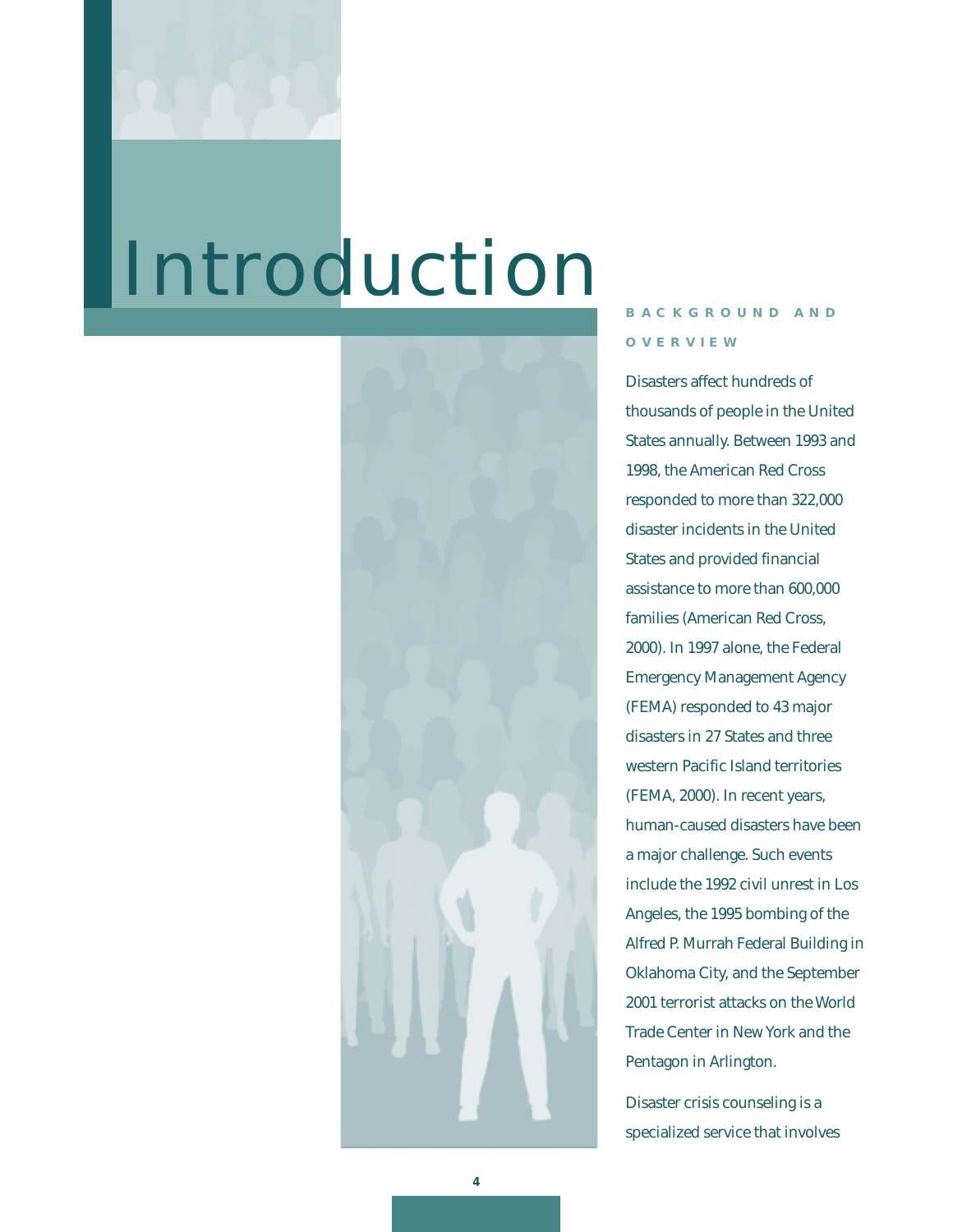# Introduction

## BACKGROUND AND OVERVIEW

Disasters affect hundreds of thousands of people in the United States annually. Between 1993 and 1998, the American Red Cross responded to more than 322,000 disaster incidents in the United States and provided financial assistance to more than 600,000 families (American Red Cross, 2000). In 1997 alone, the Federal Emergency Management Agency (FEMA) responded to 43 major disasters in 27 States and three western Pacific Island territories (FEMA, 2000). In recent years, human-caused disasters have been a major challenge. Such events include the 1992 civil unrest in Los Angeles, the 1995 bombing of the Alfred P. Murrah Federal Building in Oklahoma City, and the September 2001 terrorist attacks on the World Trade Center in New York and the Pentagon in Arlington.

Disaster crisis counseling is a specialized service that involves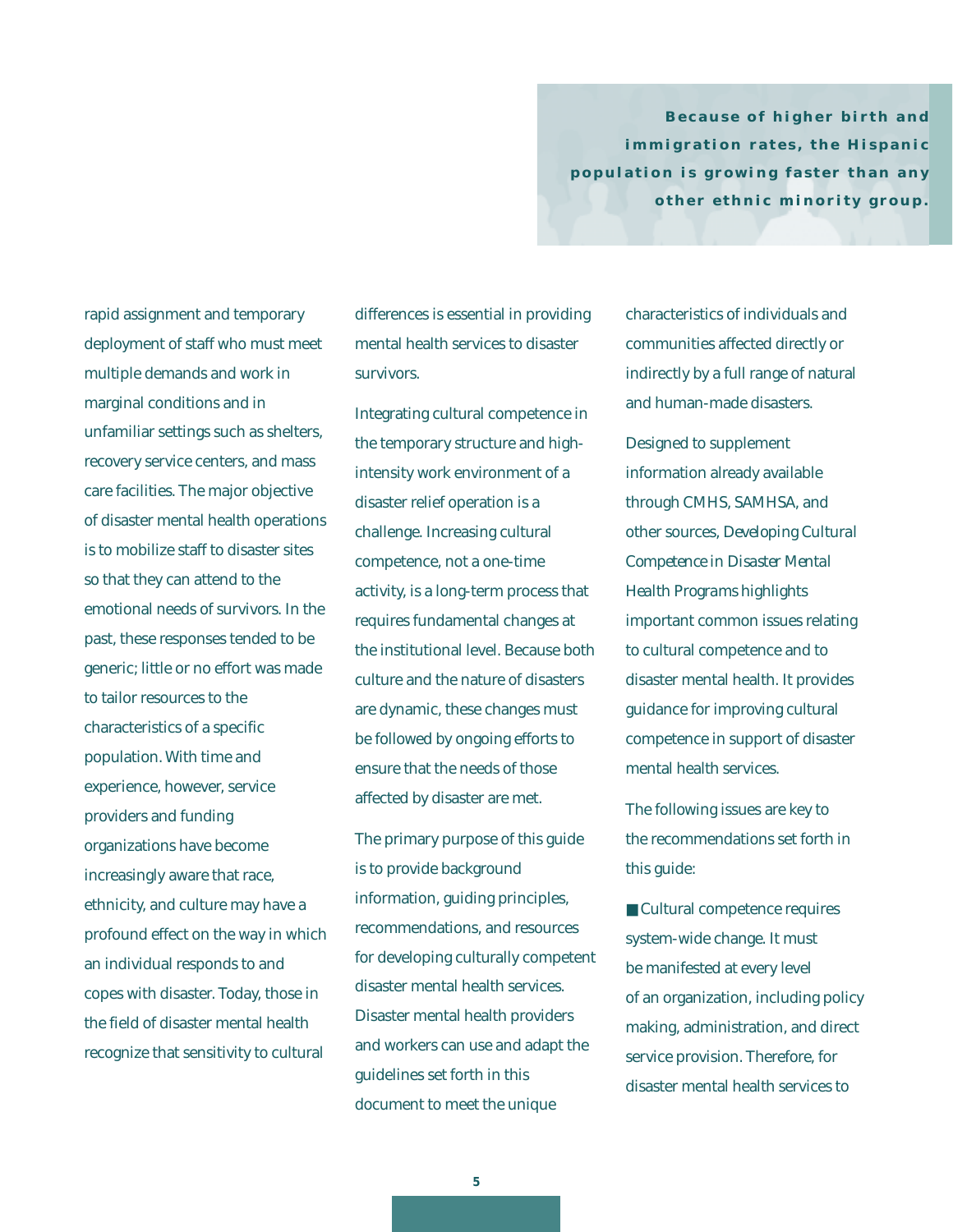**Because of higher birth and immigration rates, the Hispanic population is growing faster than any other ethnic minority group.**

rapid assignment and temporary deployment of staff who must meet multiple demands and work in marginal conditions and in unfamiliar settings such as shelters, recovery service centers, and mass care facilities. The major objective of disaster mental health operations is to mobilize staff to disaster sites so that they can attend to the emotional needs of survivors. In the past, these responses tended to be generic; little or no effort was made to tailor resources to the characteristics of a specific population. With time and experience, however, service providers and funding organizations have become increasingly aware that race, ethnicity, and culture may have a profound effect on the way in which an individual responds to and copes with disaster. Today, those in the field of disaster mental health recognize that sensitivity to cultural differences is essential in providing mental health services to disaster survivors.

Integrating cultural competence in the temporary structure and high-intensity work environment of a disaster relief operation is a challenge. Increasing cultural competence, not a one-time activity, is a long-term process that requires fundamental changes at the institutional level. Because both culture and the nature of disasters are dynamic, these changes must be followed by ongoing efforts to ensure that the needs of those affected by disaster are met.

The primary purpose of this guide is to provide background information, guiding principles, recommendations, and resources for developing culturally competent disaster mental health services. Disaster mental health providers and workers can use and adapt the guidelines set forth in this document to meet the unique characteristics of individuals and communities affected directly or indirectly by a full range of natural and human-made disasters.

Designed to supplement information already available through CMHS, SAMHSA, and other sources, *Developing Cultural Competence in Disaster Mental Health Programs* highlights important common issues relating to cultural competence and to disaster mental health. It provides guidance for improving cultural competence in support of disaster mental health services.

The following issues are key to the recommendations set forth in this guide:

- Cultural competence requires system-wide change. It must be manifested at every level of an organization, including policy making, administration, and direct service provision. Therefore, for disaster mental health services to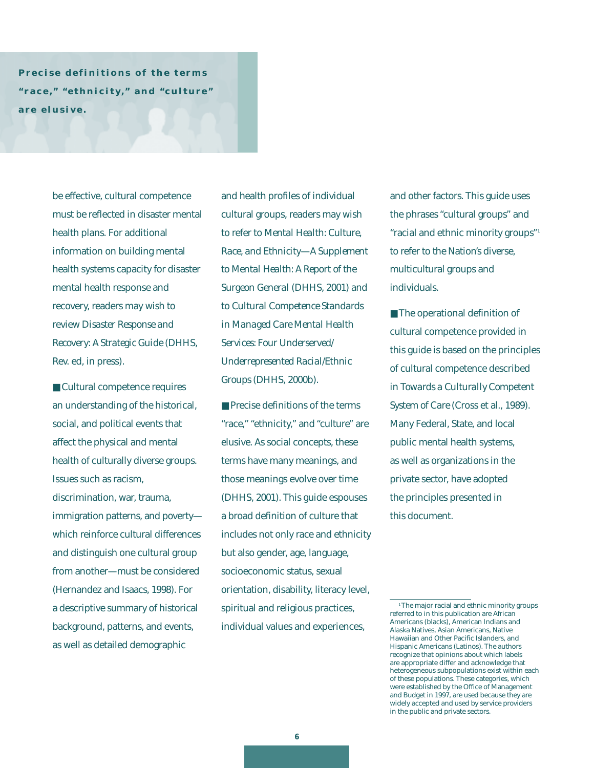**Precise definitions of the terms "race," "ethnicity," and "culture" are elusive.**

be effective, cultural competence must be reflected in disaster mental health plans. For additional information on building mental health systems capacity for disaster mental health response and recovery, readers may wish to review *Disaster Response and Recovery: A Strategic Guide* (DHHS, Rev. ed, in press).

■ Cultural competence requires an understanding of the historical, social, and political events that affect the physical and mental health of culturally diverse groups. Issues such as racism, discrimination, war, trauma, immigration patterns, and poverty—which reinforce cultural differences and distinguish one cultural group from another—must be considered (Hernandez and Isaacs, 1998). For a descriptive summary of historical background, patterns, and events, as well as detailed demographic and health profiles of individual cultural groups, readers may wish to refer to *Mental Health: Culture, Race, and Ethnicity—A Supplement to Mental Health: A Report of the Surgeon General* (DHHS, 2001) and to *Cultural Competence Standards in Managed Care Mental Health Services: Four Underserved/Underrepresented Racial/Ethnic Groups* (DHHS, 2000b).

■ Precise definitions of the terms "race," "ethnicity," and "culture" are elusive. As social concepts, these terms have many meanings, and those meanings evolve over time (DHHS, 2001). This guide espouses a broad definition of culture that includes not only race and ethnicity but also gender, age, language, socioeconomic status, sexual orientation, disability, literacy level, spiritual and religious practices, individual values and experiences, and other factors. This guide uses the phrases "cultural groups" and "racial and ethnic minority groups"[1] to refer to the Nation's diverse, multicultural groups and individuals.

■ The operational definition of cultural competence provided in this guide is based on the principles of cultural competence described in *Towards a Culturally Competent System of Care* (Cross et al., 1989). Many Federal, State, and local public mental health systems, as well as organizations in the private sector, have adopted the principles presented in this document.

[1] The major racial and ethnic minority groups referred to in this publication are African Americans (blacks), American Indians and Alaska Natives, Asian Americans, Native Hawaiian and Other Pacific Islanders, and Hispanic Americans (Latinos). The authors recognize that opinions about which labels are appropriate differ and acknowledge that heterogeneous subpopulations exist within each of these populations. These categories, which were established by the Office of Management and Budget in 1997, are used because they are widely accepted and used by service providers in the public and private sectors.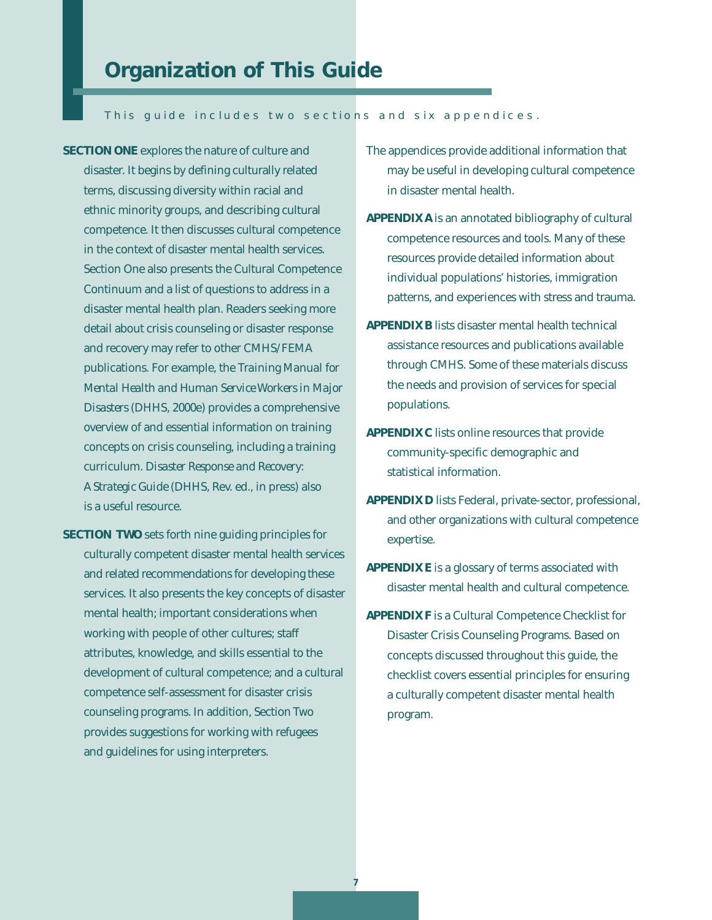# Organization of This Guide

This guide includes two sections and six appendices.

**SECTION ONE** explores the nature of culture and disaster. It begins by defining culturally related terms, discussing diversity within racial and ethnic minority groups, and describing cultural competence. It then discusses cultural competence in the context of disaster mental health services. Section One also presents the Cultural Competence Continuum and a list of questions to address in a disaster mental health plan. Readers seeking more detail about crisis counseling or disaster response and recovery may refer to other CMHS/FEMA publications. For example, the *Training Manual for Mental Health and Human Service Workers in Major Disasters* (DHHS, 2000e) provides a comprehensive overview of and essential information on training concepts on crisis counseling, including a training curriculum. *Disaster Response and Recovery: A Strategic Guide* (DHHS, Rev. ed., in press) also is a useful resource.

**SECTION TWO** sets forth nine guiding principles for culturally competent disaster mental health services and related recommendations for developing these services. It also presents the key concepts of disaster mental health; important considerations when working with people of other cultures; staff attributes, knowledge, and skills essential to the development of cultural competence; and a cultural competence self-assessment for disaster crisis counseling programs. In addition, Section Two provides suggestions for working with refugees and guidelines for using interpreters.

The appendices provide additional information that may be useful in developing cultural competence in disaster mental health.

**APPENDIX A** is an annotated bibliography of cultural competence resources and tools. Many of these resources provide detailed information about individual populations' histories, immigration patterns, and experiences with stress and trauma.

**APPENDIX B** lists disaster mental health technical assistance resources and publications available through CMHS. Some of these materials discuss the needs and provision of services for special populations.

**APPENDIX C** lists online resources that provide community-specific demographic and statistical information.

**APPENDIX D** lists Federal, private-sector, professional, and other organizations with cultural competence expertise.

**APPENDIX E** is a glossary of terms associated with disaster mental health and cultural competence.

**APPENDIX F** is a Cultural Competence Checklist for Disaster Crisis Counseling Programs. Based on concepts discussed throughout this guide, the checklist covers essential principles for ensuring a culturally competent disaster mental health program.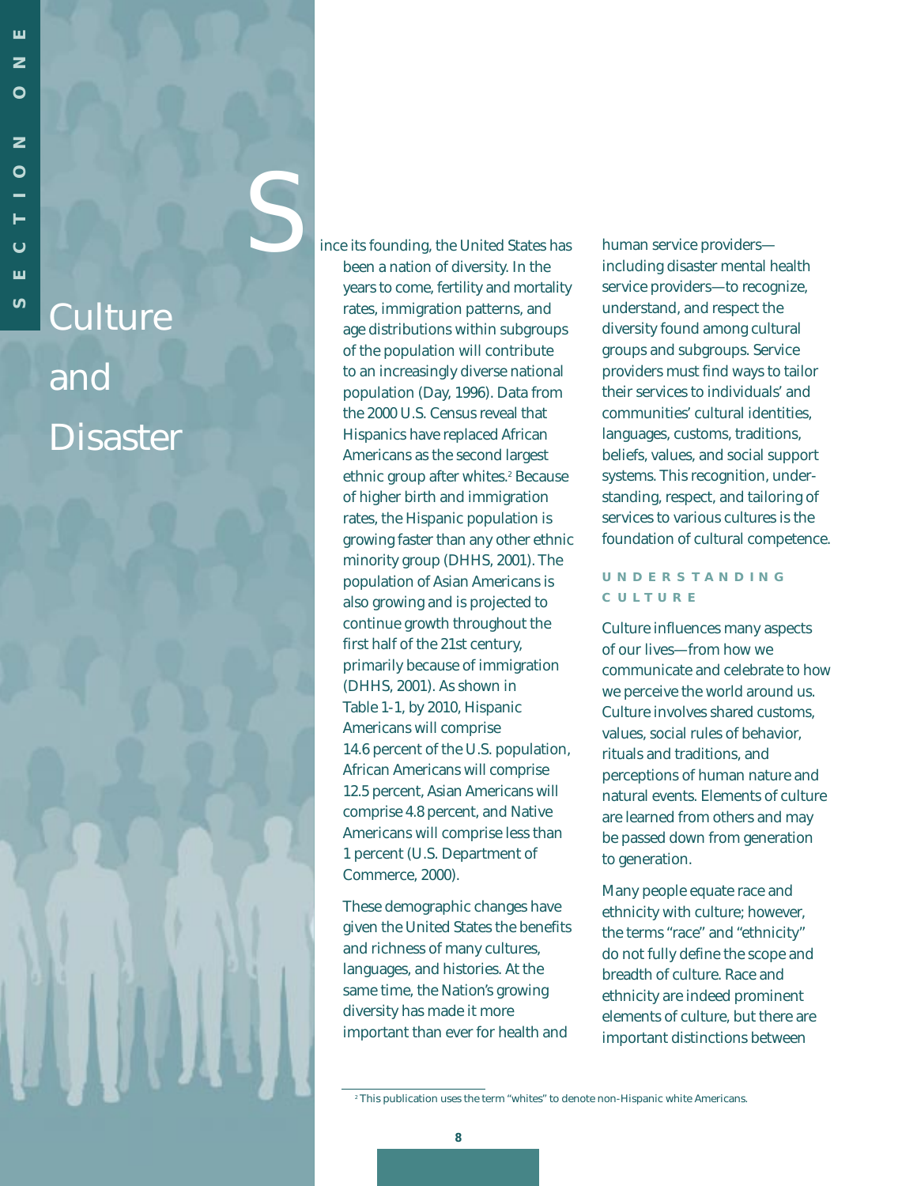# Culture and Disaster

Since its founding, the United States has been a nation of diversity. In the years to come, fertility and mortality rates, immigration patterns, and age distributions within subgroups of the population will contribute to an increasingly diverse national population (Day, 1996). Data from the 2000 U.S. Census reveal that Hispanics have replaced African Americans as the second largest ethnic group after whites.[2] Because of higher birth and immigration rates, the Hispanic population is growing faster than any other ethnic minority group (DHHS, 2001). The population of Asian Americans is also growing and is projected to continue growth throughout the first half of the 21st century, primarily because of immigration (DHHS, 2001). As shown in Table 1-1, by 2010, Hispanic Americans will comprise 14.6 percent of the U.S. population, African Americans will comprise 12.5 percent, Asian Americans will comprise 4.8 percent, and Native Americans will comprise less than 1 percent (U.S. Department of Commerce, 2000).

These demographic changes have given the United States the benefits and richness of many cultures, languages, and histories. At the same time, the Nation's growing diversity has made it more important than ever for health and human service providers—including disaster mental health service providers—to recognize, understand, and respect the diversity found among cultural groups and subgroups. Service providers must find ways to tailor their services to individuals' and communities' cultural identities, languages, customs, traditions, beliefs, values, and social support systems. This recognition, understanding, respect, and tailoring of services to various cultures is the foundation of cultural competence.

## UNDERSTANDING CULTURE

Culture influences many aspects of our lives—from how we communicate and celebrate to how we perceive the world around us. Culture involves shared customs, values, social rules of behavior, rituals and traditions, and perceptions of human nature and natural events. Elements of culture are learned from others and may be passed down from generation to generation.

Many people equate race and ethnicity with culture; however, the terms "race" and "ethnicity" do not fully define the scope and breadth of culture. Race and ethnicity are indeed prominent elements of culture, but there are important distinctions between

[2] This publication uses the term "whites" to denote non-Hispanic white Americans.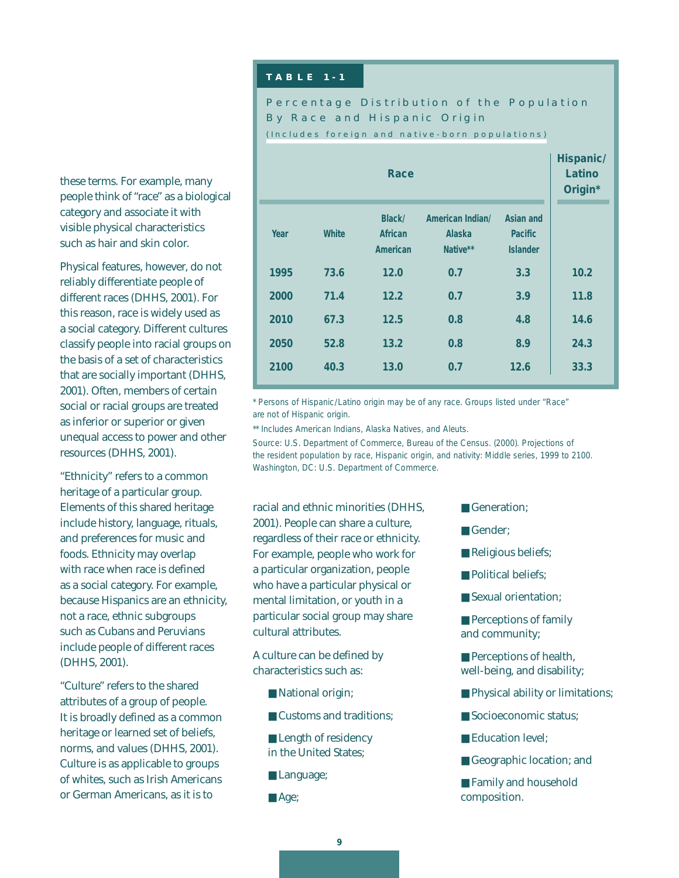these terms. For example, many people think of "race" as a biological category and associate it with visible physical characteristics such as hair and skin color.

Physical features, however, do not reliably differentiate people of different races (DHHS, 2001). For this reason, race is widely used as a social category. Different cultures classify people into racial groups on the basis of a set of characteristics that are socially important (DHHS, 2001). Often, members of certain social or racial groups are treated as inferior or superior or given unequal access to power and other resources (DHHS, 2001).

"Ethnicity" refers to a common heritage of a particular group. Elements of this shared heritage include history, language, rituals, and preferences for music and foods. Ethnicity may overlap with race when race is defined as a social category. For example, because Hispanics are an ethnicity, not a race, ethnic subgroups such as Cubans and Peruvians include people of different races (DHHS, 2001).

"Culture" refers to the shared attributes of a group of people. It is broadly defined as a common heritage or learned set of beliefs, norms, and values (DHHS, 2001). Culture is as applicable to groups of whites, such as Irish Americans or German Americans, as it is to racial and ethnic minorities (DHHS, 2001). People can share a culture, regardless of their race or ethnicity. For example, people who work for a particular organization, people who have a particular physical or mental limitation, or youth in a particular social group may share cultural attributes.

**TABLE 1-1**

**Percentage Distribution of the Population By Race and Hispanic Origin**

(Includes foreign and native-born populations)

| Race | | | | | Hispanic/ Latino Origin* |
|---|---|---|---|---|---|
| Year | White | Black/ African American | American Indian/ Alaska Native** | Asian and Pacific Islander | |
| 1995 | 73.6 | 12.0 | 0.7 | 3.3 | 10.2 |
| 2000 | 71.4 | 12.2 | 0.7 | 3.9 | 11.8 |
| 2010 | 67.3 | 12.5 | 0.8 | 4.8 | 14.6 |
| 2050 | 52.8 | 13.2 | 0.8 | 8.9 | 24.3 |
| 2100 | 40.3 | 13.0 | 0.7 | 12.6 | 33.3 |

\* Persons of Hispanic/Latino origin may be of any race. Groups listed under "Race" are not of Hispanic origin.

** Includes American Indians, Alaska Natives, and Aleuts.

Source: U.S. Department of Commerce, Bureau of the Census. (2000). Projections of the resident population by race, Hispanic origin, and nativity: Middle series, 1999 to 2100. Washington, DC: U.S. Department of Commerce.

A culture can be defined by characteristics such as:

- National origin;
- Customs and traditions;
- Length of residency in the United States;
- Language;
- Age;
- Generation;
- Gender;
- Religious beliefs;
- Political beliefs;
- Sexual orientation;
- Perceptions of family and community;
- Perceptions of health, well-being, and disability;
- Physical ability or limitations;
- Socioeconomic status;
- Education level;
- Geographic location; and
- Family and household composition.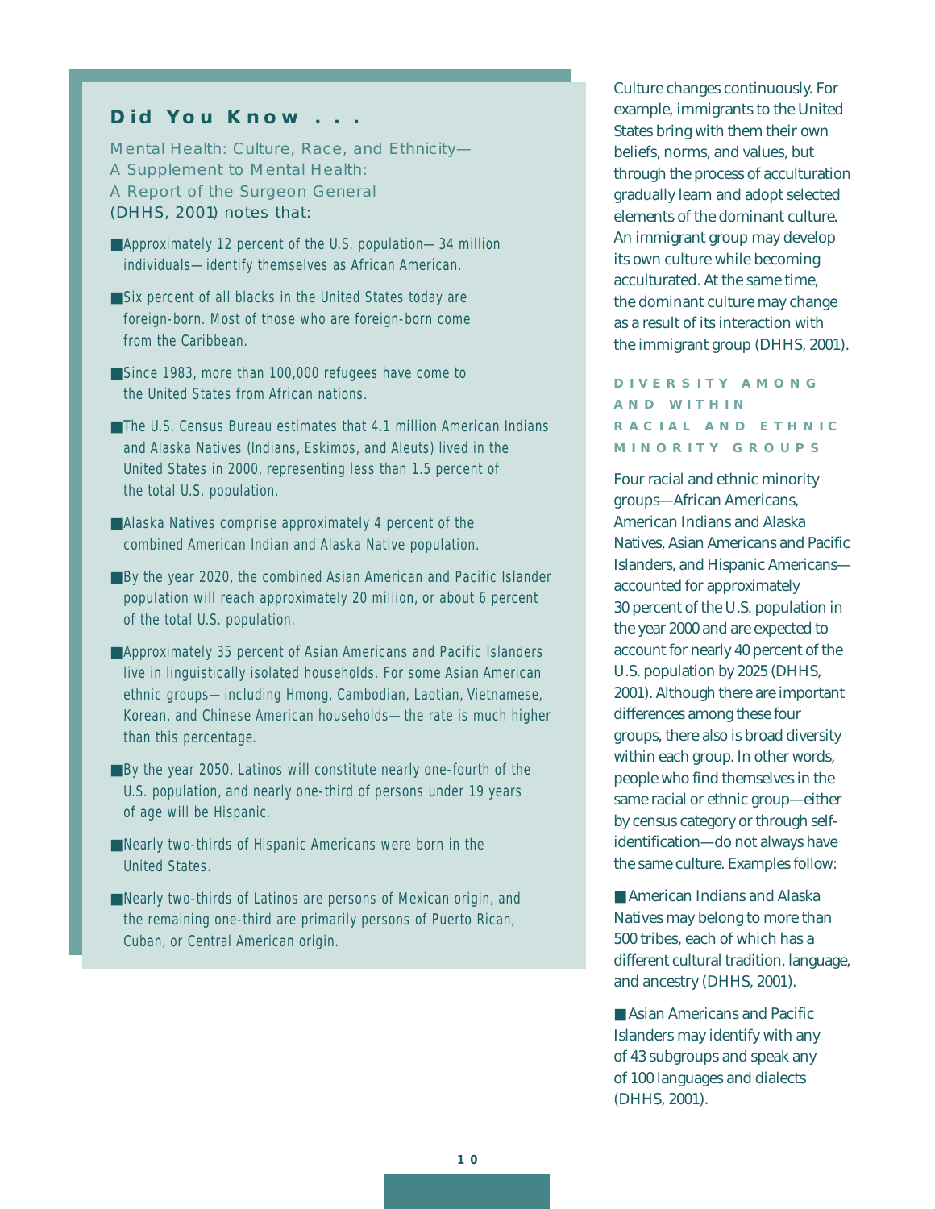## Did You Know . . .

*Mental Health: Culture, Race, and Ethnicity—A Supplement to Mental Health: A Report of the Surgeon General* (DHHS, 2001) notes that:

- Approximately 12 percent of the U.S. population—34 million individuals—identify themselves as African American.
- Six percent of all blacks in the United States today are foreign-born. Most of those who are foreign-born come from the Caribbean.
- Since 1983, more than 100,000 refugees have come to the United States from African nations.
- The U.S. Census Bureau estimates that 4.1 million American Indians and Alaska Natives (Indians, Eskimos, and Aleuts) lived in the United States in 2000, representing less than 1.5 percent of the total U.S. population.
- Alaska Natives comprise approximately 4 percent of the combined American Indian and Alaska Native population.
- By the year 2020, the combined Asian American and Pacific Islander population will reach approximately 20 million, or about 6 percent of the total U.S. population.
- Approximately 35 percent of Asian Americans and Pacific Islanders live in linguistically isolated households. For some Asian American ethnic groups—including Hmong, Cambodian, Laotian, Vietnamese, Korean, and Chinese American households—the rate is much higher than this percentage.
- By the year 2050, Latinos will constitute nearly one-fourth of the U.S. population, and nearly one-third of persons under 19 years of age will be Hispanic.
- Nearly two-thirds of Hispanic Americans were born in the United States.
- Nearly two-thirds of Latinos are persons of Mexican origin, and the remaining one-third are primarily persons of Puerto Rican, Cuban, or Central American origin.

Culture changes continuously. For example, immigrants to the United States bring with them their own beliefs, norms, and values, but through the process of acculturation gradually learn and adopt selected elements of the dominant culture. An immigrant group may develop its own culture while becoming acculturated. At the same time, the dominant culture may change as a result of its interaction with the immigrant group (DHHS, 2001).

## DIVERSITY AMONG AND WITHIN RACIAL AND ETHNIC MINORITY GROUPS

Four racial and ethnic minority groups—African Americans, American Indians and Alaska Natives, Asian Americans and Pacific Islanders, and Hispanic Americans—accounted for approximately 30 percent of the U.S. population in the year 2000 and are expected to account for nearly 40 percent of the U.S. population by 2025 (DHHS, 2001). Although there are important differences among these four groups, there also is broad diversity within each group. In other words, people who find themselves in the same racial or ethnic group—either by census category or through self-identification—do not always have the same culture. Examples follow:

- American Indians and Alaska Natives may belong to more than 500 tribes, each of which has a different cultural tradition, language, and ancestry (DHHS, 2001).
- Asian Americans and Pacific Islanders may identify with any of 43 subgroups and speak any of 100 languages and dialects (DHHS, 2001).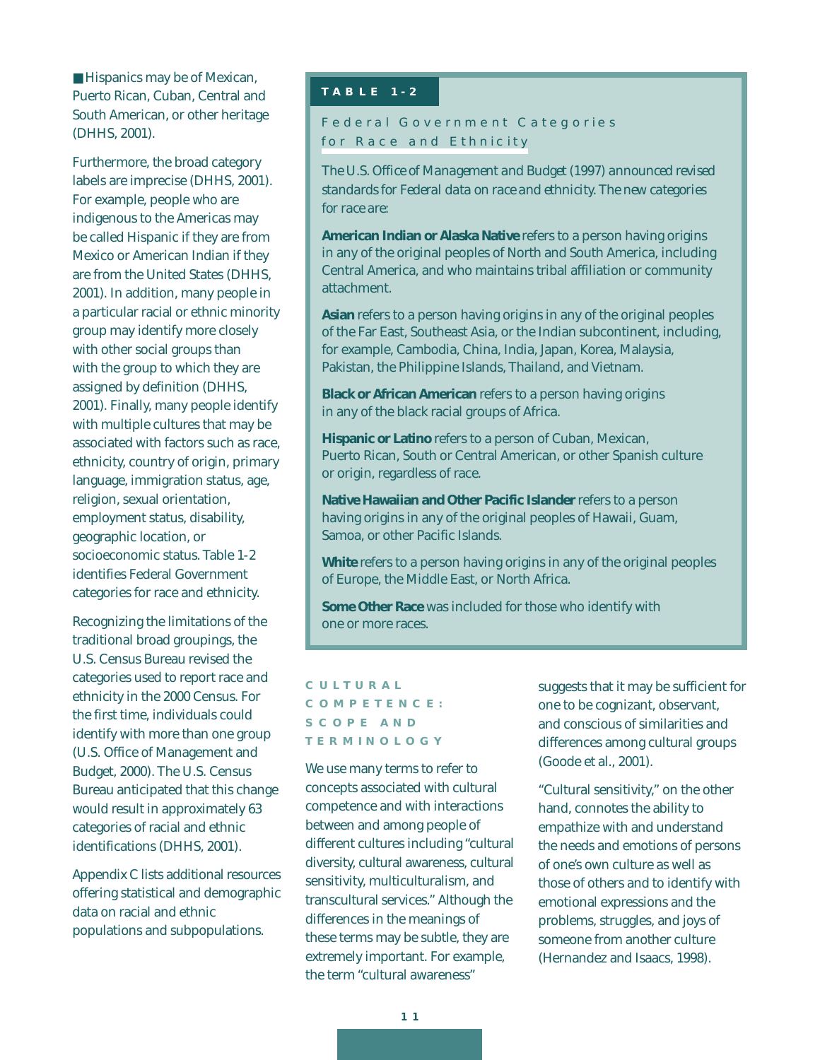- Hispanics may be of Mexican, Puerto Rican, Cuban, Central and South American, or other heritage (DHHS, 2001).

Furthermore, the broad category labels are imprecise (DHHS, 2001). For example, people who are indigenous to the Americas may be called Hispanic if they are from Mexico or American Indian if they are from the United States (DHHS, 2001). In addition, many people in a particular racial or ethnic minority group may identify more closely with other social groups than with the group to which they are assigned by definition (DHHS, 2001). Finally, many people identify with multiple cultures that may be associated with factors such as race, ethnicity, country of origin, primary language, immigration status, age, religion, sexual orientation, employment status, disability, geographic location, or socioeconomic status. Table 1-2 identifies Federal Government categories for race and ethnicity.

Recognizing the limitations of the traditional broad groupings, the U.S. Census Bureau revised the categories used to report race and ethnicity in the 2000 Census. For the first time, individuals could identify with more than one group (U.S. Office of Management and Budget, 2000). The U.S. Census Bureau anticipated that this change would result in approximately 63 categories of racial and ethnic identifications (DHHS, 2001).

Appendix C lists additional resources offering statistical and demographic data on racial and ethnic populations and subpopulations.

**TABLE 1-2**

**Federal Government Categories for Race and Ethnicity**

The U.S. Office of Management and Budget (1997) announced revised standards for Federal data on race and ethnicity. The new categories for race are:

**American Indian or Alaska Native** refers to a person having origins in any of the original peoples of North and South America, including Central America, and who maintains tribal affiliation or community attachment.

**Asian** refers to a person having origins in any of the original peoples of the Far East, Southeast Asia, or the Indian subcontinent, including, for example, Cambodia, China, India, Japan, Korea, Malaysia, Pakistan, the Philippine Islands, Thailand, and Vietnam.

**Black or African American** refers to a person having origins in any of the black racial groups of Africa.

**Hispanic or Latino** refers to a person of Cuban, Mexican, Puerto Rican, South or Central American, or other Spanish culture or origin, regardless of race.

**Native Hawaiian and Other Pacific Islander** refers to a person having origins in any of the original peoples of Hawaii, Guam, Samoa, or other Pacific Islands.

**White** refers to a person having origins in any of the original peoples of Europe, the Middle East, or North Africa.

**Some Other Race** was included for those who identify with one or more races.

## CULTURAL COMPETENCE: SCOPE AND TERMINOLOGY

We use many terms to refer to concepts associated with cultural competence and with interactions between and among people of different cultures including "cultural diversity, cultural awareness, cultural sensitivity, multiculturalism, and transcultural services." Although the differences in the meanings of these terms may be subtle, they are extremely important. For example, the term "cultural awareness" suggests that it may be sufficient for one to be cognizant, observant, and conscious of similarities and differences among cultural groups (Goode et al., 2001).

"Cultural sensitivity," on the other hand, connotes the ability to empathize with and understand the needs and emotions of persons of one's own culture as well as those of others and to identify with emotional expressions and the problems, struggles, and joys of someone from another culture (Hernandez and Isaacs, 1998).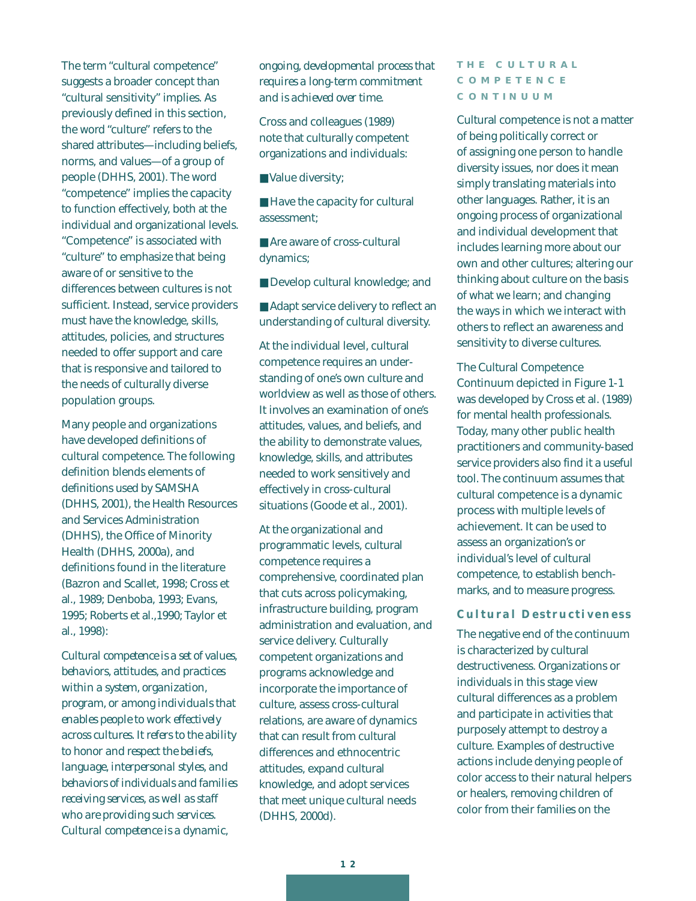The term "cultural competence" suggests a broader concept than "cultural sensitivity" implies. As previously defined in this section, the word "culture" refers to the shared attributes—including beliefs, norms, and values—of a group of people (DHHS, 2001). The word "competence" implies the capacity to function effectively, both at the individual and organizational levels. "Competence" is associated with "culture" to emphasize that being aware of or sensitive to the differences between cultures is not sufficient. Instead, service providers must have the knowledge, skills, attitudes, policies, and structures needed to offer support and care that is responsive and tailored to the needs of culturally diverse population groups.

Many people and organizations have developed definitions of cultural competence. The following definition blends elements of definitions used by SAMSHA (DHHS, 2001), the Health Resources and Services Administration (DHHS), the Office of Minority Health (DHHS, 2000a), and definitions found in the literature (Bazron and Scallet, 1998; Cross et al., 1989; Denboba, 1993; Evans, 1995; Roberts et al.,1990; Taylor et al., 1998):

*Cultural competence is a set of values, behaviors, attitudes, and practices within a system, organization, program, or among individuals that enables people to work effectively across cultures. It refers to the ability to honor and respect the beliefs, language, interpersonal styles, and behaviors of individuals and families receiving services, as well as staff who are providing such services. Cultural competence is a dynamic, ongoing, developmental process that requires a long-term commitment and is achieved over time.*

Cross and colleagues (1989) note that culturally competent organizations and individuals:

- Value diversity;
- Have the capacity for cultural assessment;
- Are aware of cross-cultural dynamics;
- Develop cultural knowledge; and
- Adapt service delivery to reflect an understanding of cultural diversity.

At the individual level, cultural competence requires an understanding of one's own culture and worldview as well as those of others. It involves an examination of one's attitudes, values, and beliefs, and the ability to demonstrate values, knowledge, skills, and attributes needed to work sensitively and effectively in cross-cultural situations (Goode et al., 2001).

At the organizational and programmatic levels, cultural competence requires a comprehensive, coordinated plan that cuts across policymaking, infrastructure building, program administration and evaluation, and service delivery. Culturally competent organizations and programs acknowledge and incorporate the importance of culture, assess cross-cultural relations, are aware of dynamics that can result from cultural differences and ethnocentric attitudes, expand cultural knowledge, and adopt services that meet unique cultural needs (DHHS, 2000d).

## THE CULTURAL COMPETENCE CONTINUUM

Cultural competence is not a matter of being politically correct or of assigning one person to handle diversity issues, nor does it mean simply translating materials into other languages. Rather, it is an ongoing process of organizational and individual development that includes learning more about our own and other cultures; altering our thinking about culture on the basis of what we learn; and changing the ways in which we interact with others to reflect an awareness and sensitivity to diverse cultures.

The Cultural Competence Continuum depicted in Figure 1-1 was developed by Cross et al. (1989) for mental health professionals. Today, many other public health practitioners and community-based service providers also find it a useful tool. The continuum assumes that cultural competence is a dynamic process with multiple levels of achievement. It can be used to assess an organization's or individual's level of cultural competence, to establish benchmarks, and to measure progress.

### Cultural Destructiveness

The negative end of the continuum is characterized by cultural destructiveness. Organizations or individuals in this stage view cultural differences as a problem and participate in activities that purposely attempt to destroy a culture. Examples of destructive actions include denying people of color access to their natural helpers or healers, removing children of color from their families on the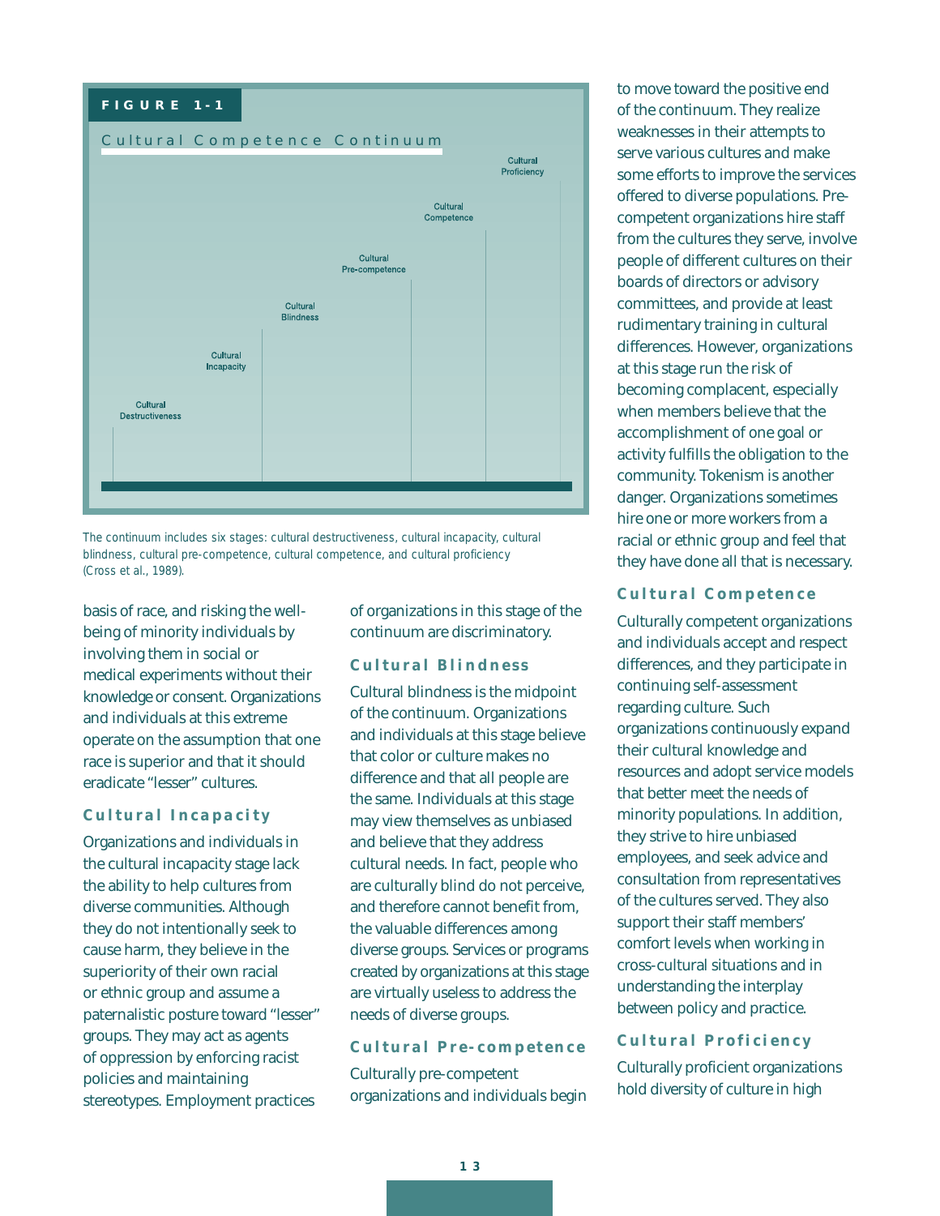**FIGURE 1-1**

Cultural Competence Continuum

Cultural Destructiveness — Cultural Incapacity — Cultural Blindness — Cultural Pre-competence — Cultural Competence — Cultural Proficiency

The continuum includes six stages: cultural destructiveness, cultural incapacity, cultural blindness, cultural pre-competence, cultural competence, and cultural proficiency (Cross et al., 1989).

basis of race, and risking the well-being of minority individuals by involving them in social or medical experiments without their knowledge or consent. Organizations and individuals at this extreme operate on the assumption that one race is superior and that it should eradicate "lesser" cultures.

### Cultural Incapacity

Organizations and individuals in the cultural incapacity stage lack the ability to help cultures from diverse communities. Although they do not intentionally seek to cause harm, they believe in the superiority of their own racial or ethnic group and assume a paternalistic posture toward "lesser" groups. They may act as agents of oppression by enforcing racist policies and maintaining stereotypes. Employment practices of organizations in this stage of the continuum are discriminatory.

### Cultural Blindness

Cultural blindness is the midpoint of the continuum. Organizations and individuals at this stage believe that color or culture makes no difference and that all people are the same. Individuals at this stage may view themselves as unbiased and believe that they address cultural needs. In fact, people who are culturally blind do not perceive, and therefore cannot benefit from, the valuable differences among diverse groups. Services or programs created by organizations at this stage are virtually useless to address the needs of diverse groups.

### Cultural Pre-competence

Culturally pre-competent organizations and individuals begin to move toward the positive end of the continuum. They realize weaknesses in their attempts to serve various cultures and make some efforts to improve the services offered to diverse populations. Pre-competent organizations hire staff from the cultures they serve, involve people of different cultures on their boards of directors or advisory committees, and provide at least rudimentary training in cultural differences. However, organizations at this stage run the risk of becoming complacent, especially when members believe that the accomplishment of one goal or activity fulfills the obligation to the community. Tokenism is another danger. Organizations sometimes hire one or more workers from a racial or ethnic group and feel that they have done all that is necessary.

### Cultural Competence

Culturally competent organizations and individuals accept and respect differences, and they participate in continuing self-assessment regarding culture. Such organizations continuously expand their cultural knowledge and resources and adopt service models that better meet the needs of minority populations. In addition, they strive to hire unbiased employees, and seek advice and consultation from representatives of the cultures served. They also support their staff members' comfort levels when working in cross-cultural situations and in understanding the interplay between policy and practice.

### Cultural Proficiency

Culturally proficient organizations hold diversity of culture in high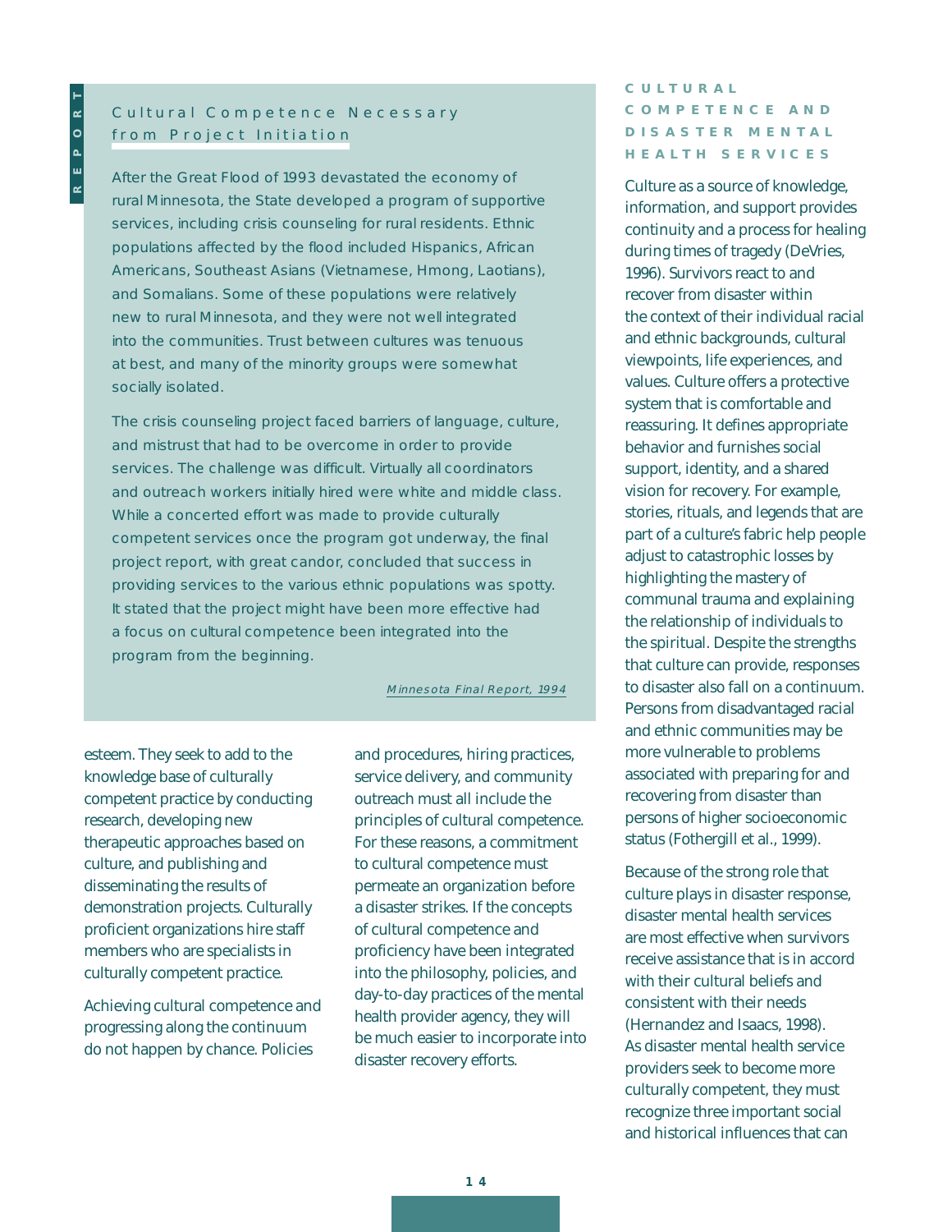## Cultural Competence Necessary from Project Initiation

After the Great Flood of 1993 devastated the economy of rural Minnesota, the State developed a program of supportive services, including crisis counseling for rural residents. Ethnic populations affected by the flood included Hispanics, African Americans, Southeast Asians (Vietnamese, Hmong, Laotians), and Somalians. Some of these populations were relatively new to rural Minnesota, and they were not well integrated into the communities. Trust between cultures was tenuous at best, and many of the minority groups were somewhat socially isolated.

The crisis counseling project faced barriers of language, culture, and mistrust that had to be overcome in order to provide services. The challenge was difficult. Virtually all coordinators and outreach workers initially hired were white and middle class. While a concerted effort was made to provide culturally competent services once the program got underway, the final project report, with great candor, concluded that success in providing services to the various ethnic populations was spotty. It stated that the project might have been more effective had a focus on cultural competence been integrated into the program from the beginning.

*Minnesota Final Report, 1994*

esteem. They seek to add to the knowledge base of culturally competent practice by conducting research, developing new therapeutic approaches based on culture, and publishing and disseminating the results of demonstration projects. Culturally proficient organizations hire staff members who are specialists in culturally competent practice.

Achieving cultural competence and progressing along the continuum do not happen by chance. Policies and procedures, hiring practices, service delivery, and community outreach must all include the principles of cultural competence. For these reasons, a commitment to cultural competence must permeate an organization before a disaster strikes. If the concepts of cultural competence and proficiency have been integrated into the philosophy, policies, and day-to-day practices of the mental health provider agency, they will be much easier to incorporate into disaster recovery efforts.

## CULTURAL COMPETENCE AND DISASTER MENTAL HEALTH SERVICES

Culture as a source of knowledge, information, and support provides continuity and a process for healing during times of tragedy (DeVries, 1996). Survivors react to and recover from disaster within the context of their individual racial and ethnic backgrounds, cultural viewpoints, life experiences, and values. Culture offers a protective system that is comfortable and reassuring. It defines appropriate behavior and furnishes social support, identity, and a shared vision for recovery. For example, stories, rituals, and legends that are part of a culture's fabric help people adjust to catastrophic losses by highlighting the mastery of communal trauma and explaining the relationship of individuals to the spiritual. Despite the strengths that culture can provide, responses to disaster also fall on a continuum. Persons from disadvantaged racial and ethnic communities may be more vulnerable to problems associated with preparing for and recovering from disaster than persons of higher socioeconomic status (Fothergill et al., 1999).

Because of the strong role that culture plays in disaster response, disaster mental health services are most effective when survivors receive assistance that is in accord with their cultural beliefs and consistent with their needs (Hernandez and Isaacs, 1998). As disaster mental health service providers seek to become more culturally competent, they must recognize three important social and historical influences that can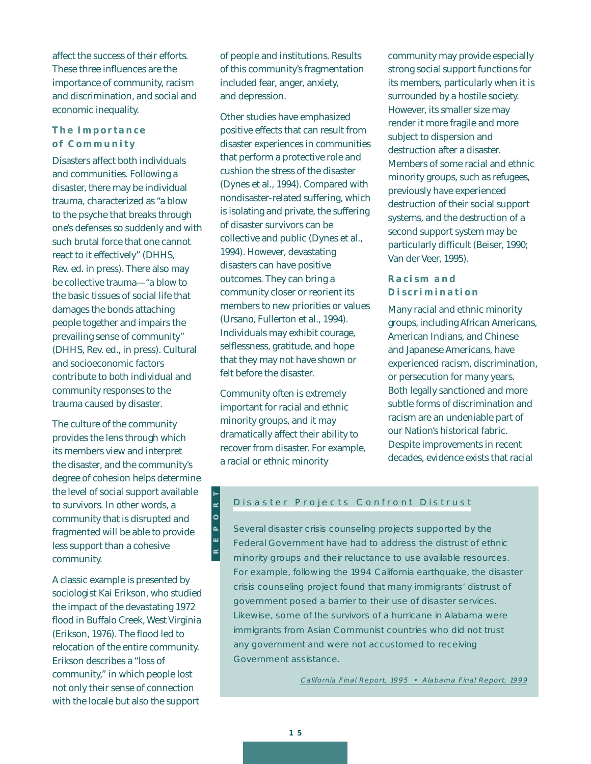affect the success of their efforts. These three influences are the importance of community, racism and discrimination, and social and economic inequality.

### The Importance of Community

Disasters affect both individuals and communities. Following a disaster, there may be individual trauma, characterized as "a blow to the psyche that breaks through one's defenses so suddenly and with such brutal force that one cannot react to it effectively" (DHHS, Rev. ed. in press). There also may be collective trauma—"a blow to the basic tissues of social life that damages the bonds attaching people together and impairs the prevailing sense of community" (DHHS, Rev. ed., in press). Cultural and socioeconomic factors contribute to both individual and community responses to the trauma caused by disaster.

The culture of the community provides the lens through which its members view and interpret the disaster, and the community's degree of cohesion helps determine the level of social support available to survivors. In other words, a community that is disrupted and fragmented will be able to provide less support than a cohesive community.

A classic example is presented by sociologist Kai Erikson, who studied the impact of the devastating 1972 flood in Buffalo Creek, West Virginia (Erikson, 1976). The flood led to relocation of the entire community. Erikson describes a "loss of community," in which people lost not only their sense of connection with the locale but also the support of people and institutions. Results of this community's fragmentation included fear, anger, anxiety, and depression.

Other studies have emphasized positive effects that can result from disaster experiences in communities that perform a protective role and cushion the stress of the disaster (Dynes et al., 1994). Compared with nondisaster-related suffering, which is isolating and private, the suffering of disaster survivors can be collective and public (Dynes et al., 1994). However, devastating disasters can have positive outcomes. They can bring a community closer or reorient its members to new priorities or values (Ursano, Fullerton et al., 1994). Individuals may exhibit courage, selflessness, gratitude, and hope that they may not have shown or felt before the disaster.

Community often is extremely important for racial and ethnic minority groups, and it may dramatically affect their ability to recover from disaster. For example, a racial or ethnic minority community may provide especially strong social support functions for its members, particularly when it is surrounded by a hostile society. However, its smaller size may render it more fragile and more subject to dispersion and destruction after a disaster. Members of some racial and ethnic minority groups, such as refugees, previously have experienced destruction of their social support systems, and the destruction of a second support system may be particularly difficult (Beiser, 1990; Van der Veer, 1995).

### Racism and Discrimination

Many racial and ethnic minority groups, including African Americans, American Indians, and Chinese and Japanese Americans, have experienced racism, discrimination, or persecution for many years. Both legally sanctioned and more subtle forms of discrimination and racism are an undeniable part of our Nation's historical fabric. Despite improvements in recent decades, evidence exists that racial

---

**REPORT**

**Disaster Projects Confront Distrust**

Several disaster crisis counseling projects supported by the Federal Government have had to address the distrust of ethnic minority groups and their reluctance to use available resources. For example, following the 1994 California earthquake, the disaster crisis counseling project found that many immigrants' distrust of government posed a barrier to their use of disaster services. Likewise, some of the survivors of a hurricane in Alabama were immigrants from Asian Communist countries who did not trust any government and were not accustomed to receiving Government assistance.

*California Final Report, 1995 • Alabama Final Report, 1999*

---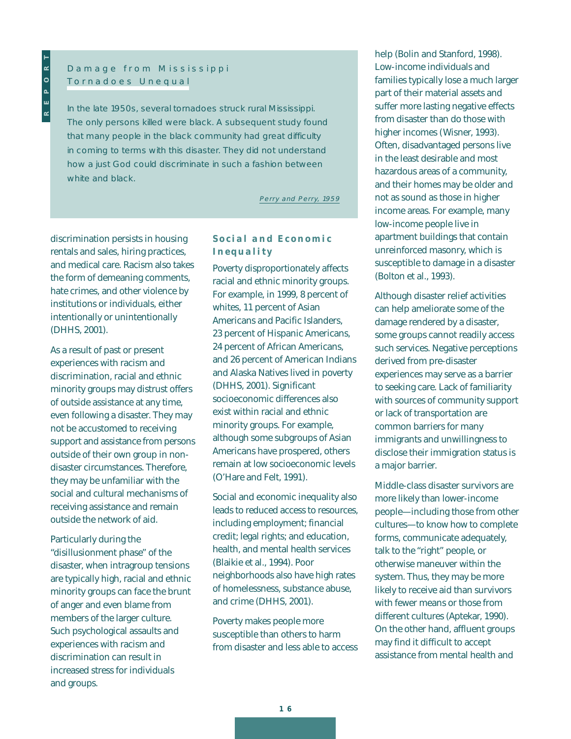### Damage from Mississippi Tornadoes Unequal

In the late 1950s, several tornadoes struck rural Mississippi. The only persons killed were black. A subsequent study found that many people in the black community had great difficulty in coming to terms with this disaster. They did not understand how a just God could discriminate in such a fashion between white and black.

*Perry and Perry, 1959*

discrimination persists in housing rentals and sales, hiring practices, and medical care. Racism also takes the form of demeaning comments, hate crimes, and other violence by institutions or individuals, either intentionally or unintentionally (DHHS, 2001).

As a result of past or present experiences with racism and discrimination, racial and ethnic minority groups may distrust offers of outside assistance at any time, even following a disaster. They may not be accustomed to receiving support and assistance from persons outside of their own group in non-disaster circumstances. Therefore, they may be unfamiliar with the social and cultural mechanisms of receiving assistance and remain outside the network of aid.

Particularly during the "disillusionment phase" of the disaster, when intragroup tensions are typically high, racial and ethnic minority groups can face the brunt of anger and even blame from members of the larger culture. Such psychological assaults and experiences with racism and discrimination can result in increased stress for individuals and groups.

## Social and Economic Inequality

Poverty disproportionately affects racial and ethnic minority groups. For example, in 1999, 8 percent of whites, 11 percent of Asian Americans and Pacific Islanders, 23 percent of Hispanic Americans, 24 percent of African Americans, and 26 percent of American Indians and Alaska Natives lived in poverty (DHHS, 2001). Significant socioeconomic differences also exist within racial and ethnic minority groups. For example, although some subgroups of Asian Americans have prospered, others remain at low socioeconomic levels (O'Hare and Felt, 1991).

Social and economic inequality also leads to reduced access to resources, including employment; financial credit; legal rights; and education, health, and mental health services (Blaikie et al., 1994). Poor neighborhoods also have high rates of homelessness, substance abuse, and crime (DHHS, 2001).

Poverty makes people more susceptible than others to harm from disaster and less able to access help (Bolin and Stanford, 1998). Low-income individuals and families typically lose a much larger part of their material assets and suffer more lasting negative effects from disaster than do those with higher incomes (Wisner, 1993). Often, disadvantaged persons live in the least desirable and most hazardous areas of a community, and their homes may be older and not as sound as those in higher income areas. For example, many low-income people live in apartment buildings that contain unreinforced masonry, which is susceptible to damage in a disaster (Bolton et al., 1993).

Although disaster relief activities can help ameliorate some of the damage rendered by a disaster, some groups cannot readily access such services. Negative perceptions derived from pre-disaster experiences may serve as a barrier to seeking care. Lack of familiarity with sources of community support or lack of transportation are common barriers for many immigrants and unwillingness to disclose their immigration status is a major barrier.

Middle-class disaster survivors are more likely than lower-income people—including those from other cultures—to know how to complete forms, communicate adequately, talk to the "right" people, or otherwise maneuver within the system. Thus, they may be more likely to receive aid than survivors with fewer means or those from different cultures (Aptekar, 1990). On the other hand, affluent groups may find it difficult to accept assistance from mental health and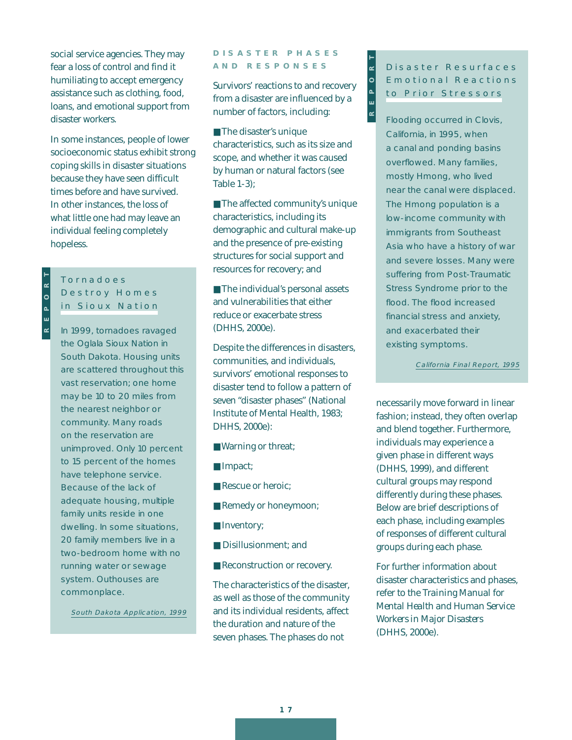social service agencies. They may fear a loss of control and find it humiliating to accept emergency assistance such as clothing, food, loans, and emotional support from disaster workers.

In some instances, people of lower socioeconomic status exhibit strong coping skills in disaster situations because they have seen difficult times before and have survived. In other instances, the loss of what little one had may leave an individual feeling completely hopeless.

> REPORT
>
> ### Tornadoes Destroy Homes in Sioux Nation
>
> In 1999, tornadoes ravaged the Oglala Sioux Nation in South Dakota. Housing units are scattered throughout this vast reservation; one home may be 10 to 20 miles from the nearest neighbor or community. Many roads on the reservation are unimproved. Only 10 percent to 15 percent of the homes have telephone service. Because of the lack of adequate housing, multiple family units reside in one dwelling. In some situations, 20 family members live in a two-bedroom home with no running water or sewage system. Outhouses are commonplace.
>
> *South Dakota Application, 1999*

## DISASTER PHASES AND RESPONSES

Survivors' reactions to and recovery from a disaster are influenced by a number of factors, including:

- The disaster's unique characteristics, such as its size and scope, and whether it was caused by human or natural factors (see Table 1-3);
- The affected community's unique characteristics, including its demographic and cultural make-up and the presence of pre-existing structures for social support and resources for recovery; and
- The individual's personal assets and vulnerabilities that either reduce or exacerbate stress (DHHS, 2000e).

Despite the differences in disasters, communities, and individuals, survivors' emotional responses to disaster tend to follow a pattern of seven "disaster phases" (National Institute of Mental Health, 1983; DHHS, 2000e):

- Warning or threat;
- Impact;
- Rescue or heroic;
- Remedy or honeymoon;
- Inventory;
- Disillusionment; and
- Reconstruction or recovery.

The characteristics of the disaster, as well as those of the community and its individual residents, affect the duration and nature of the seven phases. The phases do not necessarily move forward in linear fashion; instead, they often overlap and blend together. Furthermore, individuals may experience a given phase in different ways (DHHS, 1999), and different cultural groups may respond differently during these phases. Below are brief descriptions of each phase, including examples of responses of different cultural groups during each phase.

> REPORT
>
> ### Disaster Resurfaces Emotional Reactions to Prior Stressors
>
> Flooding occurred in Clovis, California, in 1995, when a canal and ponding basins overflowed. Many families, mostly Hmong, who lived near the canal were displaced. The Hmong population is a low-income community with immigrants from Southeast Asia who have a history of war and severe losses. Many were suffering from Post-Traumatic Stress Syndrome prior to the flood. The flood increased financial stress and anxiety, and exacerbated their existing symptoms.
>
> *California Final Report, 1995*

For further information about disaster characteristics and phases, refer to the Training Manual for Mental Health and Human Service Workers in Major Disasters (DHHS, 2000e).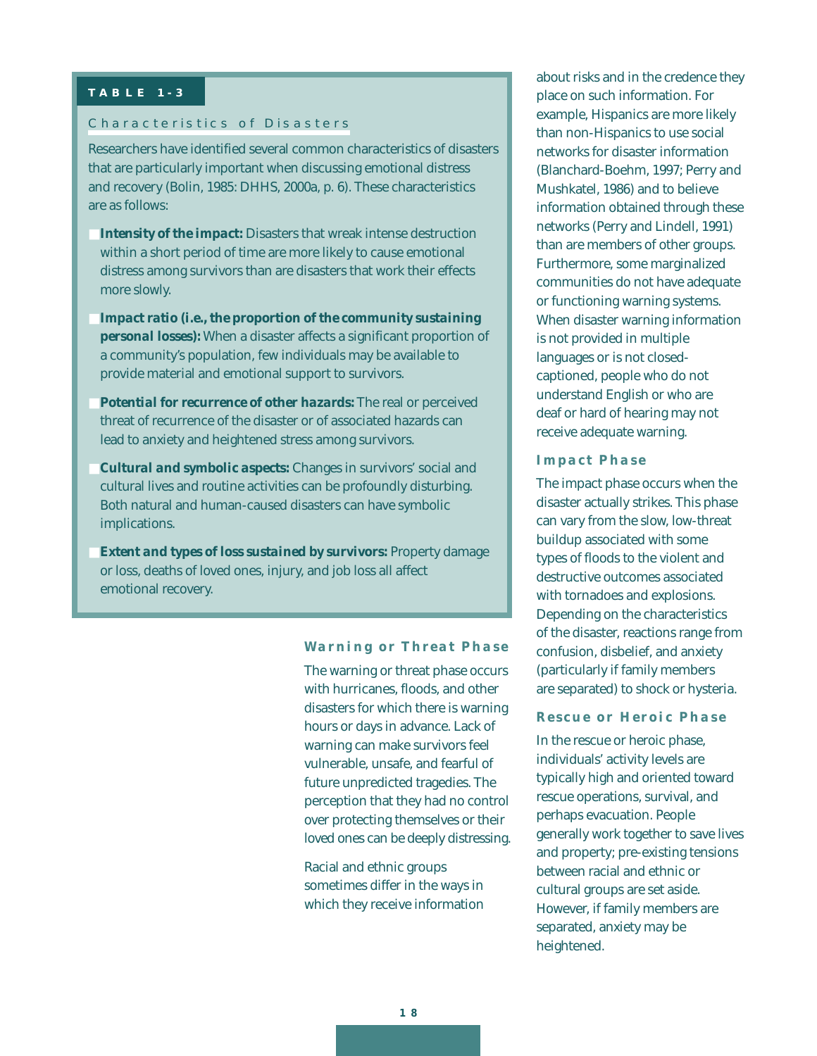**TABLE 1-3**

**Characteristics of Disasters**

Researchers have identified several common characteristics of disasters that are particularly important when discussing emotional distress and recovery (Bolin, 1985: DHHS, 2000a, p. 6). These characteristics are as follows:

- **Intensity of the impact:** Disasters that wreak intense destruction within a short period of time are more likely to cause emotional distress among survivors than are disasters that work their effects more slowly.
- **Impact ratio (i.e., the proportion of the community sustaining personal losses):** When a disaster affects a significant proportion of a community's population, few individuals may be available to provide material and emotional support to survivors.
- **Potential for recurrence of other hazards:** The real or perceived threat of recurrence of the disaster or of associated hazards can lead to anxiety and heightened stress among survivors.
- **Cultural and symbolic aspects:** Changes in survivors' social and cultural lives and routine activities can be profoundly disturbing. Both natural and human-caused disasters can have symbolic implications.
- **Extent and types of loss sustained by survivors:** Property damage or loss, deaths of loved ones, injury, and job loss all affect emotional recovery.

### Warning or Threat Phase

The warning or threat phase occurs with hurricanes, floods, and other disasters for which there is warning hours or days in advance. Lack of warning can make survivors feel vulnerable, unsafe, and fearful of future unpredicted tragedies. The perception that they had no control over protecting themselves or their loved ones can be deeply distressing.

Racial and ethnic groups sometimes differ in the ways in which they receive information about risks and in the credence they place on such information. For example, Hispanics are more likely than non-Hispanics to use social networks for disaster information (Blanchard-Boehm, 1997; Perry and Mushkatel, 1986) and to believe information obtained through these networks (Perry and Lindell, 1991) than are members of other groups. Furthermore, some marginalized communities do not have adequate or functioning warning systems. When disaster warning information is not provided in multiple languages or is not closed-captioned, people who do not understand English or who are deaf or hard of hearing may not receive adequate warning.

### Impact Phase

The impact phase occurs when the disaster actually strikes. This phase can vary from the slow, low-threat buildup associated with some types of floods to the violent and destructive outcomes associated with tornadoes and explosions. Depending on the characteristics of the disaster, reactions range from confusion, disbelief, and anxiety (particularly if family members are separated) to shock or hysteria.

### Rescue or Heroic Phase

In the rescue or heroic phase, individuals' activity levels are typically high and oriented toward rescue operations, survival, and perhaps evacuation. People generally work together to save lives and property; pre-existing tensions between racial and ethnic or cultural groups are set aside. However, if family members are separated, anxiety may be heightened.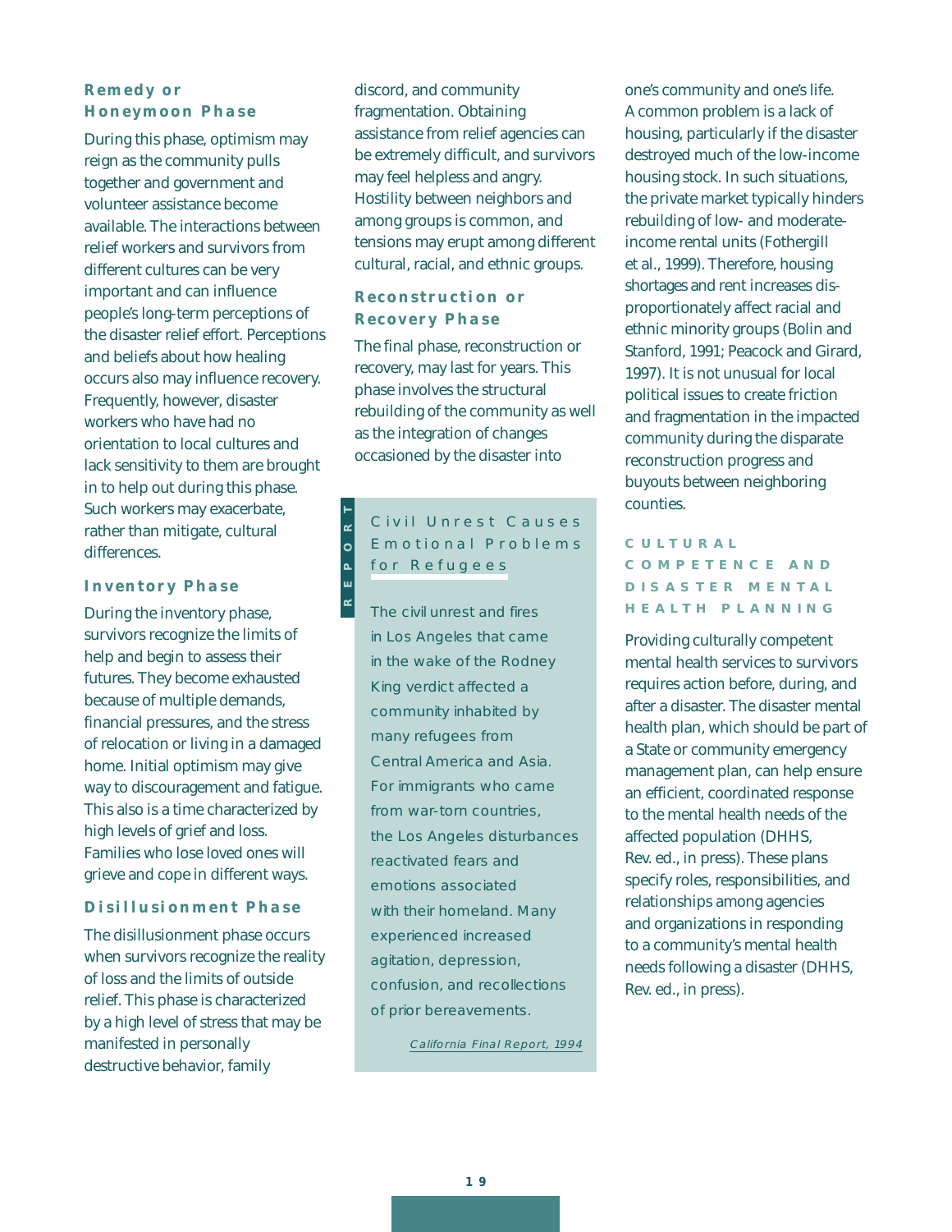### Remedy or Honeymoon Phase

During this phase, optimism may reign as the community pulls together and government and volunteer assistance become available. The interactions between relief workers and survivors from different cultures can be very important and can influence people's long-term perceptions of the disaster relief effort. Perceptions and beliefs about how healing occurs also may influence recovery. Frequently, however, disaster workers who have had no orientation to local cultures and lack sensitivity to them are brought in to help out during this phase. Such workers may exacerbate, rather than mitigate, cultural differences.

### Inventory Phase

During the inventory phase, survivors recognize the limits of help and begin to assess their futures. They become exhausted because of multiple demands, financial pressures, and the stress of relocation or living in a damaged home. Initial optimism may give way to discouragement and fatigue. This also is a time characterized by high levels of grief and loss. Families who lose loved ones will grieve and cope in different ways.

### Disillusionment Phase

The disillusionment phase occurs when survivors recognize the reality of loss and the limits of outside relief. This phase is characterized by a high level of stress that may be manifested in personally destructive behavior, family discord, and community fragmentation. Obtaining assistance from relief agencies can be extremely difficult, and survivors may feel helpless and angry. Hostility between neighbors and among groups is common, and tensions may erupt among different cultural, racial, and ethnic groups.

### Reconstruction or Recovery Phase

The final phase, reconstruction or recovery, may last for years. This phase involves the structural rebuilding of the community as well as the integration of changes occasioned by the disaster into one's community and one's life. A common problem is a lack of housing, particularly if the disaster destroyed much of the low-income housing stock. In such situations, the private market typically hinders rebuilding of low- and moderate-income rental units (Fothergill et al., 1999). Therefore, housing shortages and rent increases disproportionately affect racial and ethnic minority groups (Bolin and Stanford, 1991; Peacock and Girard, 1997). It is not unusual for local political issues to create friction and fragmentation in the impacted community during the disparate reconstruction progress and buyouts between neighboring counties.

> **REPORT**
>
> **Civil Unrest Causes Emotional Problems for Refugees**
>
> The civil unrest and fires in Los Angeles that came in the wake of the Rodney King verdict affected a community inhabited by many refugees from Central America and Asia. For immigrants who came from war-torn countries, the Los Angeles disturbances reactivated fears and emotions associated with their homeland. Many experienced increased agitation, depression, confusion, and recollections of prior bereavements.
>
> *California Final Report, 1994*

## CULTURAL COMPETENCE AND DISASTER MENTAL HEALTH PLANNING

Providing culturally competent mental health services to survivors requires action before, during, and after a disaster. The disaster mental health plan, which should be part of a State or community emergency management plan, can help ensure an efficient, coordinated response to the mental health needs of the affected population (DHHS, Rev. ed., in press). These plans specify roles, responsibilities, and relationships among agencies and organizations in responding to a community's mental health needs following a disaster (DHHS, Rev. ed., in press).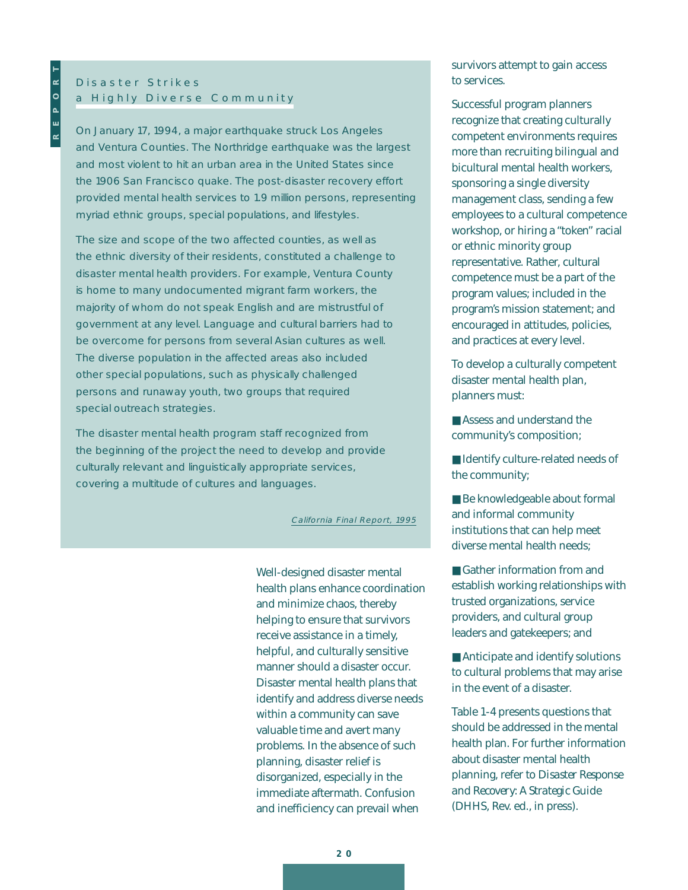## Disaster Strikes a Highly Diverse Community

On January 17, 1994, a major earthquake struck Los Angeles and Ventura Counties. The Northridge earthquake was the largest and most violent to hit an urban area in the United States since the 1906 San Francisco quake. The post-disaster recovery effort provided mental health services to 1.9 million persons, representing myriad ethnic groups, special populations, and lifestyles.

The size and scope of the two affected counties, as well as the ethnic diversity of their residents, constituted a challenge to disaster mental health providers. For example, Ventura County is home to many undocumented migrant farm workers, the majority of whom do not speak English and are mistrustful of government at any level. Language and cultural barriers had to be overcome for persons from several Asian cultures as well. The diverse population in the affected areas also included other special populations, such as physically challenged persons and runaway youth, two groups that required special outreach strategies.

The disaster mental health program staff recognized from the beginning of the project the need to develop and provide culturally relevant and linguistically appropriate services, covering a multitude of cultures and languages.

*California Final Report, 1995*

Well-designed disaster mental health plans enhance coordination and minimize chaos, thereby helping to ensure that survivors receive assistance in a timely, helpful, and culturally sensitive manner should a disaster occur. Disaster mental health plans that identify and address diverse needs within a community can save valuable time and avert many problems. In the absence of such planning, disaster relief is disorganized, especially in the immediate aftermath. Confusion and inefficiency can prevail when survivors attempt to gain access to services.

Successful program planners recognize that creating culturally competent environments requires more than recruiting bilingual and bicultural mental health workers, sponsoring a single diversity management class, sending a few employees to a cultural competence workshop, or hiring a "token" racial or ethnic minority group representative. Rather, cultural competence must be a part of the program values; included in the program's mission statement; and encouraged in attitudes, policies, and practices at every level.

To develop a culturally competent disaster mental health plan, planners must:

- Assess and understand the community's composition;
- Identify culture-related needs of the community;
- Be knowledgeable about formal and informal community institutions that can help meet diverse mental health needs;
- Gather information from and establish working relationships with trusted organizations, service providers, and cultural group leaders and gatekeepers; and
- Anticipate and identify solutions to cultural problems that may arise in the event of a disaster.

Table 1-4 presents questions that should be addressed in the mental health plan. For further information about disaster mental health planning, refer to *Disaster Response and Recovery: A Strategic Guide* (DHHS, Rev. ed., in press).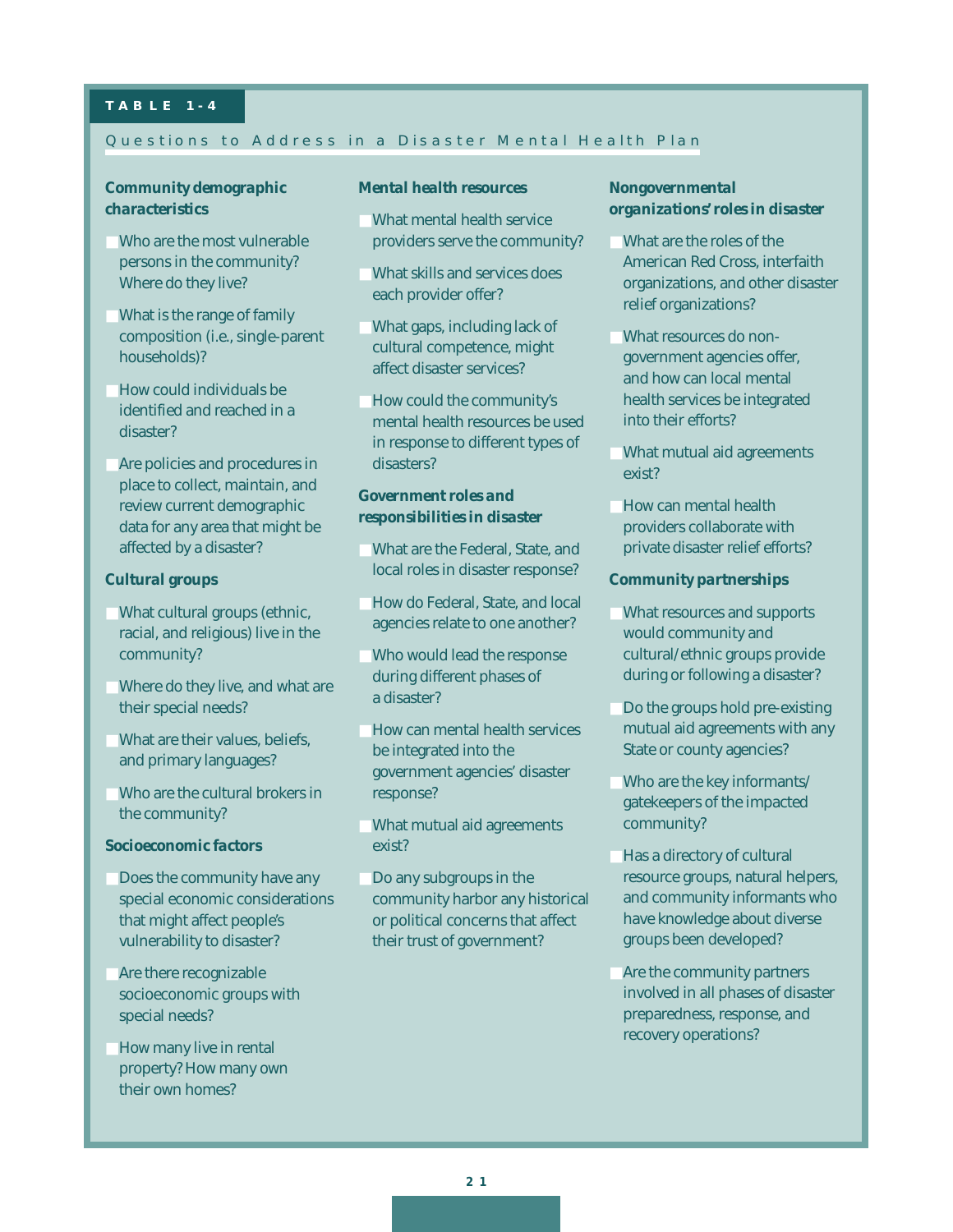## TABLE 1-4

### Questions to Address in a Disaster Mental Health Plan

***Community demographic characteristics***

- Who are the most vulnerable persons in the community? Where do they live?
- What is the range of family composition (i.e., single-parent households)?
- How could individuals be identified and reached in a disaster?
- Are policies and procedures in place to collect, maintain, and review current demographic data for any area that might be affected by a disaster?

***Cultural groups***

- What cultural groups (ethnic, racial, and religious) live in the community?
- Where do they live, and what are their special needs?
- What are their values, beliefs, and primary languages?
- Who are the cultural brokers in the community?

***Socioeconomic factors***

- Does the community have any special economic considerations that might affect people's vulnerability to disaster?
- Are there recognizable socioeconomic groups with special needs?
- How many live in rental property? How many own their own homes?

***Mental health resources***

- What mental health service providers serve the community?
- What skills and services does each provider offer?
- What gaps, including lack of cultural competence, might affect disaster services?
- How could the community's mental health resources be used in response to different types of disasters?

***Government roles and responsibilities in disaster***

- What are the Federal, State, and local roles in disaster response?
- How do Federal, State, and local agencies relate to one another?
- Who would lead the response during different phases of a disaster?
- How can mental health services be integrated into the government agencies' disaster response?
- What mutual aid agreements exist?
- Do any subgroups in the community harbor any historical or political concerns that affect their trust of government?

***Nongovernmental organizations' roles in disaster***

- What are the roles of the American Red Cross, interfaith organizations, and other disaster relief organizations?
- What resources do non-government agencies offer, and how can local mental health services be integrated into their efforts?
- What mutual aid agreements exist?
- How can mental health providers collaborate with private disaster relief efforts?

***Community partnerships***

- What resources and supports would community and cultural/ethnic groups provide during or following a disaster?
- Do the groups hold pre-existing mutual aid agreements with any State or county agencies?
- Who are the key informants/gatekeepers of the impacted community?
- Has a directory of cultural resource groups, natural helpers, and community informants who have knowledge about diverse groups been developed?
- Are the community partners involved in all phases of disaster preparedness, response, and recovery operations?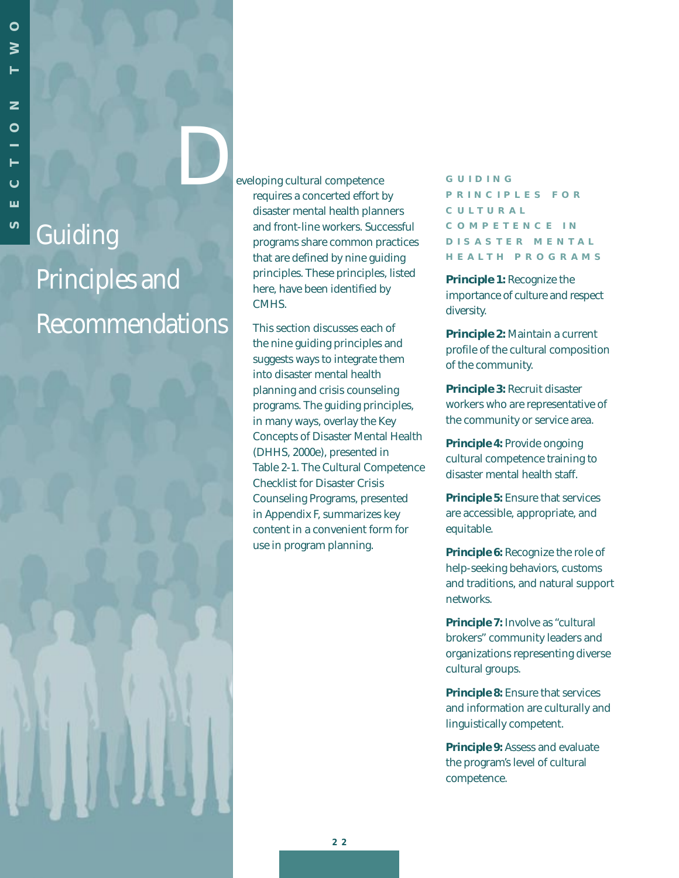# Guiding Principles and Recommendations

Developing cultural competence requires a concerted effort by disaster mental health planners and front-line workers. Successful programs share common practices that are defined by nine guiding principles. These principles, listed here, have been identified by CMHS.

This section discusses each of the nine guiding principles and suggests ways to integrate them into disaster mental health planning and crisis counseling programs. The guiding principles, in many ways, overlay the Key Concepts of Disaster Mental Health (DHHS, 2000e), presented in Table 2-1. The Cultural Competence Checklist for Disaster Crisis Counseling Programs, presented in Appendix F, summarizes key content in a convenient form for use in program planning.

## GUIDING PRINCIPLES FOR CULTURAL COMPETENCE IN DISASTER MENTAL HEALTH PROGRAMS

**Principle 1:** Recognize the importance of culture and respect diversity.

**Principle 2:** Maintain a current profile of the cultural composition of the community.

**Principle 3:** Recruit disaster workers who are representative of the community or service area.

**Principle 4:** Provide ongoing cultural competence training to disaster mental health staff.

**Principle 5:** Ensure that services are accessible, appropriate, and equitable.

**Principle 6:** Recognize the role of help-seeking behaviors, customs and traditions, and natural support networks.

**Principle 7:** Involve as "cultural brokers" community leaders and organizations representing diverse cultural groups.

**Principle 8:** Ensure that services and information are culturally and linguistically competent.

**Principle 9:** Assess and evaluate the program's level of cultural competence.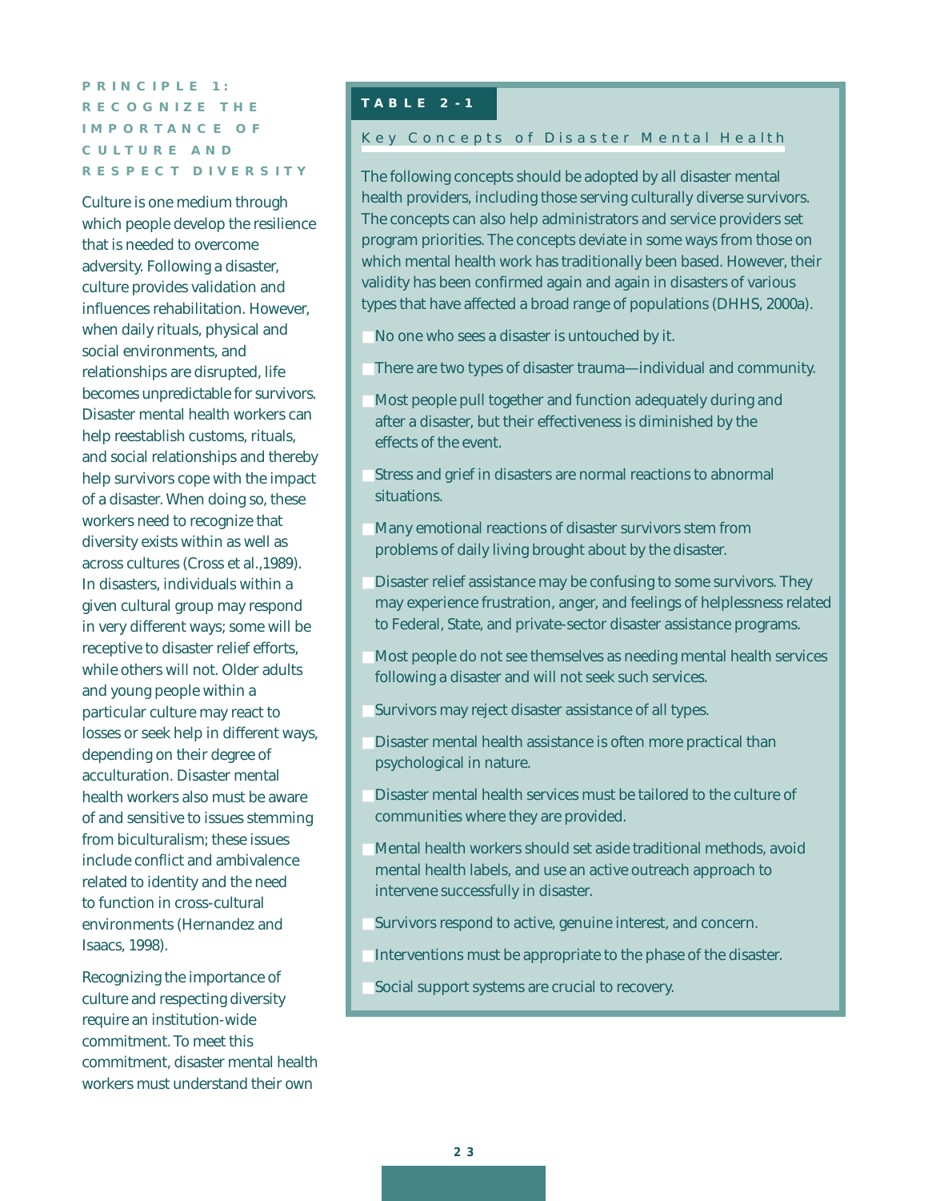### PRINCIPLE 1: RECOGNIZE THE IMPORTANCE OF CULTURE AND RESPECT DIVERSITY

Culture is one medium through which people develop the resilience that is needed to overcome adversity. Following a disaster, culture provides validation and influences rehabilitation. However, when daily rituals, physical and social environments, and relationships are disrupted, life becomes unpredictable for survivors. Disaster mental health workers can help reestablish customs, rituals, and social relationships and thereby help survivors cope with the impact of a disaster. When doing so, these workers need to recognize that diversity exists within as well as across cultures (Cross et al.,1989). In disasters, individuals within a given cultural group may respond in very different ways; some will be receptive to disaster relief efforts, while others will not. Older adults and young people within a particular culture may react to losses or seek help in different ways, depending on their degree of acculturation. Disaster mental health workers also must be aware of and sensitive to issues stemming from biculturalism; these issues include conflict and ambivalence related to identity and the need to function in cross-cultural environments (Hernandez and Isaacs, 1998).

Recognizing the importance of culture and respecting diversity require an institution-wide commitment. To meet this commitment, disaster mental health workers must understand their own

**TABLE 2-1**

**Key Concepts of Disaster Mental Health**

The following concepts should be adopted by all disaster mental health providers, including those serving culturally diverse survivors. The concepts can also help administrators and service providers set program priorities. The concepts deviate in some ways from those on which mental health work has traditionally been based. However, their validity has been confirmed again and again in disasters of various types that have affected a broad range of populations (DHHS, 2000a).

- No one who sees a disaster is untouched by it.
- There are two types of disaster trauma—individual and community.
- Most people pull together and function adequately during and after a disaster, but their effectiveness is diminished by the effects of the event.
- Stress and grief in disasters are normal reactions to abnormal situations.
- Many emotional reactions of disaster survivors stem from problems of daily living brought about by the disaster.
- Disaster relief assistance may be confusing to some survivors. They may experience frustration, anger, and feelings of helplessness related to Federal, State, and private-sector disaster assistance programs.
- Most people do not see themselves as needing mental health services following a disaster and will not seek such services.
- Survivors may reject disaster assistance of all types.
- Disaster mental health assistance is often more practical than psychological in nature.
- Disaster mental health services must be tailored to the culture of communities where they are provided.
- Mental health workers should set aside traditional methods, avoid mental health labels, and use an active outreach approach to intervene successfully in disaster.
- Survivors respond to active, genuine interest, and concern.
- Interventions must be appropriate to the phase of the disaster.
- Social support systems are crucial to recovery.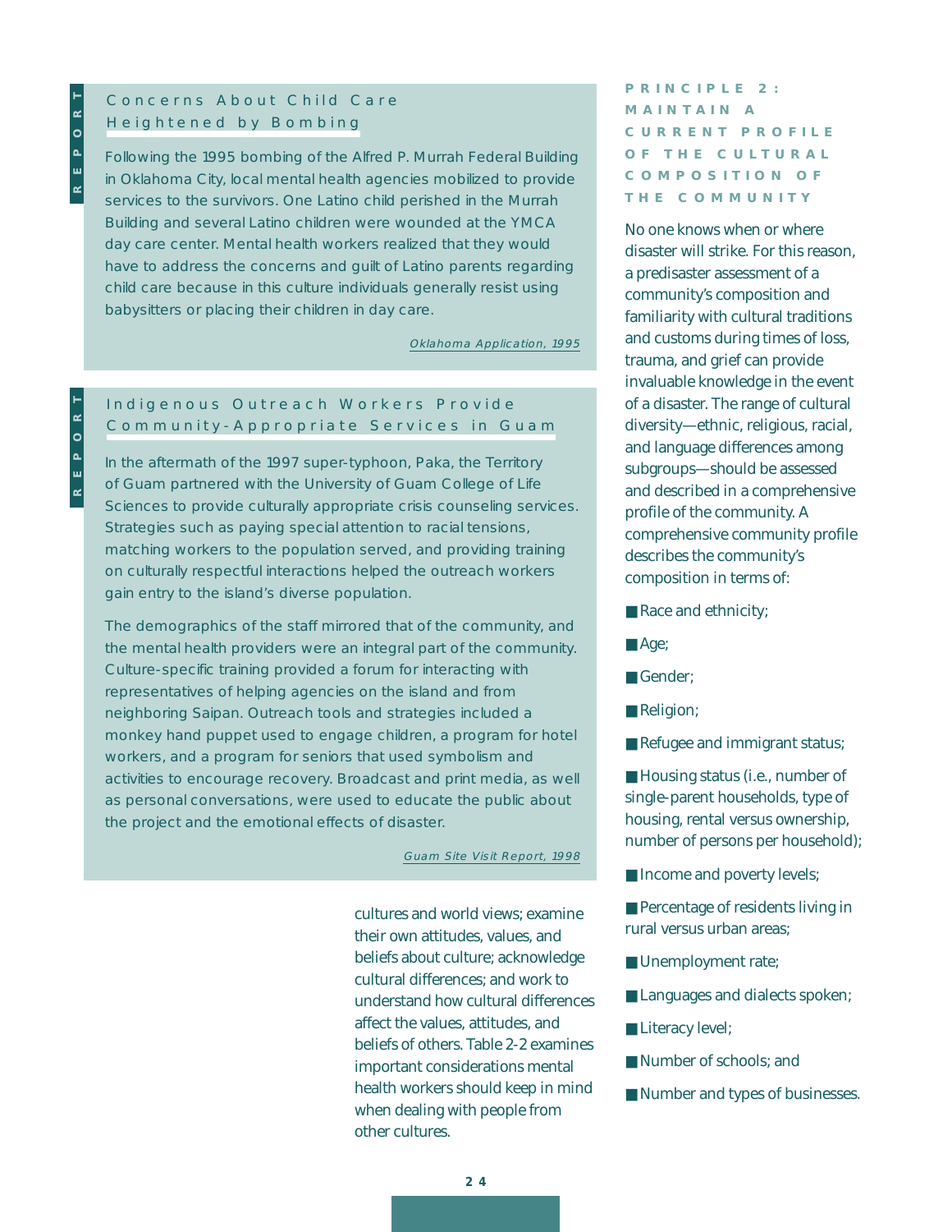### Concerns About Child Care Heightened by Bombing

Following the 1995 bombing of the Alfred P. Murrah Federal Building in Oklahoma City, local mental health agencies mobilized to provide services to the survivors. One Latino child perished in the Murrah Building and several Latino children were wounded at the YMCA day care center. Mental health workers realized that they would have to address the concerns and guilt of Latino parents regarding child care because in this culture individuals generally resist using babysitters or placing their children in day care.

*Oklahoma Application, 1995*

### Indigenous Outreach Workers Provide Community-Appropriate Services in Guam

In the aftermath of the 1997 super-typhoon, Paka, the Territory of Guam partnered with the University of Guam College of Life Sciences to provide culturally appropriate crisis counseling services. Strategies such as paying special attention to racial tensions, matching workers to the population served, and providing training on culturally respectful interactions helped the outreach workers gain entry to the island's diverse population.

The demographics of the staff mirrored that of the community, and the mental health providers were an integral part of the community. Culture-specific training provided a forum for interacting with representatives of helping agencies on the island and from neighboring Saipan. Outreach tools and strategies included a monkey hand puppet used to engage children, a program for hotel workers, and a program for seniors that used symbolism and activities to encourage recovery. Broadcast and print media, as well as personal conversations, were used to educate the public about the project and the emotional effects of disaster.

*Guam Site Visit Report, 1998*

cultures and world views; examine their own attitudes, values, and beliefs about culture; acknowledge cultural differences; and work to understand how cultural differences affect the values, attitudes, and beliefs of others. Table 2-2 examines important considerations mental health workers should keep in mind when dealing with people from other cultures.

## PRINCIPLE 2: MAINTAIN A CURRENT PROFILE OF THE CULTURAL COMPOSITION OF THE COMMUNITY

No one knows when or where disaster will strike. For this reason, a predisaster assessment of a community's composition and familiarity with cultural traditions and customs during times of loss, trauma, and grief can provide invaluable knowledge in the event of a disaster. The range of cultural diversity—ethnic, religious, racial, and language differences among subgroups—should be assessed and described in a comprehensive profile of the community. A comprehensive community profile describes the community's composition in terms of:

- Race and ethnicity;
- Age;
- Gender;
- Religion;
- Refugee and immigrant status;
- Housing status (i.e., number of single-parent households, type of housing, rental versus ownership, number of persons per household);
- Income and poverty levels;
- Percentage of residents living in rural versus urban areas;
- Unemployment rate;
- Languages and dialects spoken;
- Literacy level;
- Number of schools; and
- Number and types of businesses.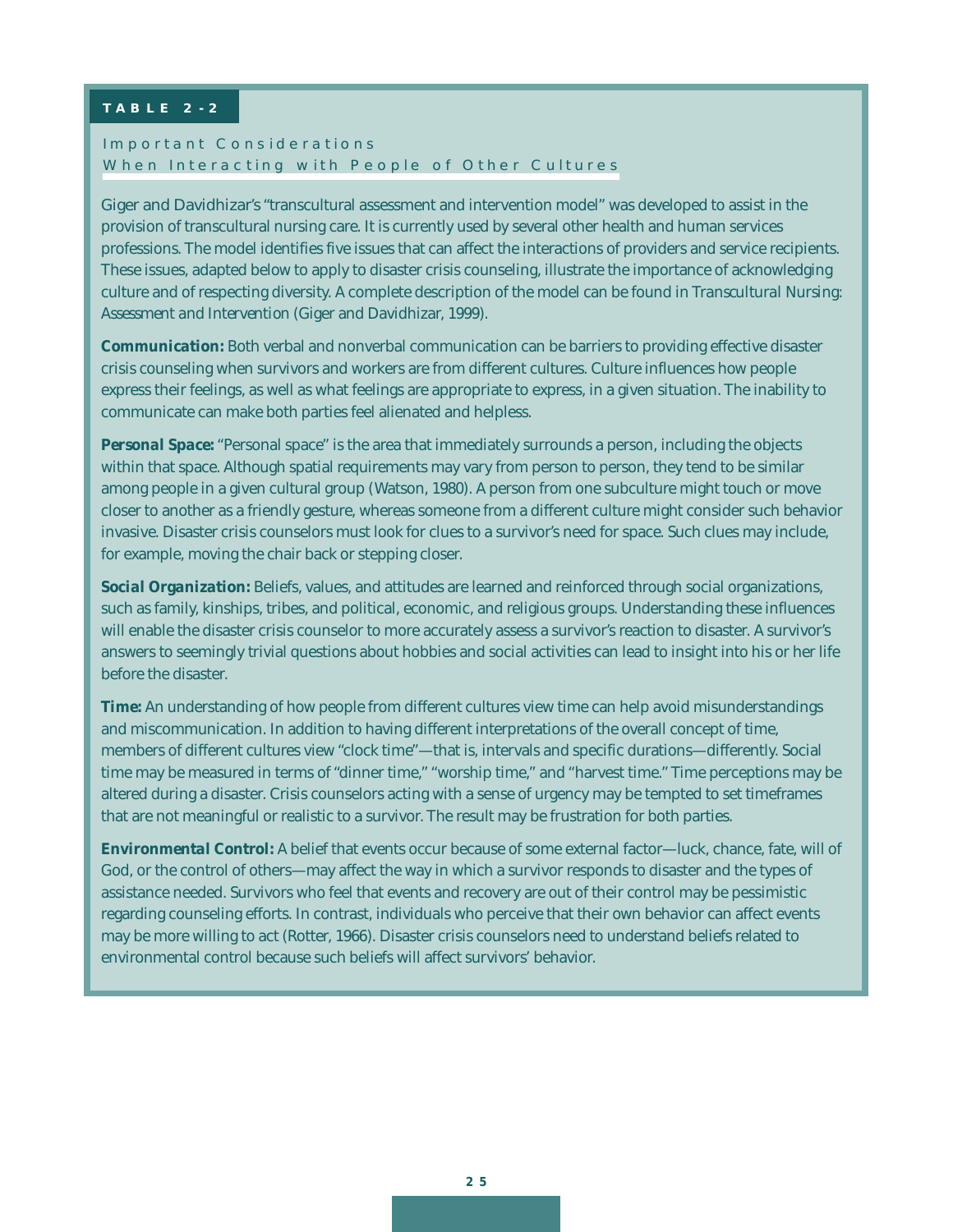**TABLE 2-2**

## Important Considerations When Interacting with People of Other Cultures

Giger and Davidhizar's "transcultural assessment and intervention model" was developed to assist in the provision of transcultural nursing care. It is currently used by several other health and human services professions. The model identifies five issues that can affect the interactions of providers and service recipients. These issues, adapted below to apply to disaster crisis counseling, illustrate the importance of acknowledging culture and of respecting diversity. A complete description of the model can be found in Transcultural Nursing: *Assessment and Intervention* (Giger and Davidhizar, 1999).

***Communication:*** Both verbal and nonverbal communication can be barriers to providing effective disaster crisis counseling when survivors and workers are from different cultures. Culture influences how people express their feelings, as well as what feelings are appropriate to express, in a given situation. The inability to communicate can make both parties feel alienated and helpless.

***Personal Space:*** "Personal space" is the area that immediately surrounds a person, including the objects within that space. Although spatial requirements may vary from person to person, they tend to be similar among people in a given cultural group (Watson, 1980). A person from one subculture might touch or move closer to another as a friendly gesture, whereas someone from a different culture might consider such behavior invasive. Disaster crisis counselors must look for clues to a survivor's need for space. Such clues may include, for example, moving the chair back or stepping closer.

***Social Organization:*** Beliefs, values, and attitudes are learned and reinforced through social organizations, such as family, kinships, tribes, and political, economic, and religious groups. Understanding these influences will enable the disaster crisis counselor to more accurately assess a survivor's reaction to disaster. A survivor's answers to seemingly trivial questions about hobbies and social activities can lead to insight into his or her life before the disaster.

***Time:*** An understanding of how people from different cultures view time can help avoid misunderstandings and miscommunication. In addition to having different interpretations of the overall concept of time, members of different cultures view "clock time"—that is, intervals and specific durations—differently. Social time may be measured in terms of "dinner time," "worship time," and "harvest time." Time perceptions may be altered during a disaster. Crisis counselors acting with a sense of urgency may be tempted to set timeframes that are not meaningful or realistic to a survivor. The result may be frustration for both parties.

***Environmental Control:*** A belief that events occur because of some external factor—luck, chance, fate, will of God, or the control of others—may affect the way in which a survivor responds to disaster and the types of assistance needed. Survivors who feel that events and recovery are out of their control may be pessimistic regarding counseling efforts. In contrast, individuals who perceive that their own behavior can affect events may be more willing to act (Rotter, 1966). Disaster crisis counselors need to understand beliefs related to environmental control because such beliefs will affect survivors' behavior.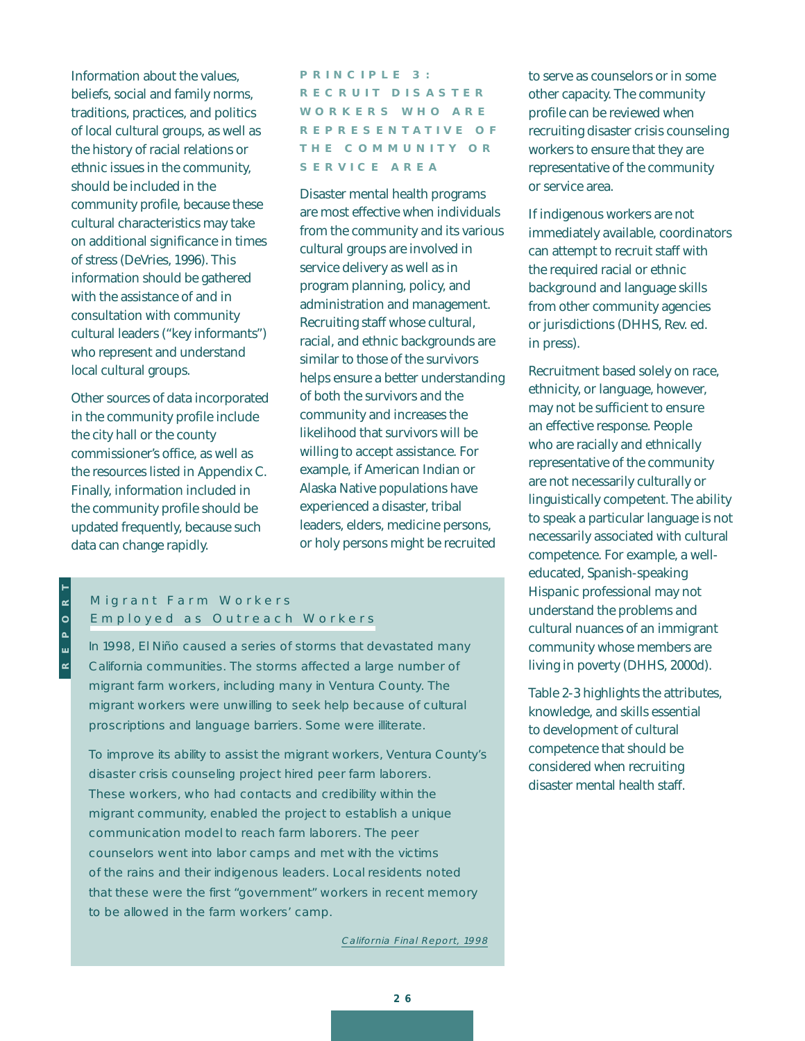Information about the values, beliefs, social and family norms, traditions, practices, and politics of local cultural groups, as well as the history of racial relations or ethnic issues in the community, should be included in the community profile, because these cultural characteristics may take on additional significance in times of stress (DeVries, 1996). This information should be gathered with the assistance of and in consultation with community cultural leaders ("key informants") who represent and understand local cultural groups.

Other sources of data incorporated in the community profile include the city hall or the county commissioner's office, as well as the resources listed in Appendix C. Finally, information included in the community profile should be updated frequently, because such data can change rapidly.

### PRINCIPLE 3: RECRUIT DISASTER WORKERS WHO ARE REPRESENTATIVE OF THE COMMUNITY OR SERVICE AREA

Disaster mental health programs are most effective when individuals from the community and its various cultural groups are involved in service delivery as well as in program planning, policy, and administration and management. Recruiting staff whose cultural, racial, and ethnic backgrounds are similar to those of the survivors helps ensure a better understanding of both the survivors and the community and increases the likelihood that survivors will be willing to accept assistance. For example, if American Indian or Alaska Native populations have experienced a disaster, tribal leaders, elders, medicine persons, or holy persons might be recruited to serve as counselors or in some other capacity. The community profile can be reviewed when recruiting disaster crisis counseling workers to ensure that they are representative of the community or service area.

If indigenous workers are not immediately available, coordinators can attempt to recruit staff with the required racial or ethnic background and language skills from other community agencies or jurisdictions (DHHS, Rev. ed. in press).

Recruitment based solely on race, ethnicity, or language, however, may not be sufficient to ensure an effective response. People who are racially and ethnically representative of the community are not necessarily culturally or linguistically competent. The ability to speak a particular language is not necessarily associated with cultural competence. For example, a well-educated, Spanish-speaking Hispanic professional may not understand the problems and cultural nuances of an immigrant community whose members are living in poverty (DHHS, 2000d).

Table 2-3 highlights the attributes, knowledge, and skills essential to development of cultural competence that should be considered when recruiting disaster mental health staff.

REPORT

#### Migrant Farm Workers Employed as Outreach Workers

In 1998, El Niño caused a series of storms that devastated many California communities. The storms affected a large number of migrant farm workers, including many in Ventura County. The migrant workers were unwilling to seek help because of cultural proscriptions and language barriers. Some were illiterate.

To improve its ability to assist the migrant workers, Ventura County's disaster crisis counseling project hired peer farm laborers. These workers, who had contacts and credibility within the migrant community, enabled the project to establish a unique communication model to reach farm laborers. The peer counselors went into labor camps and met with the victims of the rains and their indigenous leaders. Local residents noted that these were the first "government" workers in recent memory to be allowed in the farm workers' camp.

*California Final Report, 1998*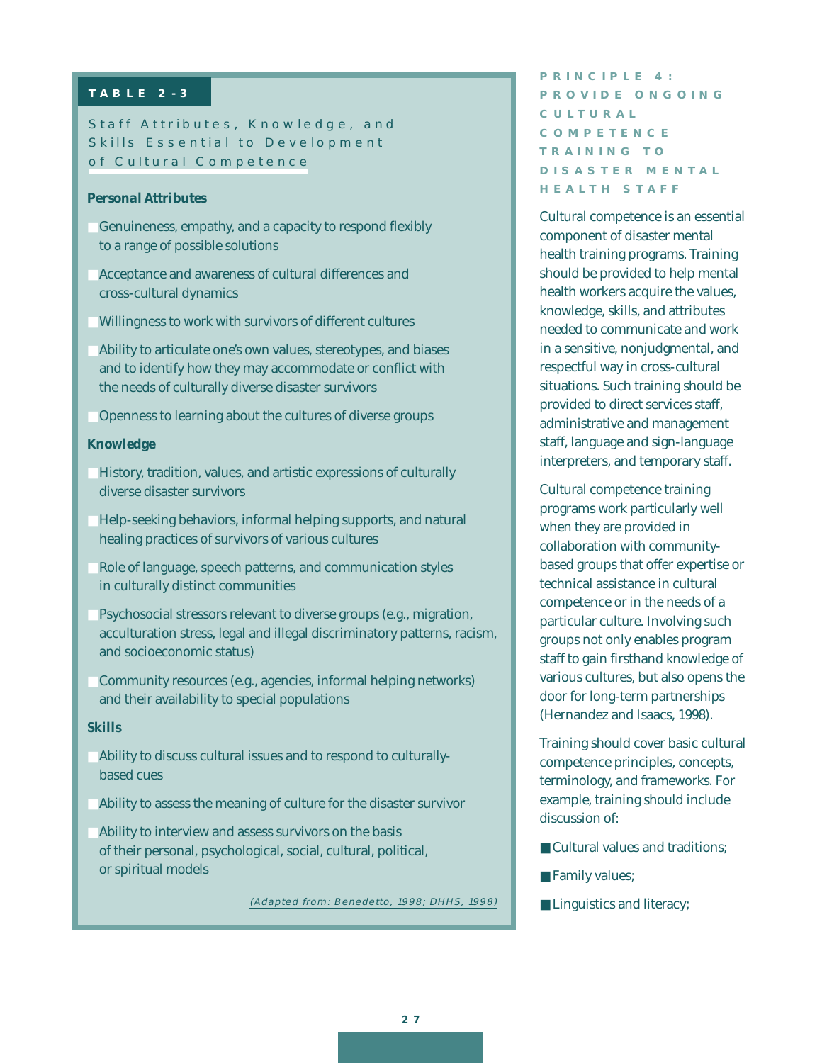**TABLE 2-3**

### Staff Attributes, Knowledge, and Skills Essential to Development of Cultural Competence

**Personal Attributes**

- Genuineness, empathy, and a capacity to respond flexibly to a range of possible solutions
- Acceptance and awareness of cultural differences and cross-cultural dynamics
- Willingness to work with survivors of different cultures
- Ability to articulate one's own values, stereotypes, and biases and to identify how they may accommodate or conflict with the needs of culturally diverse disaster survivors
- Openness to learning about the cultures of diverse groups

**Knowledge**

- History, tradition, values, and artistic expressions of culturally diverse disaster survivors
- Help-seeking behaviors, informal helping supports, and natural healing practices of survivors of various cultures
- Role of language, speech patterns, and communication styles in culturally distinct communities
- Psychosocial stressors relevant to diverse groups (e.g., migration, acculturation stress, legal and illegal discriminatory patterns, racism, and socioeconomic status)
- Community resources (e.g., agencies, informal helping networks) and their availability to special populations

**Skills**

- Ability to discuss cultural issues and to respond to culturally-based cues
- Ability to assess the meaning of culture for the disaster survivor
- Ability to interview and assess survivors on the basis of their personal, psychological, social, cultural, political, or spiritual models

*(Adapted from: Benedetto, 1998; DHHS, 1998)*

## PRINCIPLE 4: PROVIDE ONGOING CULTURAL COMPETENCE TRAINING TO DISASTER MENTAL HEALTH STAFF

Cultural competence is an essential component of disaster mental health training programs. Training should be provided to help mental health workers acquire the values, knowledge, skills, and attributes needed to communicate and work in a sensitive, nonjudgmental, and respectful way in cross-cultural situations. Such training should be provided to direct services staff, administrative and management staff, language and sign-language interpreters, and temporary staff.

Cultural competence training programs work particularly well when they are provided in collaboration with community-based groups that offer expertise or technical assistance in cultural competence or in the needs of a particular culture. Involving such groups not only enables program staff to gain firsthand knowledge of various cultures, but also opens the door for long-term partnerships (Hernandez and Isaacs, 1998).

Training should cover basic cultural competence principles, concepts, terminology, and frameworks. For example, training should include discussion of:

- Cultural values and traditions;
- Family values;
- Linguistics and literacy;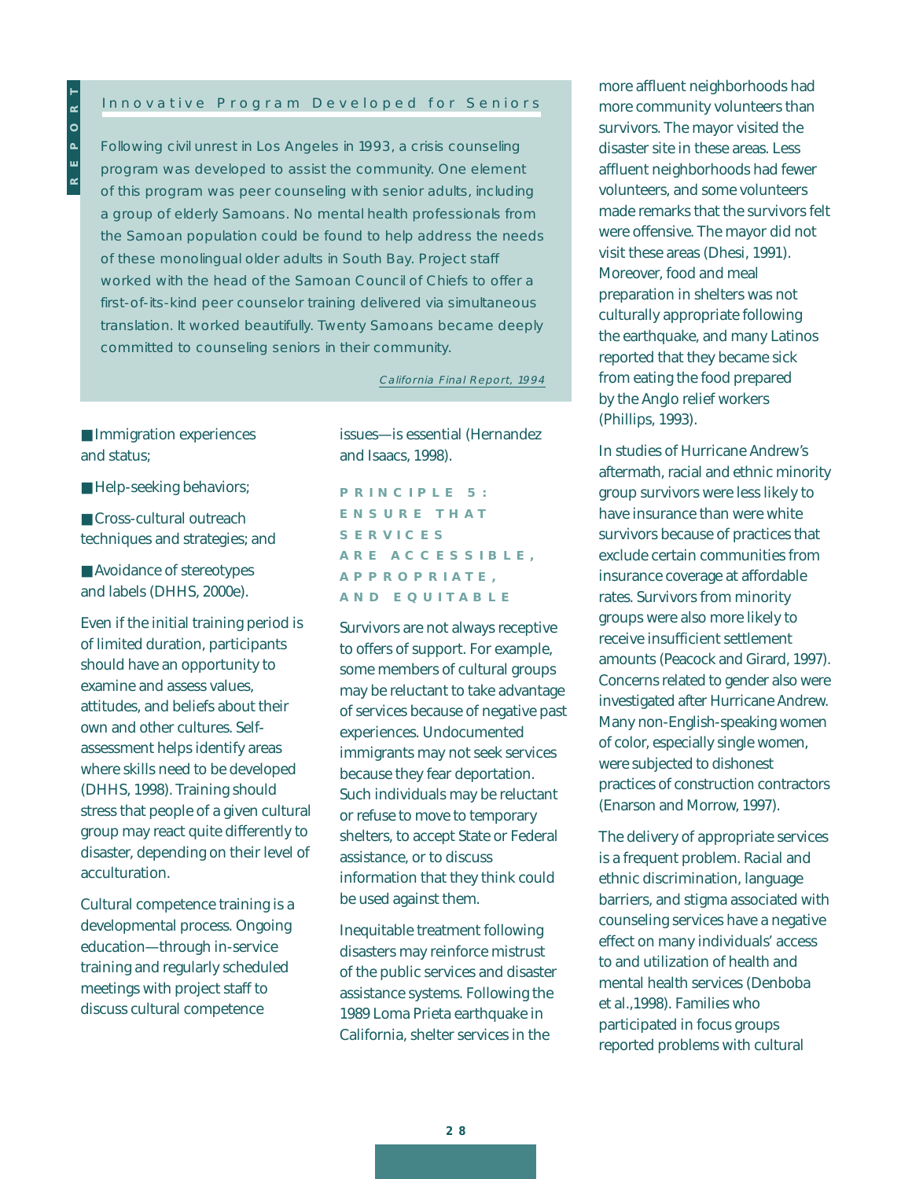## Innovative Program Developed for Seniors

Following civil unrest in Los Angeles in 1993, a crisis counseling program was developed to assist the community. One element of this program was peer counseling with senior adults, including a group of elderly Samoans. No mental health professionals from the Samoan population could be found to help address the needs of these monolingual older adults in South Bay. Project staff worked with the head of the Samoan Council of Chiefs to offer a first-of-its-kind peer counselor training delivered via simultaneous translation. It worked beautifully. Twenty Samoans became deeply committed to counseling seniors in their community.

*California Final Report, 1994*

- Immigration experiences and status;
- Help-seeking behaviors;
- Cross-cultural outreach techniques and strategies; and
- Avoidance of stereotypes and labels (DHHS, 2000e).

Even if the initial training period is of limited duration, participants should have an opportunity to examine and assess values, attitudes, and beliefs about their own and other cultures. Self-assessment helps identify areas where skills need to be developed (DHHS, 1998). Training should stress that people of a given cultural group may react quite differently to disaster, depending on their level of acculturation.

Cultural competence training is a developmental process. Ongoing education—through in-service training and regularly scheduled meetings with project staff to discuss cultural competence issues—is essential (Hernandez and Isaacs, 1998).

### PRINCIPLE 5: ENSURE THAT SERVICES ARE ACCESSIBLE, APPROPRIATE, AND EQUITABLE

Survivors are not always receptive to offers of support. For example, some members of cultural groups may be reluctant to take advantage of services because of negative past experiences. Undocumented immigrants may not seek services because they fear deportation. Such individuals may be reluctant or refuse to move to temporary shelters, to accept State or Federal assistance, or to discuss information that they think could be used against them.

Inequitable treatment following disasters may reinforce mistrust of the public services and disaster assistance systems. Following the 1989 Loma Prieta earthquake in California, shelter services in the more affluent neighborhoods had more community volunteers than survivors. The mayor visited the disaster site in these areas. Less affluent neighborhoods had fewer volunteers, and some volunteers made remarks that the survivors felt were offensive. The mayor did not visit these areas (Dhesi, 1991). Moreover, food and meal preparation in shelters was not culturally appropriate following the earthquake, and many Latinos reported that they became sick from eating the food prepared by the Anglo relief workers (Phillips, 1993).

In studies of Hurricane Andrew's aftermath, racial and ethnic minority group survivors were less likely to have insurance than were white survivors because of practices that exclude certain communities from insurance coverage at affordable rates. Survivors from minority groups were also more likely to receive insufficient settlement amounts (Peacock and Girard, 1997). Concerns related to gender also were investigated after Hurricane Andrew. Many non-English-speaking women of color, especially single women, were subjected to dishonest practices of construction contractors (Enarson and Morrow, 1997).

The delivery of appropriate services is a frequent problem. Racial and ethnic discrimination, language barriers, and stigma associated with counseling services have a negative effect on many individuals' access to and utilization of health and mental health services (Denboba et al.,1998). Families who participated in focus groups reported problems with cultural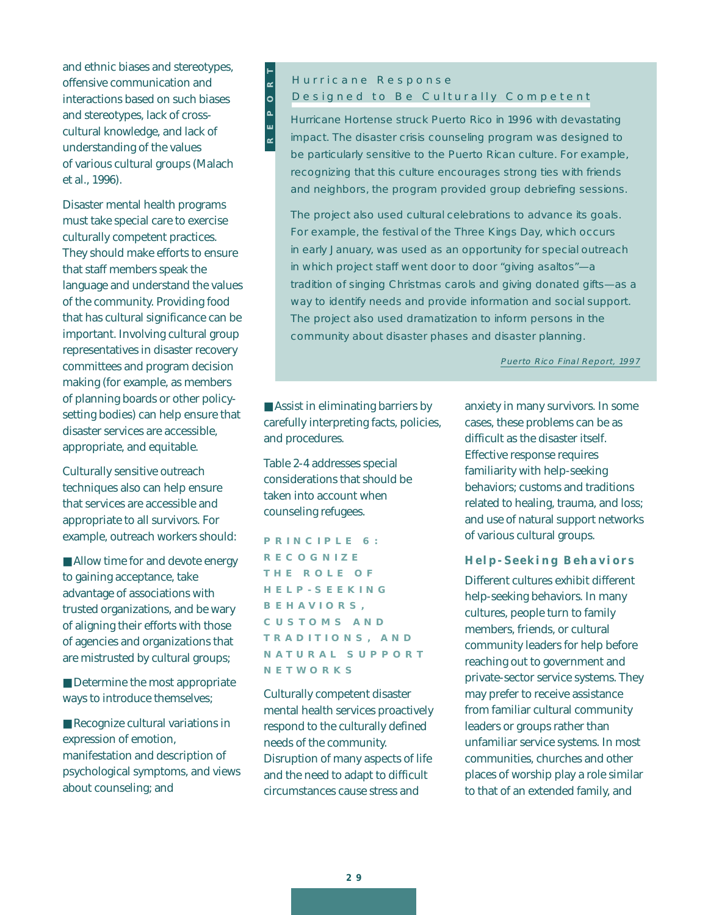and ethnic biases and stereotypes, offensive communication and interactions based on such biases and stereotypes, lack of cross-cultural knowledge, and lack of understanding of the values of various cultural groups (Malach et al., 1996).

Disaster mental health programs must take special care to exercise culturally competent practices. They should make efforts to ensure that staff members speak the language and understand the values of the community. Providing food that has cultural significance can be important. Involving cultural group representatives in disaster recovery committees and program decision making (for example, as members of planning boards or other policy-setting bodies) can help ensure that disaster services are accessible, appropriate, and equitable.

Culturally sensitive outreach techniques also can help ensure that services are accessible and appropriate to all survivors. For example, outreach workers should:

- Allow time for and devote energy to gaining acceptance, take advantage of associations with trusted organizations, and be wary of aligning their efforts with those of agencies and organizations that are mistrusted by cultural groups;
- Determine the most appropriate ways to introduce themselves;
- Recognize cultural variations in expression of emotion, manifestation and description of psychological symptoms, and views about counseling; and
- Assist in eliminating barriers by carefully interpreting facts, policies, and procedures.

> **REPORT**
>
> **Hurricane Response Designed to Be Culturally Competent**
>
> Hurricane Hortense struck Puerto Rico in 1996 with devastating impact. The disaster crisis counseling program was designed to be particularly sensitive to the Puerto Rican culture. For example, recognizing that this culture encourages strong ties with friends and neighbors, the program provided group debriefing sessions.
>
> The project also used cultural celebrations to advance its goals. For example, the festival of the Three Kings Day, which occurs in early January, was used as an opportunity for special outreach in which project staff went door to door "giving asaltos"—a tradition of singing Christmas carols and giving donated gifts—as a way to identify needs and provide information and social support. The project also used dramatization to inform persons in the community about disaster phases and disaster planning.
>
> *Puerto Rico Final Report, 1997*

Table 2-4 addresses special considerations that should be taken into account when counseling refugees.

## PRINCIPLE 6: RECOGNIZE THE ROLE OF HELP-SEEKING BEHAVIORS, CUSTOMS AND TRADITIONS, AND NATURAL SUPPORT NETWORKS

Culturally competent disaster mental health services proactively respond to the culturally defined needs of the community. Disruption of many aspects of life and the need to adapt to difficult circumstances cause stress and anxiety in many survivors. In some cases, these problems can be as difficult as the disaster itself. Effective response requires familiarity with help-seeking behaviors; customs and traditions related to healing, trauma, and loss; and use of natural support networks of various cultural groups.

### Help-Seeking Behaviors

Different cultures exhibit different help-seeking behaviors. In many cultures, people turn to family members, friends, or cultural community leaders for help before reaching out to government and private-sector service systems. They may prefer to receive assistance from familiar cultural community leaders or groups rather than unfamiliar service systems. In most communities, churches and other places of worship play a role similar to that of an extended family, and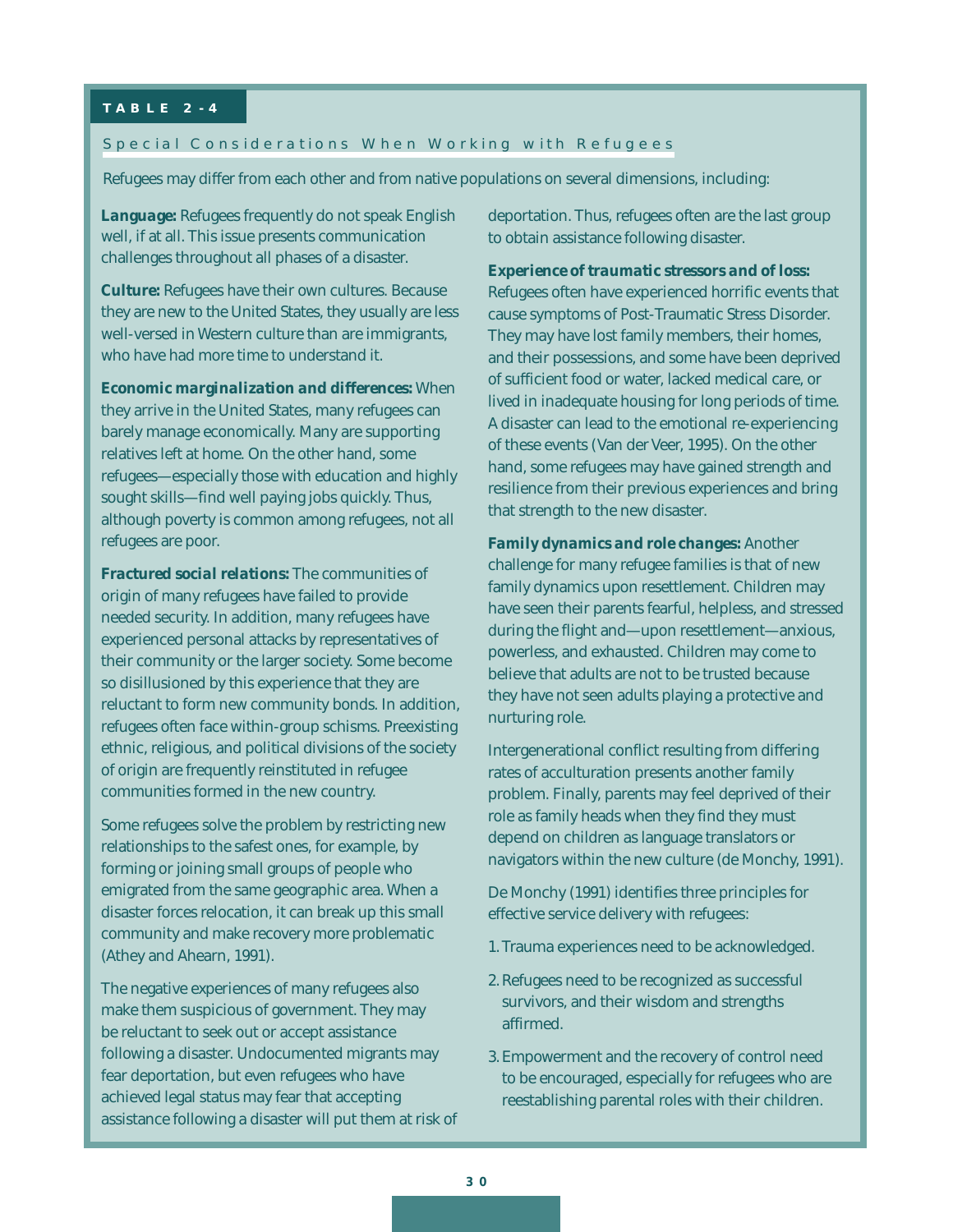**TABLE 2-4**

## Special Considerations When Working with Refugees

Refugees may differ from each other and from native populations on several dimensions, including:

***Language:*** Refugees frequently do not speak English well, if at all. This issue presents communication challenges throughout all phases of a disaster.

***Culture:*** Refugees have their own cultures. Because they are new to the United States, they usually are less well-versed in Western culture than are immigrants, who have had more time to understand it.

***Economic marginalization and differences:*** When they arrive in the United States, many refugees can barely manage economically. Many are supporting relatives left at home. On the other hand, some refugees—especially those with education and highly sought skills—find well paying jobs quickly. Thus, although poverty is common among refugees, not all refugees are poor.

***Fractured social relations:*** The communities of origin of many refugees have failed to provide needed security. In addition, many refugees have experienced personal attacks by representatives of their community or the larger society. Some become so disillusioned by this experience that they are reluctant to form new community bonds. In addition, refugees often face within-group schisms. Preexisting ethnic, religious, and political divisions of the society of origin are frequently reinstituted in refugee communities formed in the new country.

Some refugees solve the problem by restricting new relationships to the safest ones, for example, by forming or joining small groups of people who emigrated from the same geographic area. When a disaster forces relocation, it can break up this small community and make recovery more problematic (Athey and Ahearn, 1991).

The negative experiences of many refugees also make them suspicious of government. They may be reluctant to seek out or accept assistance following a disaster. Undocumented migrants may fear deportation, but even refugees who have achieved legal status may fear that accepting assistance following a disaster will put them at risk of deportation. Thus, refugees often are the last group to obtain assistance following disaster.

***Experience of traumatic stressors and of loss:*** Refugees often have experienced horrific events that cause symptoms of Post-Traumatic Stress Disorder. They may have lost family members, their homes, and their possessions, and some have been deprived of sufficient food or water, lacked medical care, or lived in inadequate housing for long periods of time. A disaster can lead to the emotional re-experiencing of these events (Van der Veer, 1995). On the other hand, some refugees may have gained strength and resilience from their previous experiences and bring that strength to the new disaster.

***Family dynamics and role changes:*** Another challenge for many refugee families is that of new family dynamics upon resettlement. Children may have seen their parents fearful, helpless, and stressed during the flight and—upon resettlement—anxious, powerless, and exhausted. Children may come to believe that adults are not to be trusted because they have not seen adults playing a protective and nurturing role.

Intergenerational conflict resulting from differing rates of acculturation presents another family problem. Finally, parents may feel deprived of their role as family heads when they find they must depend on children as language translators or navigators within the new culture (de Monchy, 1991).

De Monchy (1991) identifies three principles for effective service delivery with refugees:

1. Trauma experiences need to be acknowledged.
2. Refugees need to be recognized as successful survivors, and their wisdom and strengths affirmed.
3. Empowerment and the recovery of control need to be encouraged, especially for refugees who are reestablishing parental roles with their children.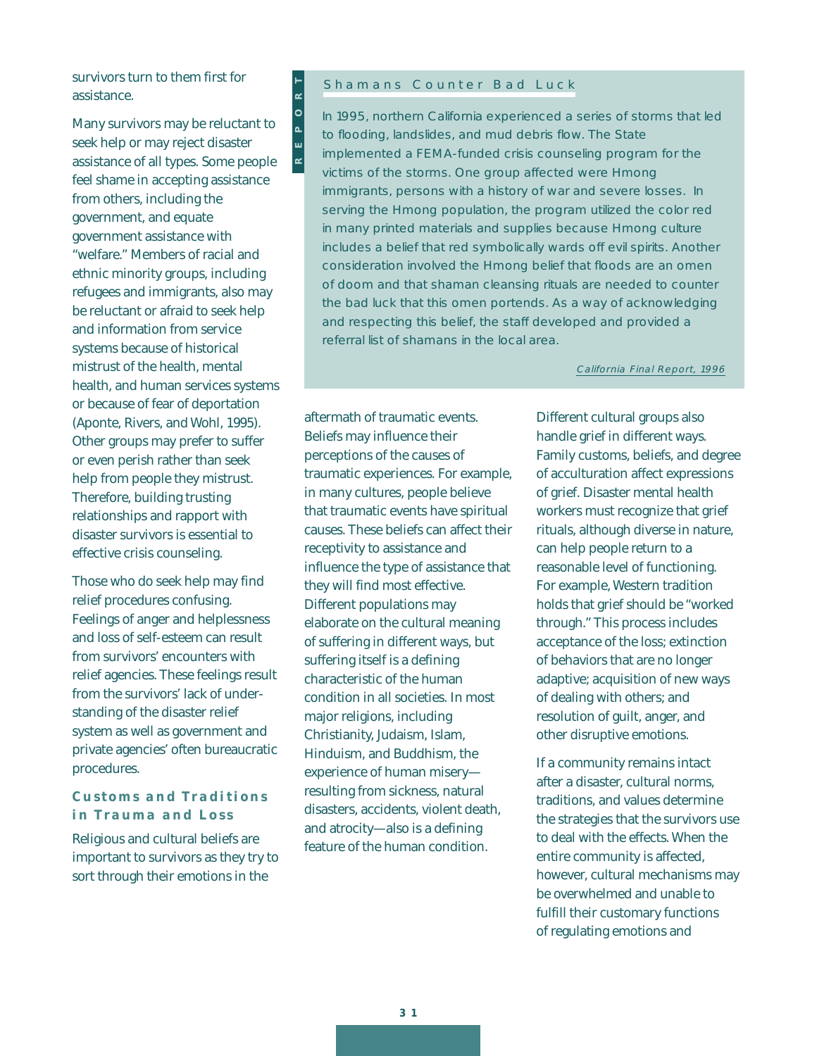survivors turn to them first for assistance.

Many survivors may be reluctant to seek help or may reject disaster assistance of all types. Some people feel shame in accepting assistance from others, including the government, and equate government assistance with “welfare.” Members of racial and ethnic minority groups, including refugees and immigrants, also may be reluctant or afraid to seek help and information from service systems because of historical mistrust of the health, mental health, and human services systems or because of fear of deportation (Aponte, Rivers, and Wohl, 1995). Other groups may prefer to suffer or even perish rather than seek help from people they mistrust. Therefore, building trusting relationships and rapport with disaster survivors is essential to effective crisis counseling.

Those who do seek help may find relief procedures confusing. Feelings of anger and helplessness and loss of self-esteem can result from survivors’ encounters with relief agencies. These feelings result from the survivors’ lack of understanding of the disaster relief system as well as government and private agencies’ often bureaucratic procedures.

### Customs and Traditions in Trauma and Loss

Religious and cultural beliefs are important to survivors as they try to sort through their emotions in the aftermath of traumatic events. Beliefs may influence their perceptions of the causes of traumatic experiences. For example, in many cultures, people believe that traumatic events have spiritual causes. These beliefs can affect their receptivity to assistance and influence the type of assistance that they will find most effective. Different populations may elaborate on the cultural meaning of suffering in different ways, but suffering itself is a defining characteristic of the human condition in all societies. In most major religions, including Christianity, Judaism, Islam, Hinduism, and Buddhism, the experience of human misery—resulting from sickness, natural disasters, accidents, violent death, and atrocity—also is a defining feature of the human condition.

Different cultural groups also handle grief in different ways. Family customs, beliefs, and degree of acculturation affect expressions of grief. Disaster mental health workers must recognize that grief rituals, although diverse in nature, can help people return to a reasonable level of functioning. For example, Western tradition holds that grief should be “worked through.” This process includes acceptance of the loss; extinction of behaviors that are no longer adaptive; acquisition of new ways of dealing with others; and resolution of guilt, anger, and other disruptive emotions.

If a community remains intact after a disaster, cultural norms, traditions, and values determine the strategies that the survivors use to deal with the effects. When the entire community is affected, however, cultural mechanisms may be overwhelmed and unable to fulfill their customary functions of regulating emotions and

---

**REPORT**

**Shamans Counter Bad Luck**

In 1995, northern California experienced a series of storms that led to flooding, landslides, and mud debris flow. The State implemented a FEMA-funded crisis counseling program for the victims of the storms. One group affected were Hmong immigrants, persons with a history of war and severe losses. In serving the Hmong population, the program utilized the color red in many printed materials and supplies because Hmong culture includes a belief that red symbolically wards off evil spirits. Another consideration involved the Hmong belief that floods are an omen of doom and that shaman cleansing rituals are needed to counter the bad luck that this omen portends. As a way of acknowledging and respecting this belief, the staff developed and provided a referral list of shamans in the local area.

*California Final Report, 1996*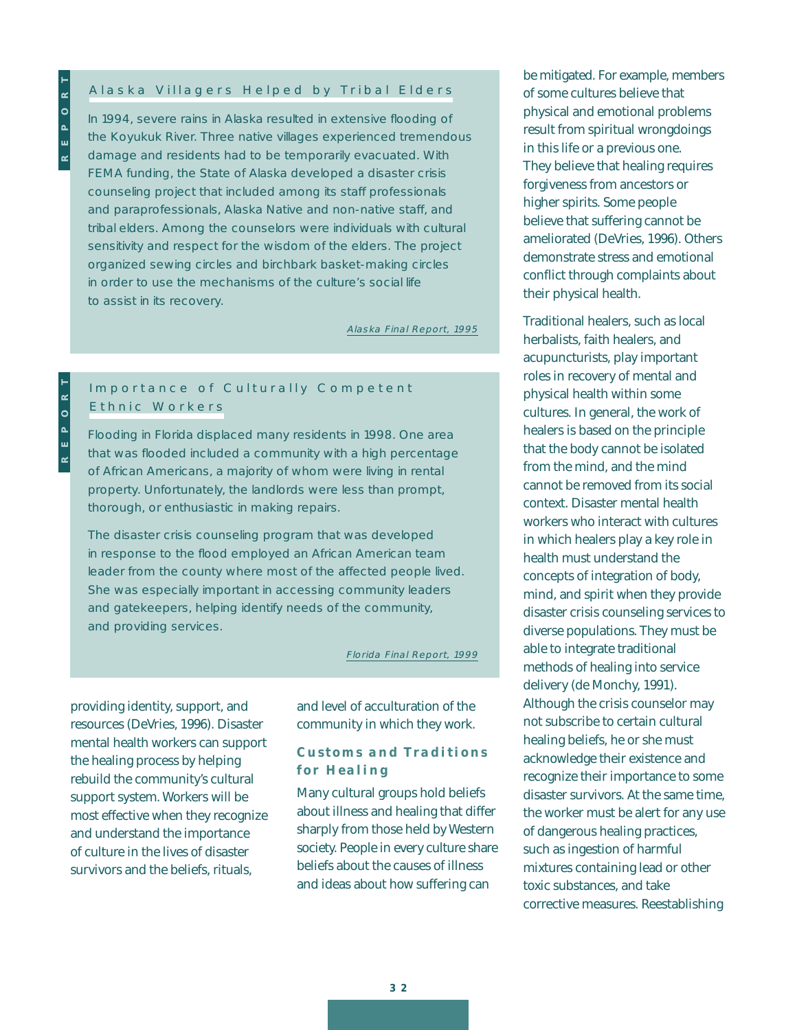## Alaska Villagers Helped by Tribal Elders

In 1994, severe rains in Alaska resulted in extensive flooding of the Koyukuk River. Three native villages experienced tremendous damage and residents had to be temporarily evacuated. With FEMA funding, the State of Alaska developed a disaster crisis counseling project that included among its staff professionals and paraprofessionals, Alaska Native and non-native staff, and tribal elders. Among the counselors were individuals with cultural sensitivity and respect for the wisdom of the elders. The project organized sewing circles and birchbark basket-making circles in order to use the mechanisms of the culture's social life to assist in its recovery.

*Alaska Final Report, 1995*

## Importance of Culturally Competent Ethnic Workers

Flooding in Florida displaced many residents in 1998. One area that was flooded included a community with a high percentage of African Americans, a majority of whom were living in rental property. Unfortunately, the landlords were less than prompt, thorough, or enthusiastic in making repairs.

The disaster crisis counseling program that was developed in response to the flood employed an African American team leader from the county where most of the affected people lived. She was especially important in accessing community leaders and gatekeepers, helping identify needs of the community, and providing services.

*Florida Final Report, 1999*

providing identity, support, and resources (DeVries, 1996). Disaster mental health workers can support the healing process by helping rebuild the community's cultural support system. Workers will be most effective when they recognize and understand the importance of culture in the lives of disaster survivors and the beliefs, rituals, and level of acculturation of the community in which they work.

### Customs and Traditions for Healing

Many cultural groups hold beliefs about illness and healing that differ sharply from those held by Western society. People in every culture share beliefs about the causes of illness and ideas about how suffering can be mitigated. For example, members of some cultures believe that physical and emotional problems result from spiritual wrongdoings in this life or a previous one. They believe that healing requires forgiveness from ancestors or higher spirits. Some people believe that suffering cannot be ameliorated (DeVries, 1996). Others demonstrate stress and emotional conflict through complaints about their physical health.

Traditional healers, such as local herbalists, faith healers, and acupuncturists, play important roles in recovery of mental and physical health within some cultures. In general, the work of healers is based on the principle that the body cannot be isolated from the mind, and the mind cannot be removed from its social context. Disaster mental health workers who interact with cultures in which healers play a key role in health must understand the concepts of integration of body, mind, and spirit when they provide disaster crisis counseling services to diverse populations. They must be able to integrate traditional methods of healing into service delivery (de Monchy, 1991). Although the crisis counselor may not subscribe to certain cultural healing beliefs, he or she must acknowledge their existence and recognize their importance to some disaster survivors. At the same time, the worker must be alert for any use of dangerous healing practices, such as ingestion of harmful mixtures containing lead or other toxic substances, and take corrective measures. Reestablishing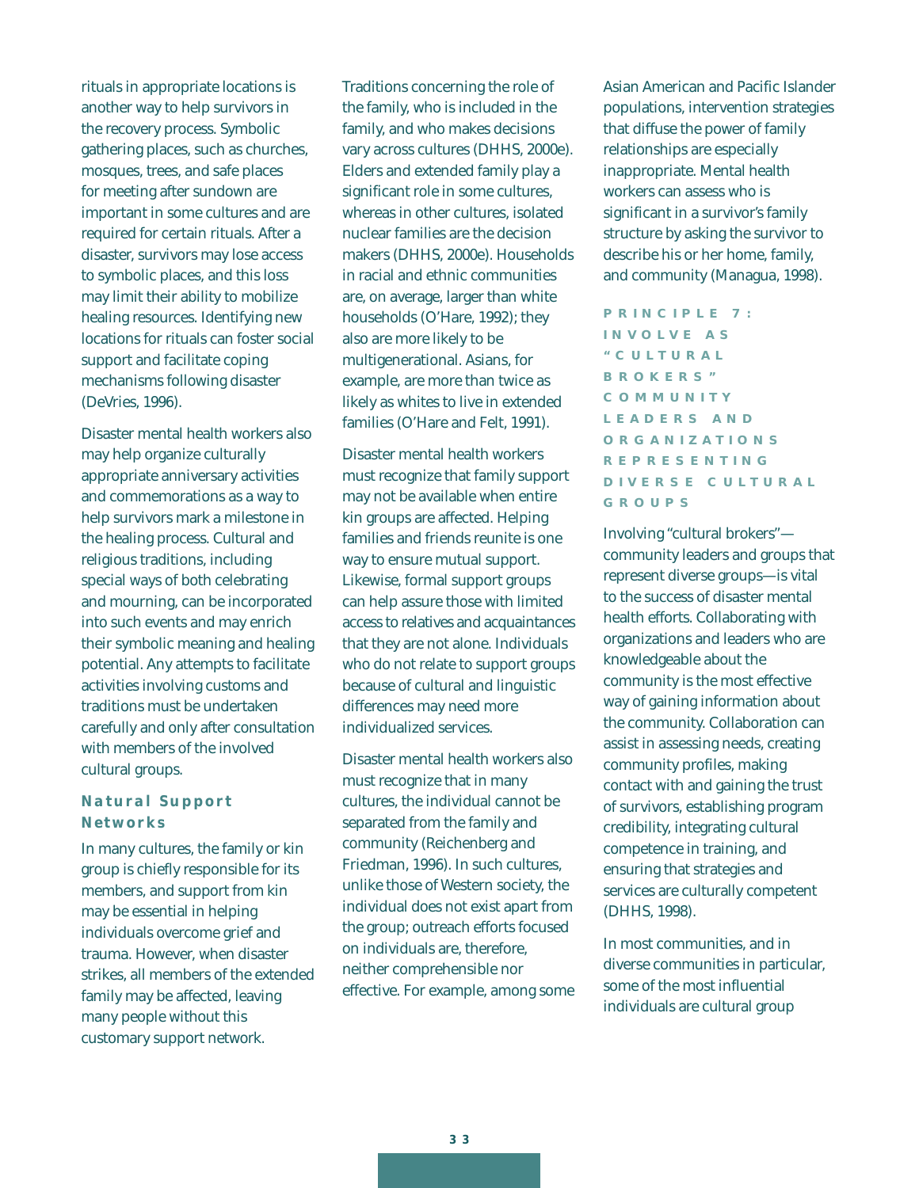rituals in appropriate locations is another way to help survivors in the recovery process. Symbolic gathering places, such as churches, mosques, trees, and safe places for meeting after sundown are important in some cultures and are required for certain rituals. After a disaster, survivors may lose access to symbolic places, and this loss may limit their ability to mobilize healing resources. Identifying new locations for rituals can foster social support and facilitate coping mechanisms following disaster (DeVries, 1996).

Disaster mental health workers also may help organize culturally appropriate anniversary activities and commemorations as a way to help survivors mark a milestone in the healing process. Cultural and religious traditions, including special ways of both celebrating and mourning, can be incorporated into such events and may enrich their symbolic meaning and healing potential. Any attempts to facilitate activities involving customs and traditions must be undertaken carefully and only after consultation with members of the involved cultural groups.

### Natural Support Networks

In many cultures, the family or kin group is chiefly responsible for its members, and support from kin may be essential in helping individuals overcome grief and trauma. However, when disaster strikes, all members of the extended family may be affected, leaving many people without this customary support network. Traditions concerning the role of the family, who is included in the family, and who makes decisions vary across cultures (DHHS, 2000e). Elders and extended family play a significant role in some cultures, whereas in other cultures, isolated nuclear families are the decision makers (DHHS, 2000e). Households in racial and ethnic communities are, on average, larger than white households (O'Hare, 1992); they also are more likely to be multigenerational. Asians, for example, are more than twice as likely as whites to live in extended families (O'Hare and Felt, 1991).

Disaster mental health workers must recognize that family support may not be available when entire kin groups are affected. Helping families and friends reunite is one way to ensure mutual support. Likewise, formal support groups can help assure those with limited access to relatives and acquaintances that they are not alone. Individuals who do not relate to support groups because of cultural and linguistic differences may need more individualized services.

Disaster mental health workers also must recognize that in many cultures, the individual cannot be separated from the family and community (Reichenberg and Friedman, 1996). In such cultures, unlike those of Western society, the individual does not exist apart from the group; outreach efforts focused on individuals are, therefore, neither comprehensible nor effective. For example, among some Asian American and Pacific Islander populations, intervention strategies that diffuse the power of family relationships are especially inappropriate. Mental health workers can assess who is significant in a survivor's family structure by asking the survivor to describe his or her home, family, and community (Managua, 1998).

## PRINCIPLE 7: INVOLVE AS "CULTURAL BROKERS" COMMUNITY LEADERS AND ORGANIZATIONS REPRESENTING DIVERSE CULTURAL GROUPS

Involving "cultural brokers"—community leaders and groups that represent diverse groups—is vital to the success of disaster mental health efforts. Collaborating with organizations and leaders who are knowledgeable about the community is the most effective way of gaining information about the community. Collaboration can assist in assessing needs, creating community profiles, making contact with and gaining the trust of survivors, establishing program credibility, integrating cultural competence in training, and ensuring that strategies and services are culturally competent (DHHS, 1998).

In most communities, and in diverse communities in particular, some of the most influential individuals are cultural group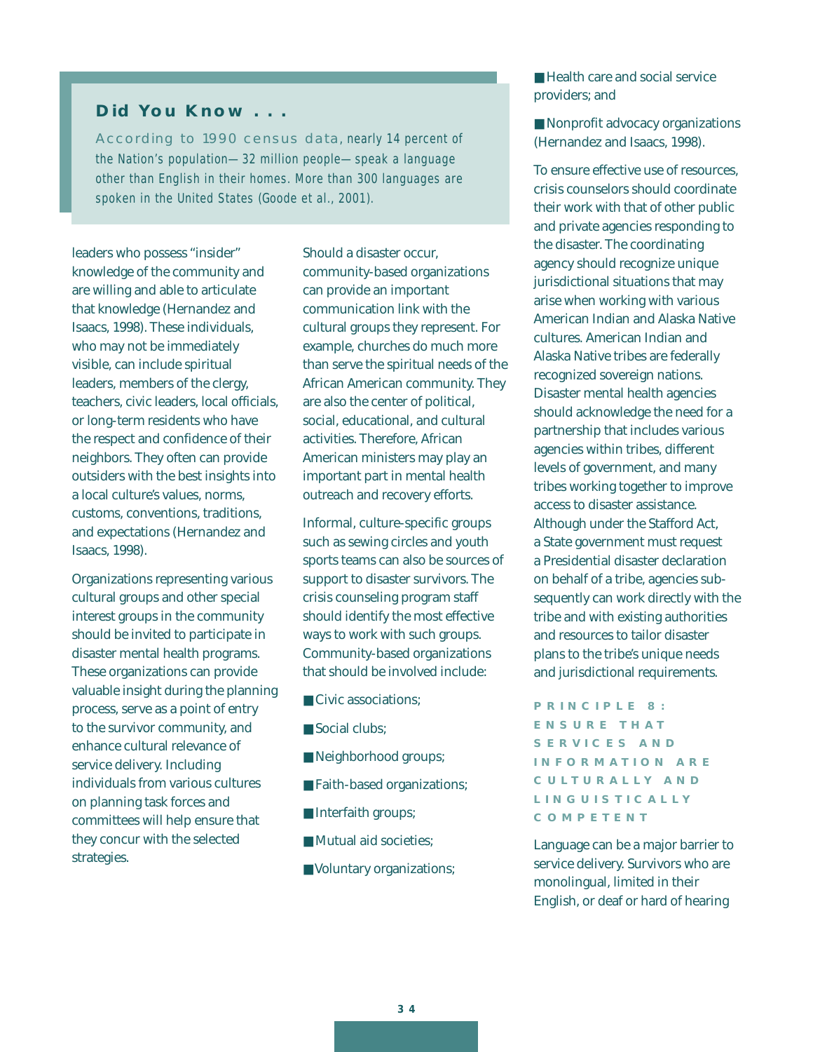### Did You Know . . .

According to 1990 census data, nearly 14 percent of the Nation's population—32 million people—speak a language other than English in their homes. More than 300 languages are spoken in the United States (Goode et al., 2001).

leaders who possess "insider" knowledge of the community and are willing and able to articulate that knowledge (Hernandez and Isaacs, 1998). These individuals, who may not be immediately visible, can include spiritual leaders, members of the clergy, teachers, civic leaders, local officials, or long-term residents who have the respect and confidence of their neighbors. They often can provide outsiders with the best insights into a local culture's values, norms, customs, conventions, traditions, and expectations (Hernandez and Isaacs, 1998).

Organizations representing various cultural groups and other special interest groups in the community should be invited to participate in disaster mental health programs. These organizations can provide valuable insight during the planning process, serve as a point of entry to the survivor community, and enhance cultural relevance of service delivery. Including individuals from various cultures on planning task forces and committees will help ensure that they concur with the selected strategies.

Should a disaster occur, community-based organizations can provide an important communication link with the cultural groups they represent. For example, churches do much more than serve the spiritual needs of the African American community. They are also the center of political, social, educational, and cultural activities. Therefore, African American ministers may play an important part in mental health outreach and recovery efforts.

Informal, culture-specific groups such as sewing circles and youth sports teams can also be sources of support to disaster survivors. The crisis counseling program staff should identify the most effective ways to work with such groups. Community-based organizations that should be involved include:

- Civic associations;
- Social clubs;
- Neighborhood groups;
- Faith-based organizations;
- Interfaith groups;
- Mutual aid societies;
- Voluntary organizations;
- Health care and social service providers; and
- Nonprofit advocacy organizations (Hernandez and Isaacs, 1998).

To ensure effective use of resources, crisis counselors should coordinate their work with that of other public and private agencies responding to the disaster. The coordinating agency should recognize unique jurisdictional situations that may arise when working with various American Indian and Alaska Native cultures. American Indian and Alaska Native tribes are federally recognized sovereign nations. Disaster mental health agencies should acknowledge the need for a partnership that includes various agencies within tribes, different levels of government, and many tribes working together to improve access to disaster assistance. Although under the Stafford Act, a State government must request a Presidential disaster declaration on behalf of a tribe, agencies subsequently can work directly with the tribe and with existing authorities and resources to tailor disaster plans to the tribe's unique needs and jurisdictional requirements.

### PRINCIPLE 8: ENSURE THAT SERVICES AND INFORMATION ARE CULTURALLY AND LINGUISTICALLY COMPETENT

Language can be a major barrier to service delivery. Survivors who are monolingual, limited in their English, or deaf or hard of hearing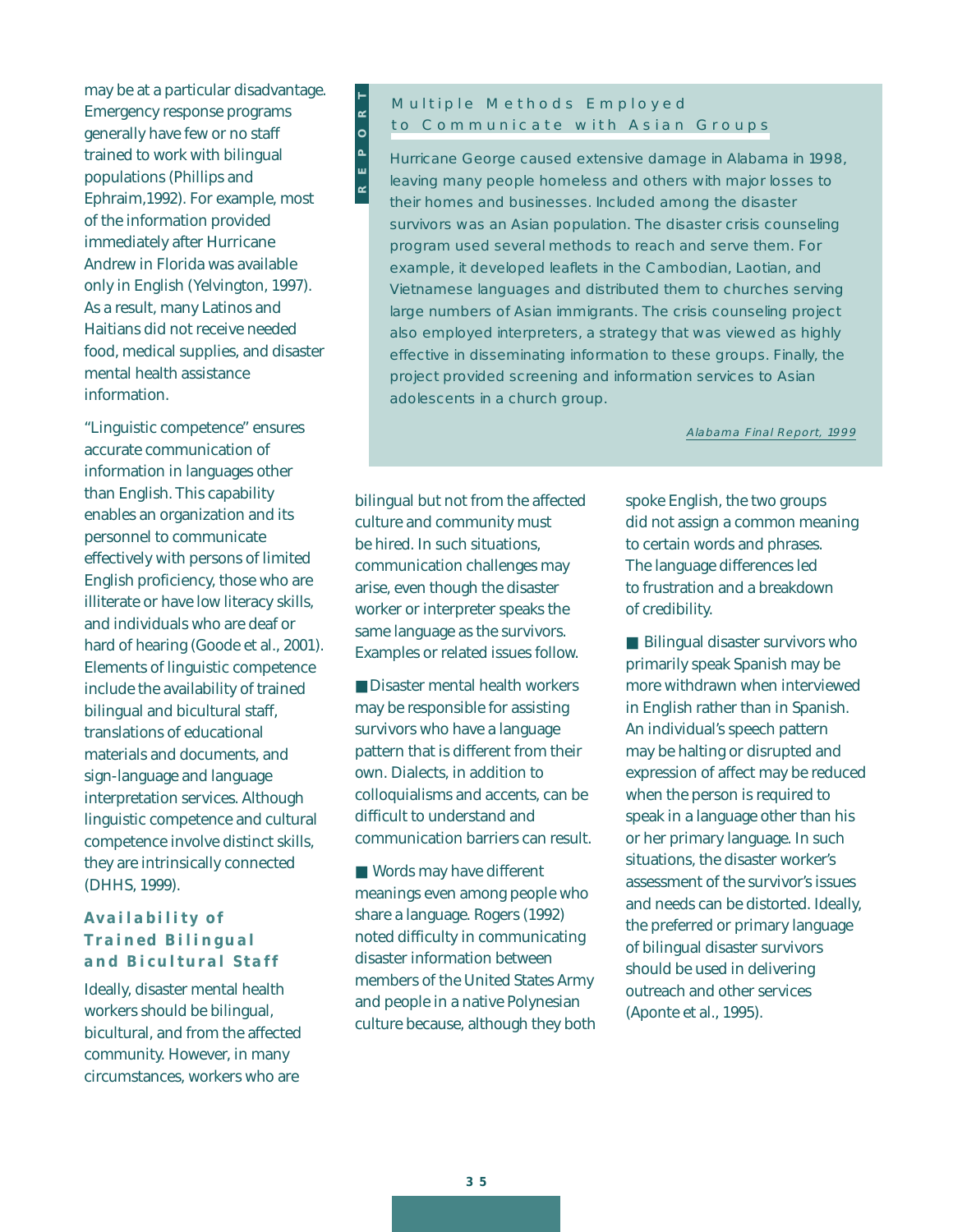may be at a particular disadvantage. Emergency response programs generally have few or no staff trained to work with bilingual populations (Phillips and Ephraim,1992). For example, most of the information provided immediately after Hurricane Andrew in Florida was available only in English (Yelvington, 1997). As a result, many Latinos and Haitians did not receive needed food, medical supplies, and disaster mental health assistance information.

"Linguistic competence" ensures accurate communication of information in languages other than English. This capability enables an organization and its personnel to communicate effectively with persons of limited English proficiency, those who are illiterate or have low literacy skills, and individuals who are deaf or hard of hearing (Goode et al., 2001). Elements of linguistic competence include the availability of trained bilingual and bicultural staff, translations of educational materials and documents, and sign-language and language interpretation services. Although linguistic competence and cultural competence involve distinct skills, they are intrinsically connected (DHHS, 1999).

> **REPORT**
>
> **Multiple Methods Employed to Communicate with Asian Groups**
>
> Hurricane George caused extensive damage in Alabama in 1998, leaving many people homeless and others with major losses to their homes and businesses. Included among the disaster survivors was an Asian population. The disaster crisis counseling program used several methods to reach and serve them. For example, it developed leaflets in the Cambodian, Laotian, and Vietnamese languages and distributed them to churches serving large numbers of Asian immigrants. The crisis counseling project also employed interpreters, a strategy that was viewed as highly effective in disseminating information to these groups. Finally, the project provided screening and information services to Asian adolescents in a church group.
>
> *Alabama Final Report, 1999*

### Availability of Trained Bilingual and Bicultural Staff

Ideally, disaster mental health workers should be bilingual, bicultural, and from the affected community. However, in many circumstances, workers who are bilingual but not from the affected culture and community must be hired. In such situations, communication challenges may arise, even though the disaster worker or interpreter speaks the same language as the survivors. Examples or related issues follow.

- Disaster mental health workers may be responsible for assisting survivors who have a language pattern that is different from their own. Dialects, in addition to colloquialisms and accents, can be difficult to understand and communication barriers can result.

- Words may have different meanings even among people who share a language. Rogers (1992) noted difficulty in communicating disaster information between members of the United States Army and people in a native Polynesian culture because, although they both spoke English, the two groups did not assign a common meaning to certain words and phrases. The language differences led to frustration and a breakdown of credibility.

- Bilingual disaster survivors who primarily speak Spanish may be more withdrawn when interviewed in English rather than in Spanish. An individual's speech pattern may be halting or disrupted and expression of affect may be reduced when the person is required to speak in a language other than his or her primary language. In such situations, the disaster worker's assessment of the survivor's issues and needs can be distorted. Ideally, the preferred or primary language of bilingual disaster survivors should be used in delivering outreach and other services (Aponte et al., 1995).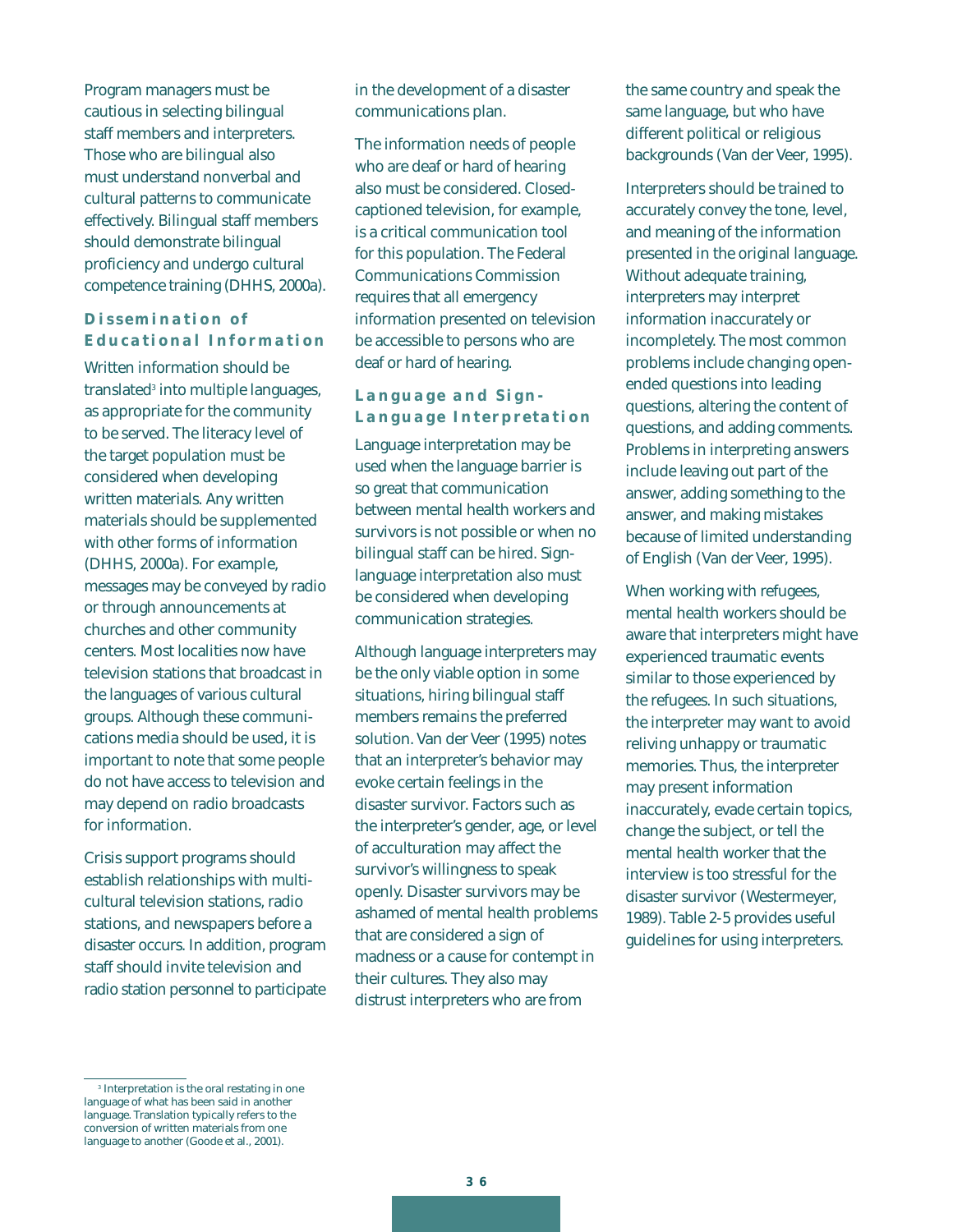Program managers must be cautious in selecting bilingual staff members and interpreters. Those who are bilingual also must understand nonverbal and cultural patterns to communicate effectively. Bilingual staff members should demonstrate bilingual proficiency and undergo cultural competence training (DHHS, 2000a).

### Dissemination of Educational Information

Written information should be translated[3] into multiple languages, as appropriate for the community to be served. The literacy level of the target population must be considered when developing written materials. Any written materials should be supplemented with other forms of information (DHHS, 2000a). For example, messages may be conveyed by radio or through announcements at churches and other community centers. Most localities now have television stations that broadcast in the languages of various cultural groups. Although these communications media should be used, it is important to note that some people do not have access to television and may depend on radio broadcasts for information.

Crisis support programs should establish relationships with multicultural television stations, radio stations, and newspapers before a disaster occurs. In addition, program staff should invite television and radio station personnel to participate in the development of a disaster communications plan.

The information needs of people who are deaf or hard of hearing also must be considered. Closed-captioned television, for example, is a critical communication tool for this population. The Federal Communications Commission requires that all emergency information presented on television be accessible to persons who are deaf or hard of hearing.

### Language and Sign-Language Interpretation

Language interpretation may be used when the language barrier is so great that communication between mental health workers and survivors is not possible or when no bilingual staff can be hired. Sign-language interpretation also must be considered when developing communication strategies.

Although language interpreters may be the only viable option in some situations, hiring bilingual staff members remains the preferred solution. Van der Veer (1995) notes that an interpreter's behavior may evoke certain feelings in the disaster survivor. Factors such as the interpreter's gender, age, or level of acculturation may affect the survivor's willingness to speak openly. Disaster survivors may be ashamed of mental health problems that are considered a sign of madness or a cause for contempt in their cultures. They also may distrust interpreters who are from the same country and speak the same language, but who have different political or religious backgrounds (Van der Veer, 1995).

Interpreters should be trained to accurately convey the tone, level, and meaning of the information presented in the original language. Without adequate training, interpreters may interpret information inaccurately or incompletely. The most common problems include changing open-ended questions into leading questions, altering the content of questions, and adding comments. Problems in interpreting answers include leaving out part of the answer, adding something to the answer, and making mistakes because of limited understanding of English (Van der Veer, 1995).

When working with refugees, mental health workers should be aware that interpreters might have experienced traumatic events similar to those experienced by the refugees. In such situations, the interpreter may want to avoid reliving unhappy or traumatic memories. Thus, the interpreter may present information inaccurately, evade certain topics, change the subject, or tell the mental health worker that the interview is too stressful for the disaster survivor (Westermeyer, 1989). Table 2-5 provides useful guidelines for using interpreters.

---

[3] Interpretation is the oral restating in one language of what has been said in another language. Translation typically refers to the conversion of written materials from one language to another (Goode et al., 2001).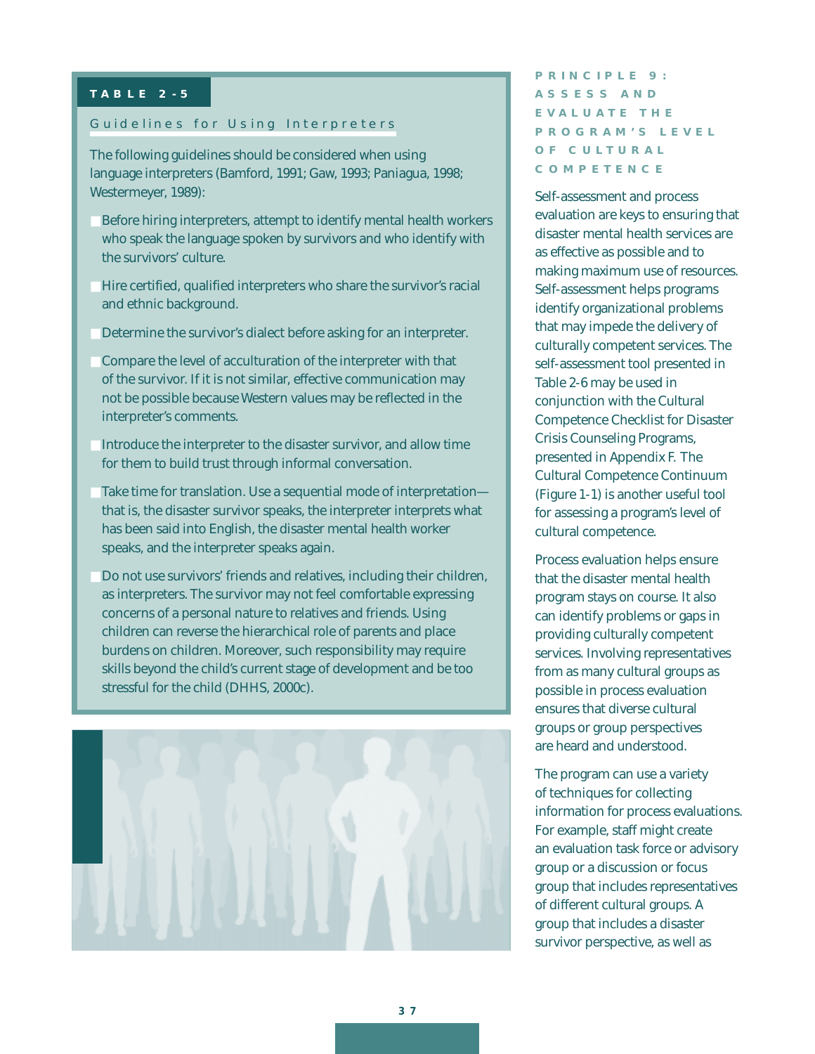**TABLE 2-5**

Guidelines for Using Interpreters

The following guidelines should be considered when using language interpreters (Bamford, 1991; Gaw, 1993; Paniagua, 1998; Westermeyer, 1989):

- Before hiring interpreters, attempt to identify mental health workers who speak the language spoken by survivors and who identify with the survivors' culture.
- Hire certified, qualified interpreters who share the survivor's racial and ethnic background.
- Determine the survivor's dialect before asking for an interpreter.
- Compare the level of acculturation of the interpreter with that of the survivor. If it is not similar, effective communication may not be possible because Western values may be reflected in the interpreter's comments.
- Introduce the interpreter to the disaster survivor, and allow time for them to build trust through informal conversation.
- Take time for translation. Use a sequential mode of interpretation—that is, the disaster survivor speaks, the interpreter interprets what has been said into English, the disaster mental health worker speaks, and the interpreter speaks again.
- Do not use survivors' friends and relatives, including their children, as interpreters. The survivor may not feel comfortable expressing concerns of a personal nature to relatives and friends. Using children can reverse the hierarchical role of parents and place burdens on children. Moreover, such responsibility may require skills beyond the child's current stage of development and be too stressful for the child (DHHS, 2000c).

## PRINCIPLE 9: ASSESS AND EVALUATE THE PROGRAM'S LEVEL OF CULTURAL COMPETENCE

Self-assessment and process evaluation are keys to ensuring that disaster mental health services are as effective as possible and to making maximum use of resources. Self-assessment helps programs identify organizational problems that may impede the delivery of culturally competent services. The self-assessment tool presented in Table 2-6 may be used in conjunction with the Cultural Competence Checklist for Disaster Crisis Counseling Programs, presented in Appendix F. The Cultural Competence Continuum (Figure 1-1) is another useful tool for assessing a program's level of cultural competence.

Process evaluation helps ensure that the disaster mental health program stays on course. It also can identify problems or gaps in providing culturally competent services. Involving representatives from as many cultural groups as possible in process evaluation ensures that diverse cultural groups or group perspectives are heard and understood.

The program can use a variety of techniques for collecting information for process evaluations. For example, staff might create an evaluation task force or advisory group or a discussion or focus group that includes representatives of different cultural groups. A group that includes a disaster survivor perspective, as well as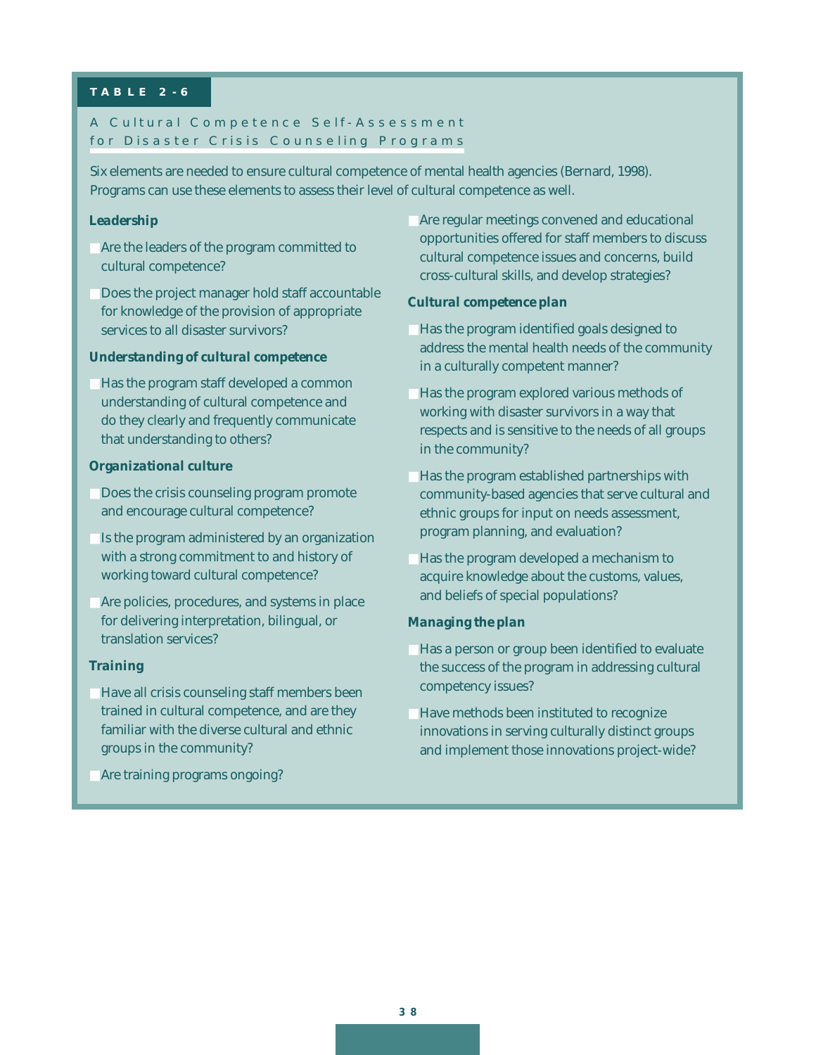**TABLE 2-6**

## A Cultural Competence Self-Assessment for Disaster Crisis Counseling Programs

Six elements are needed to ensure cultural competence of mental health agencies (Bernard, 1998). Programs can use these elements to assess their level of cultural competence as well.

### Leadership

- Are the leaders of the program committed to cultural competence?
- Does the project manager hold staff accountable for knowledge of the provision of appropriate services to all disaster survivors?

### Understanding of cultural competence

- Has the program staff developed a common understanding of cultural competence and do they clearly and frequently communicate that understanding to others?

### Organizational culture

- Does the crisis counseling program promote and encourage cultural competence?
- Is the program administered by an organization with a strong commitment to and history of working toward cultural competence?
- Are policies, procedures, and systems in place for delivering interpretation, bilingual, or translation services?

### Training

- Have all crisis counseling staff members been trained in cultural competence, and are they familiar with the diverse cultural and ethnic groups in the community?
- Are training programs ongoing?
- Are regular meetings convened and educational opportunities offered for staff members to discuss cultural competence issues and concerns, build cross-cultural skills, and develop strategies?

### Cultural competence plan

- Has the program identified goals designed to address the mental health needs of the community in a culturally competent manner?
- Has the program explored various methods of working with disaster survivors in a way that respects and is sensitive to the needs of all groups in the community?
- Has the program established partnerships with community-based agencies that serve cultural and ethnic groups for input on needs assessment, program planning, and evaluation?
- Has the program developed a mechanism to acquire knowledge about the customs, values, and beliefs of special populations?

### Managing the plan

- Has a person or group been identified to evaluate the success of the program in addressing cultural competency issues?
- Have methods been instituted to recognize innovations in serving culturally distinct groups and implement those innovations project-wide?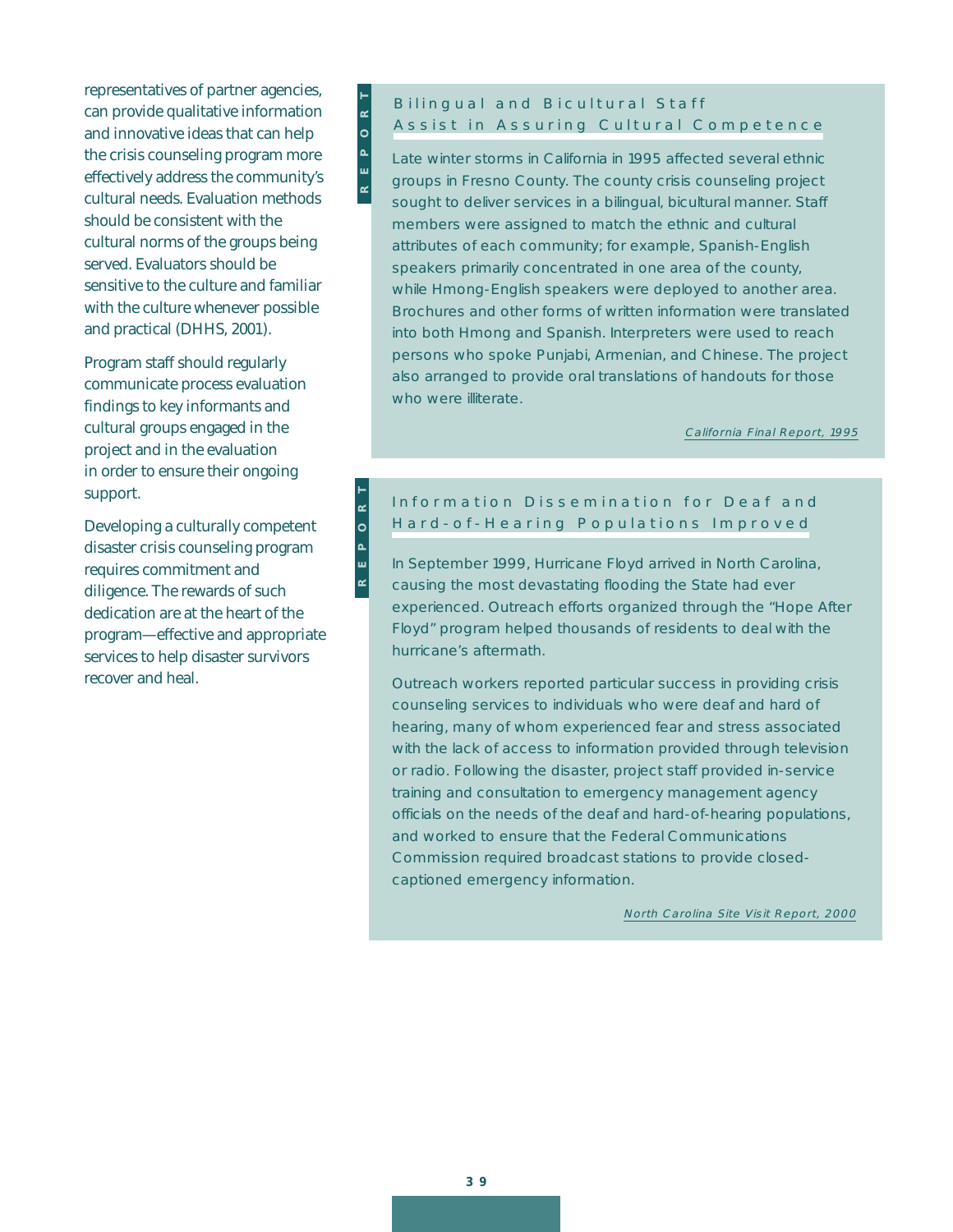representatives of partner agencies, can provide qualitative information and innovative ideas that can help the crisis counseling program more effectively address the community's cultural needs. Evaluation methods should be consistent with the cultural norms of the groups being served. Evaluators should be sensitive to the culture and familiar with the culture whenever possible and practical (DHHS, 2001).

Program staff should regularly communicate process evaluation findings to key informants and cultural groups engaged in the project and in the evaluation in order to ensure their ongoing support.

Developing a culturally competent disaster crisis counseling program requires commitment and diligence. The rewards of such dedication are at the heart of the program—effective and appropriate services to help disaster survivors recover and heal.

REPORT

### Bilingual and Bicultural Staff Assist in Assuring Cultural Competence

Late winter storms in California in 1995 affected several ethnic groups in Fresno County. The county crisis counseling project sought to deliver services in a bilingual, bicultural manner. Staff members were assigned to match the ethnic and cultural attributes of each community; for example, Spanish-English speakers primarily concentrated in one area of the county, while Hmong-English speakers were deployed to another area. Brochures and other forms of written information were translated into both Hmong and Spanish. Interpreters were used to reach persons who spoke Punjabi, Armenian, and Chinese. The project also arranged to provide oral translations of handouts for those who were illiterate.

*California Final Report, 1995*

REPORT

### Information Dissemination for Deaf and Hard-of-Hearing Populations Improved

In September 1999, Hurricane Floyd arrived in North Carolina, causing the most devastating flooding the State had ever experienced. Outreach efforts organized through the "Hope After Floyd" program helped thousands of residents to deal with the hurricane's aftermath.

Outreach workers reported particular success in providing crisis counseling services to individuals who were deaf and hard of hearing, many of whom experienced fear and stress associated with the lack of access to information provided through television or radio. Following the disaster, project staff provided in-service training and consultation to emergency management agency officials on the needs of the deaf and hard-of-hearing populations, and worked to ensure that the Federal Communications Commission required broadcast stations to provide closed-captioned emergency information.

*North Carolina Site Visit Report, 2000*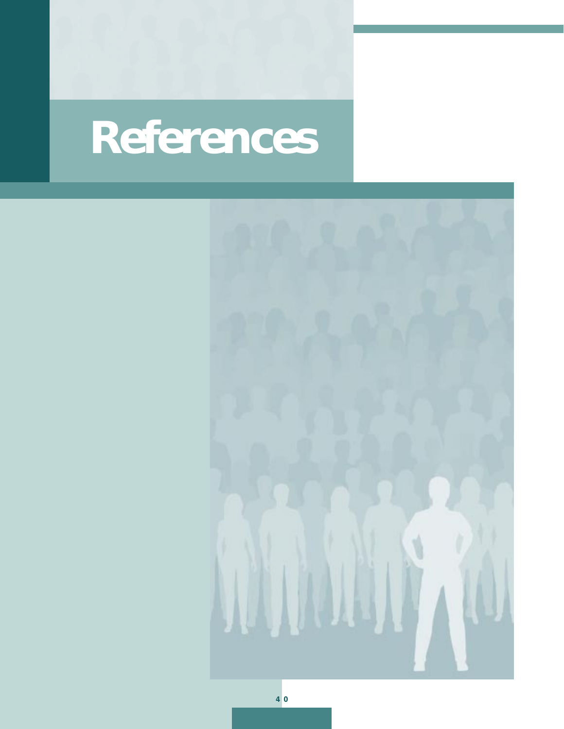# References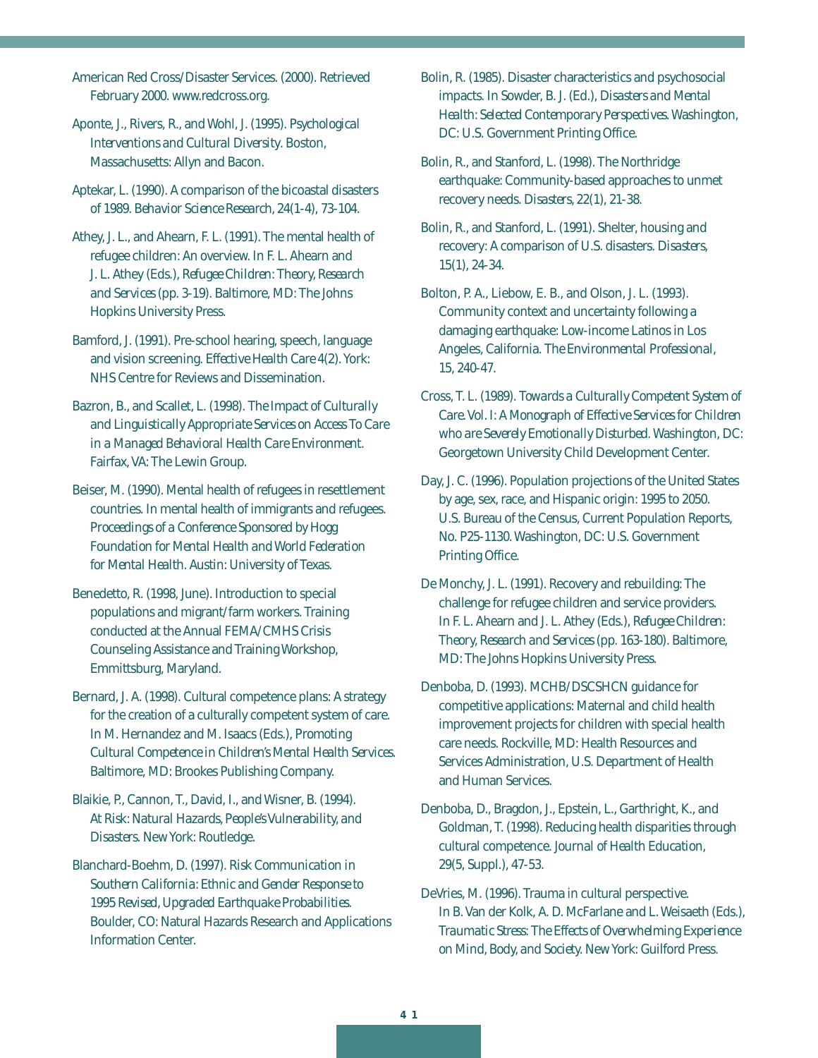American Red Cross/Disaster Services. (2000). Retrieved February 2000. www.redcross.org.

Aponte, J., Rivers, R., and Wohl, J. (1995). *Psychological Interventions and Cultural Diversity*. Boston, Massachusetts: Allyn and Bacon.

Aptekar, L. (1990). A comparison of the bicoastal disasters of 1989. *Behavior Science Research*, 24(1-4), 73-104.

Athey, J. L., and Ahearn, F. L. (1991). The mental health of refugee children: An overview. In F. L. Ahearn and J. L. Athey (Eds.), *Refugee Children: Theory, Research and Services* (pp. 3-19). Baltimore, MD: The Johns Hopkins University Press.

Bamford, J. (1991). Pre-school hearing, speech, language and vision screening. *Effective Health Care* 4(2). York: NHS Centre for Reviews and Dissemination.

Bazron, B., and Scallet, L. (1998). *The Impact of Culturally and Linguistically Appropriate Services on Access To Care in a Managed Behavioral Health Care Environment*. Fairfax, VA: The Lewin Group.

Beiser, M. (1990). Mental health of refugees in resettlement countries. In mental health of immigrants and refugees. *Proceedings of a Conference Sponsored by Hogg Foundation for Mental Health and World Federation for Mental Health*. Austin: University of Texas.

Benedetto, R. (1998, June). Introduction to special populations and migrant/farm workers. Training conducted at the Annual FEMA/CMHS Crisis Counseling Assistance and Training Workshop, Emmittsburg, Maryland.

Bernard, J. A. (1998). Cultural competence plans: A strategy for the creation of a culturally competent system of care. In M. Hernandez and M. Isaacs (Eds.), *Promoting Cultural Competence in Children's Mental Health Services*. Baltimore, MD: Brookes Publishing Company.

Blaikie, P., Cannon, T., David, I., and Wisner, B. (1994). *At Risk: Natural Hazards, People's Vulnerability, and Disasters*. New York: Routledge.

Blanchard-Boehm, D. (1997). *Risk Communication in Southern California: Ethnic and Gender Response to 1995 Revised, Upgraded Earthquake Probabilities*. Boulder, CO: Natural Hazards Research and Applications Information Center.

Bolin, R. (1985). Disaster characteristics and psychosocial impacts. In Sowder, B. J. (Ed.), *Disasters and Mental Health: Selected Contemporary Perspectives*. Washington, DC: U.S. Government Printing Office.

Bolin, R., and Stanford, L. (1998). The Northridge earthquake: Community-based approaches to unmet recovery needs. *Disasters*, 22(1), 21-38.

Bolin, R., and Stanford, L. (1991). Shelter, housing and recovery: A comparison of U.S. disasters. *Disasters*, 15(1), 24-34.

Bolton, P. A., Liebow, E. B., and Olson, J. L. (1993). Community context and uncertainty following a damaging earthquake: Low-income Latinos in Los Angeles, California. *The Environmental Professional*, 15, 240-47.

Cross, T. L. (1989). *Towards a Culturally Competent System of Care. Vol. I: A Monograph of Effective Services for Children who are Severely Emotionally Disturbed*. Washington, DC: Georgetown University Child Development Center.

Day, J. C. (1996). Population projections of the United States by age, sex, race, and Hispanic origin: 1995 to 2050. U.S. Bureau of the Census, Current Population Reports, No. P25-1130. Washington, DC: U.S. Government Printing Office.

De Monchy, J. L. (1991). Recovery and rebuilding: The challenge for refugee children and service providers. In F. L. Ahearn and J. L. Athey (Eds.), *Refugee Children: Theory, Research and Services* (pp. 163-180). Baltimore, MD: The Johns Hopkins University Press.

Denboba, D. (1993). MCHB/DSCSHCN guidance for competitive applications: Maternal and child health improvement projects for children with special health care needs. Rockville, MD: Health Resources and Services Administration, U.S. Department of Health and Human Services.

Denboba, D., Bragdon, J., Epstein, L., Garthright, K., and Goldman, T. (1998). Reducing health disparities through cultural competence. *Journal of Health Education*, 29(5, Suppl.), 47-53.

DeVries, M. (1996). Trauma in cultural perspective. In B. Van der Kolk, A. D. McFarlane and L. Weisaeth (Eds.), *Traumatic Stress: The Effects of Overwhelming Experience on Mind, Body, and Society*. New York: Guilford Press.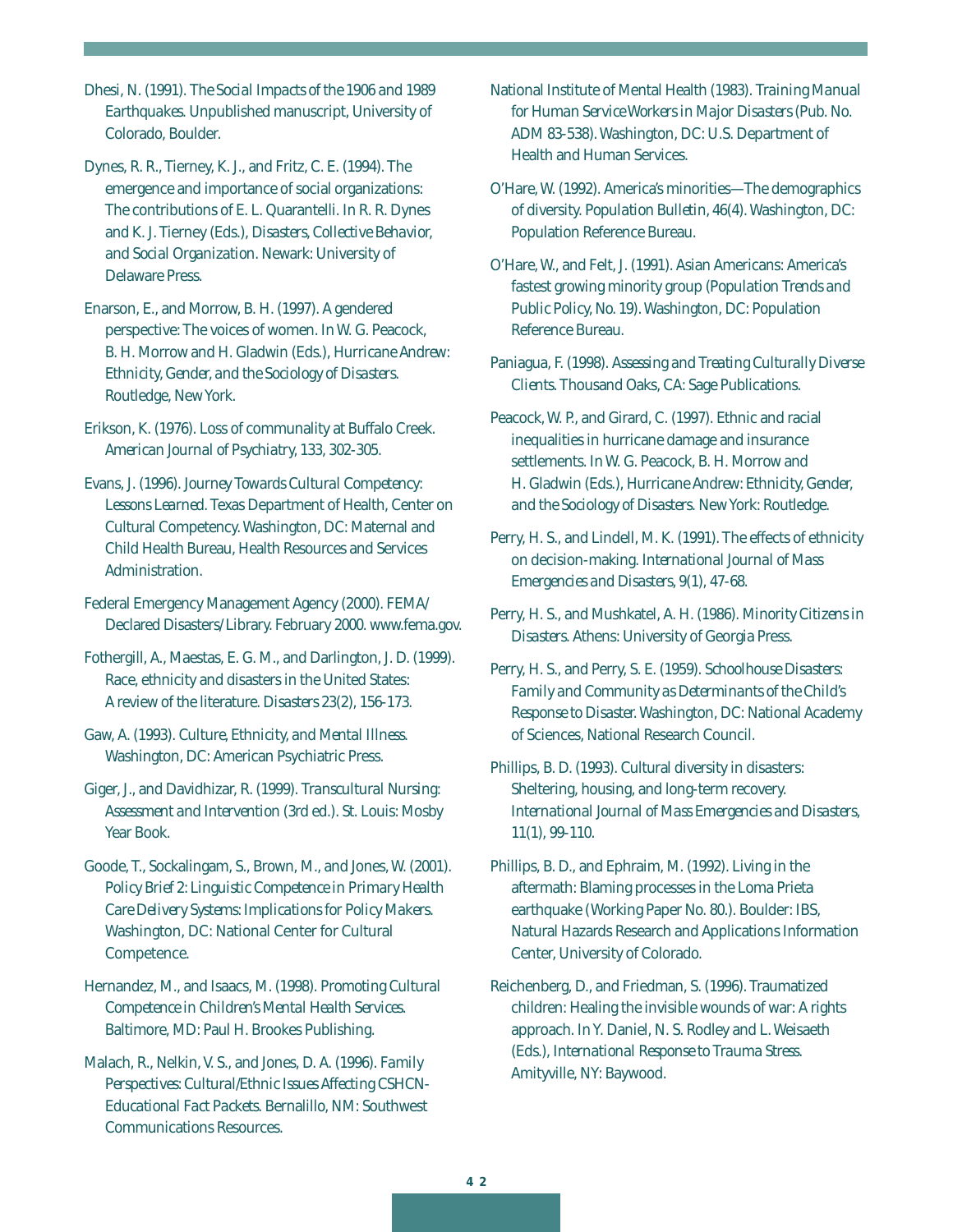Dhesi, N. (1991). *The Social Impacts of the 1906 and 1989 Earthquakes*. Unpublished manuscript, University of Colorado, Boulder.

Dynes, R. R., Tierney, K. J., and Fritz, C. E. (1994). The emergence and importance of social organizations: The contributions of E. L. Quarantelli. In R. R. Dynes and K. J. Tierney (Eds.), *Disasters, Collective Behavior, and Social Organization*. Newark: University of Delaware Press.

Enarson, E., and Morrow, B. H. (1997). A gendered perspective: The voices of women. In W. G. Peacock, B. H. Morrow and H. Gladwin (Eds.), *Hurricane Andrew: Ethnicity, Gender, and the Sociology of Disasters*. Routledge, New York.

Erikson, K. (1976). Loss of communality at Buffalo Creek. *American Journal of Psychiatry*, 133, 302-305.

Evans, J. (1996). *Journey Towards Cultural Competency: Lessons Learned*. Texas Department of Health, Center on Cultural Competency. Washington, DC: Maternal and Child Health Bureau, Health Resources and Services Administration.

Federal Emergency Management Agency (2000). FEMA/ Declared Disasters/Library. February 2000. www.fema.gov.

Fothergill, A., Maestas, E. G. M., and Darlington, J. D. (1999). Race, ethnicity and disasters in the United States: A review of the literature. *Disasters* 23(2), 156-173.

Gaw, A. (1993). *Culture, Ethnicity, and Mental Illness*. Washington, DC: American Psychiatric Press.

Giger, J., and Davidhizar, R. (1999). *Transcultural Nursing: Assessment and Intervention* (3rd ed.). St. Louis: Mosby Year Book.

Goode, T., Sockalingam, S., Brown, M., and Jones, W. (2001). *Policy Brief 2: Linguistic Competence in Primary Health Care Delivery Systems: Implications for Policy Makers*. Washington, DC: National Center for Cultural Competence.

Hernandez, M., and Isaacs, M. (1998). *Promoting Cultural Competence in Children's Mental Health Services*. Baltimore, MD: Paul H. Brookes Publishing.

Malach, R., Nelkin, V. S., and Jones, D. A. (1996). *Family Perspectives: Cultural/Ethnic Issues Affecting CSHCN-Educational Fact Packets*. Bernalillo, NM: Southwest Communications Resources.

National Institute of Mental Health (1983). *Training Manual for Human Service Workers in Major Disasters* (Pub. No. ADM 83-538). Washington, DC: U.S. Department of Health and Human Services.

O'Hare, W. (1992). America's minorities—The demographics of diversity. *Population Bulletin*, 46(4). Washington, DC: Population Reference Bureau.

O'Hare, W., and Felt, J. (1991). Asian Americans: America's fastest growing minority group (*Population Trends and Public Policy*, No. 19). Washington, DC: Population Reference Bureau.

Paniagua, F. (1998). *Assessing and Treating Culturally Diverse Clients*. Thousand Oaks, CA: Sage Publications.

Peacock, W. P., and Girard, C. (1997). Ethnic and racial inequalities in hurricane damage and insurance settlements. In W. G. Peacock, B. H. Morrow and H. Gladwin (Eds.), *Hurricane Andrew: Ethnicity, Gender, and the Sociology of Disasters*. New York: Routledge.

Perry, H. S., and Lindell, M. K. (1991). The effects of ethnicity on decision-making. *International Journal of Mass Emergencies and Disasters*, 9(1), 47-68.

Perry, H. S., and Mushkatel, A. H. (1986). *Minority Citizens in Disasters*. Athens: University of Georgia Press.

Perry, H. S., and Perry, S. E. (1959). *Schoolhouse Disasters: Family and Community as Determinants of the Child's Response to Disaster*. Washington, DC: National Academy of Sciences, National Research Council.

Phillips, B. D. (1993). Cultural diversity in disasters: Sheltering, housing, and long-term recovery. *International Journal of Mass Emergencies and Disasters*, 11(1), 99-110.

Phillips, B. D., and Ephraim, M. (1992). Living in the aftermath: Blaming processes in the Loma Prieta earthquake (Working Paper No. 80.). Boulder: IBS, Natural Hazards Research and Applications Information Center, University of Colorado.

Reichenberg, D., and Friedman, S. (1996). Traumatized children: Healing the invisible wounds of war: A rights approach. In Y. Daniel, N. S. Rodley and L. Weisaeth (Eds.), *International Response to Trauma Stress*. Amityville, NY: Baywood.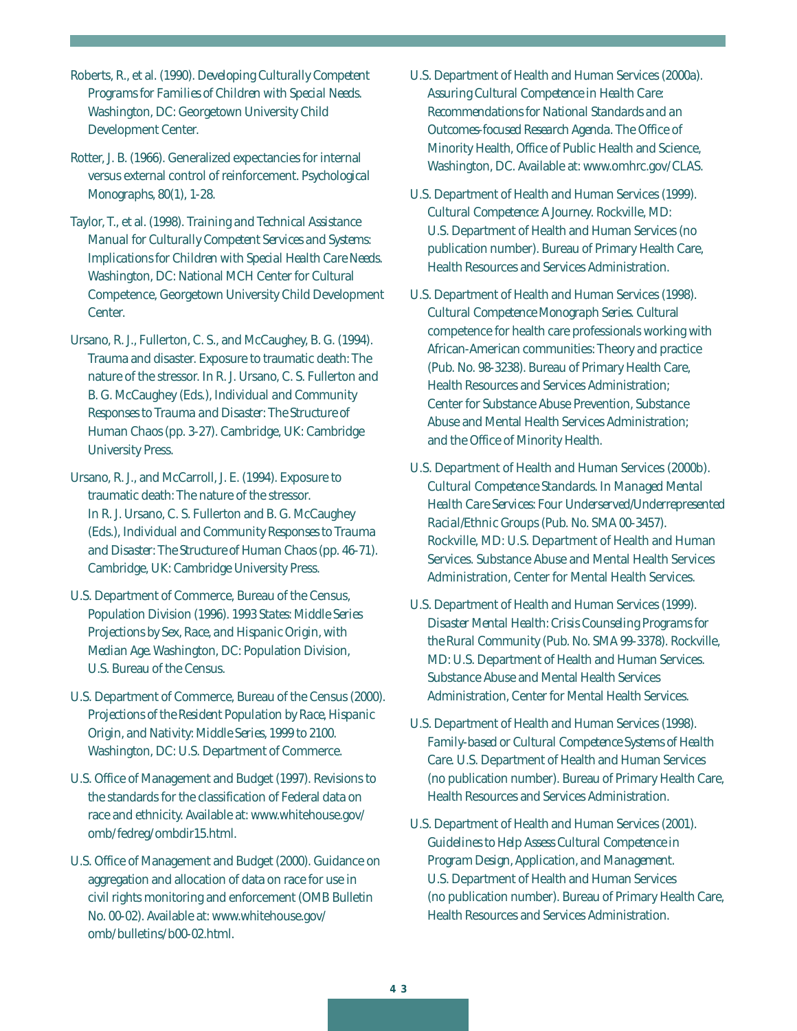Roberts, R., et al. (1990). *Developing Culturally Competent Programs for Families of Children with Special Needs*. Washington, DC: Georgetown University Child Development Center.

Rotter, J. B. (1966). Generalized expectancies for internal versus external control of reinforcement. Psychological Monographs, 80(1), 1-28.

Taylor, T., et al. (1998). *Training and Technical Assistance Manual for Culturally Competent Services and Systems: Implications for Children with Special Health Care Needs*. Washington, DC: National MCH Center for Cultural Competence, Georgetown University Child Development Center.

Ursano, R. J., Fullerton, C. S., and McCaughey, B. G. (1994). Trauma and disaster. Exposure to traumatic death: The nature of the stressor. In R. J. Ursano, C. S. Fullerton and B. G. McCaughey (Eds.), *Individual and Community Responses to Trauma and Disaster: The Structure of Human Chaos* (pp. 3-27). Cambridge, UK: Cambridge University Press.

Ursano, R. J., and McCarroll, J. E. (1994). Exposure to traumatic death: The nature of the stressor. In R. J. Ursano, C. S. Fullerton and B. G. McCaughey (Eds.), *Individual and Community Responses to Trauma and Disaster: The Structure of Human Chaos* (pp. 46-71). Cambridge, UK: Cambridge University Press.

U.S. Department of Commerce, Bureau of the Census, Population Division (1996). *1993 States: Middle Series Projections by Sex, Race, and Hispanic Origin, with Median Age*. Washington, DC: Population Division, U.S. Bureau of the Census.

U.S. Department of Commerce, Bureau of the Census (2000). *Projections of the Resident Population by Race, Hispanic Origin, and Nativity: Middle Series, 1999 to 2100*. Washington, DC: U.S. Department of Commerce.

U.S. Office of Management and Budget (1997). Revisions to the standards for the classification of Federal data on race and ethnicity. Available at: www.whitehouse.gov/omb/fedreg/ombdir15.html.

U.S. Office of Management and Budget (2000). Guidance on aggregation and allocation of data on race for use in civil rights monitoring and enforcement (OMB Bulletin No. 00-02). Available at: www.whitehouse.gov/omb/bulletins/b00-02.html.

U.S. Department of Health and Human Services (2000a). *Assuring Cultural Competence in Health Care: Recommendations for National Standards and an Outcomes-focused Research Agenda*. The Office of Minority Health, Office of Public Health and Science, Washington, DC. Available at: www.omhrc.gov/CLAS.

U.S. Department of Health and Human Services (1999). *Cultural Competence: A Journey*. Rockville, MD: U.S. Department of Health and Human Services (no publication number). Bureau of Primary Health Care, Health Resources and Services Administration.

U.S. Department of Health and Human Services (1998). *Cultural Competence Monograph Series*. Cultural competence for health care professionals working with African-American communities: Theory and practice (Pub. No. 98-3238). Bureau of Primary Health Care, Health Resources and Services Administration; Center for Substance Abuse Prevention, Substance Abuse and Mental Health Services Administration; and the Office of Minority Health.

U.S. Department of Health and Human Services (2000b). *Cultural Competence Standards. In Managed Mental Health Care Services: Four Underserved/Underrepresented Racial/Ethnic Groups* (Pub. No. SMA 00-3457). Rockville, MD: U.S. Department of Health and Human Services. Substance Abuse and Mental Health Services Administration, Center for Mental Health Services.

U.S. Department of Health and Human Services (1999). *Disaster Mental Health: Crisis Counseling Programs for the Rural Community* (Pub. No. SMA 99-3378). Rockville, MD: U.S. Department of Health and Human Services. Substance Abuse and Mental Health Services Administration, Center for Mental Health Services.

U.S. Department of Health and Human Services (1998). *Family-based or Cultural Competence Systems of Health Care*. U.S. Department of Health and Human Services (no publication number). Bureau of Primary Health Care, Health Resources and Services Administration.

U.S. Department of Health and Human Services (2001). *Guidelines to Help Assess Cultural Competence in Program Design, Application, and Management*. U.S. Department of Health and Human Services (no publication number). Bureau of Primary Health Care, Health Resources and Services Administration.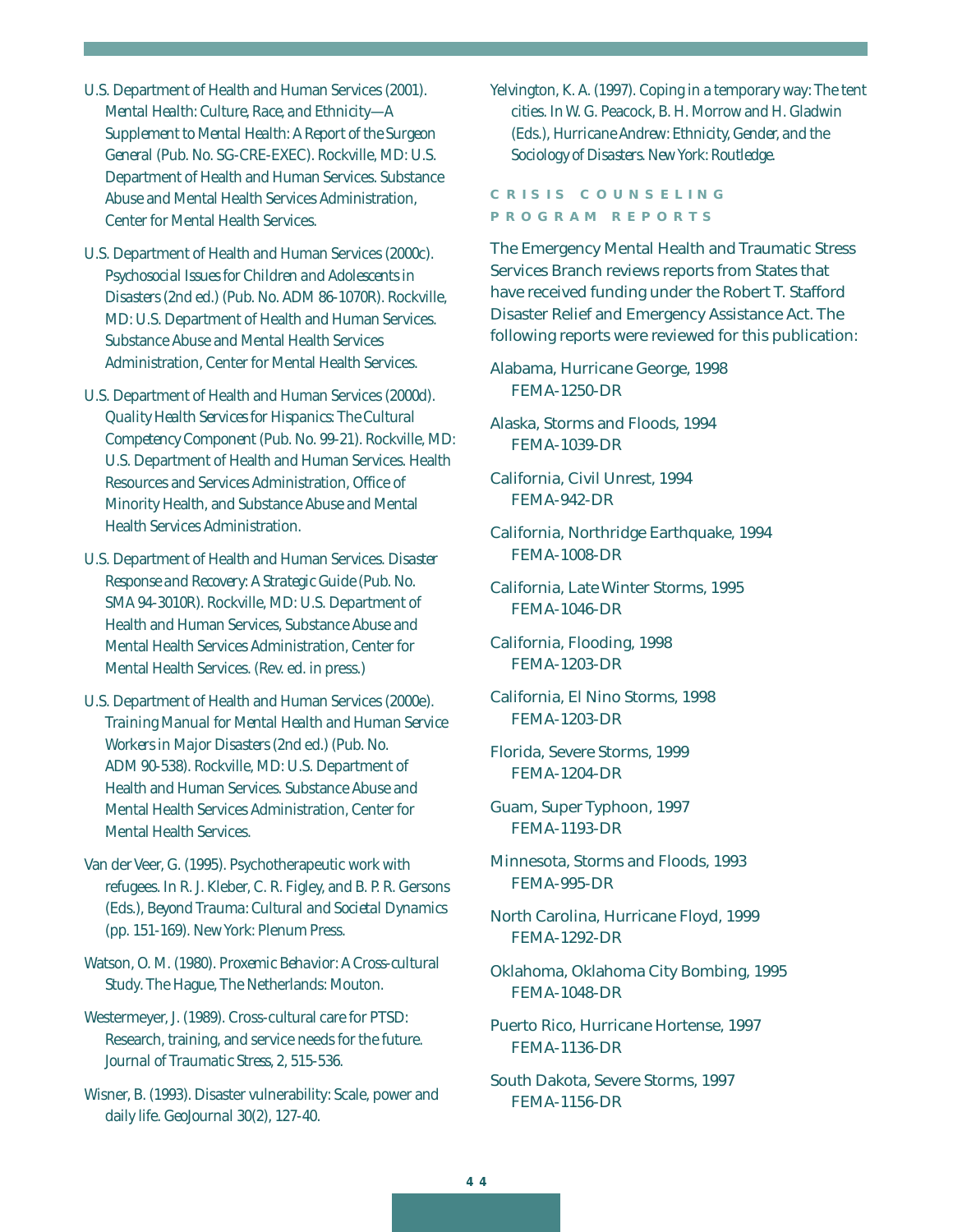U.S. Department of Health and Human Services (2001). *Mental Health: Culture, Race, and Ethnicity—A Supplement to Mental Health: A Report of the Surgeon General* (Pub. No. SG-CRE-EXEC). Rockville, MD: U.S. Department of Health and Human Services. Substance Abuse and Mental Health Services Administration, Center for Mental Health Services.

U.S. Department of Health and Human Services (2000c). *Psychosocial Issues for Children and Adolescents in Disasters* (2nd ed.) (Pub. No. ADM 86-1070R). Rockville, MD: U.S. Department of Health and Human Services. Substance Abuse and Mental Health Services Administration, Center for Mental Health Services.

U.S. Department of Health and Human Services (2000d). *Quality Health Services for Hispanics: The Cultural Competency Component* (Pub. No. 99-21). Rockville, MD: U.S. Department of Health and Human Services. Health Resources and Services Administration, Office of Minority Health, and Substance Abuse and Mental Health Services Administration.

U.S. Department of Health and Human Services. *Disaster Response and Recovery: A Strategic Guide* (Pub. No. SMA 94-3010R). Rockville, MD: U.S. Department of Health and Human Services, Substance Abuse and Mental Health Services Administration, Center for Mental Health Services. (Rev. ed. in press.)

U.S. Department of Health and Human Services (2000e). *Training Manual for Mental Health and Human Service Workers in Major Disasters* (2nd ed.) (Pub. No. ADM 90-538). Rockville, MD: U.S. Department of Health and Human Services. Substance Abuse and Mental Health Services Administration, Center for Mental Health Services.

Van der Veer, G. (1995). Psychotherapeutic work with refugees. In R. J. Kleber, C. R. Figley, and B. P. R. Gersons (Eds.), *Beyond Trauma: Cultural and Societal Dynamics* (pp. 151-169). New York: Plenum Press.

Watson, O. M. (1980). *Proxemic Behavior: A Cross-cultural Study*. The Hague, The Netherlands: Mouton.

Westermeyer, J. (1989). Cross-cultural care for PTSD: Research, training, and service needs for the future. *Journal of Traumatic Stress*, 2, 515-536.

Wisner, B. (1993). Disaster vulnerability: Scale, power and daily life. *GeoJournal* 30(2), 127-40.

Yelvington, K. A. (1997). Coping in a temporary way: The tent cities. In W. G. Peacock, B. H. Morrow and H. Gladwin (Eds.), *Hurricane Andrew: Ethnicity, Gender, and the Sociology of Disasters*. New York: Routledge.

## CRISIS COUNSELING PROGRAM REPORTS

The Emergency Mental Health and Traumatic Stress Services Branch reviews reports from States that have received funding under the Robert T. Stafford Disaster Relief and Emergency Assistance Act. The following reports were reviewed for this publication:

Alabama, Hurricane George, 1998
FEMA-1250-DR

Alaska, Storms and Floods, 1994
FEMA-1039-DR

California, Civil Unrest, 1994
FEMA-942-DR

California, Northridge Earthquake, 1994
FEMA-1008-DR

California, Late Winter Storms, 1995
FEMA-1046-DR

California, Flooding, 1998
FEMA-1203-DR

California, El Nino Storms, 1998
FEMA-1203-DR

Florida, Severe Storms, 1999
FEMA-1204-DR

Guam, Super Typhoon, 1997
FEMA-1193-DR

Minnesota, Storms and Floods, 1993
FEMA-995-DR

North Carolina, Hurricane Floyd, 1999
FEMA-1292-DR

Oklahoma, Oklahoma City Bombing, 1995
FEMA-1048-DR

Puerto Rico, Hurricane Hortense, 1997
FEMA-1136-DR

South Dakota, Severe Storms, 1997
FEMA-1156-DR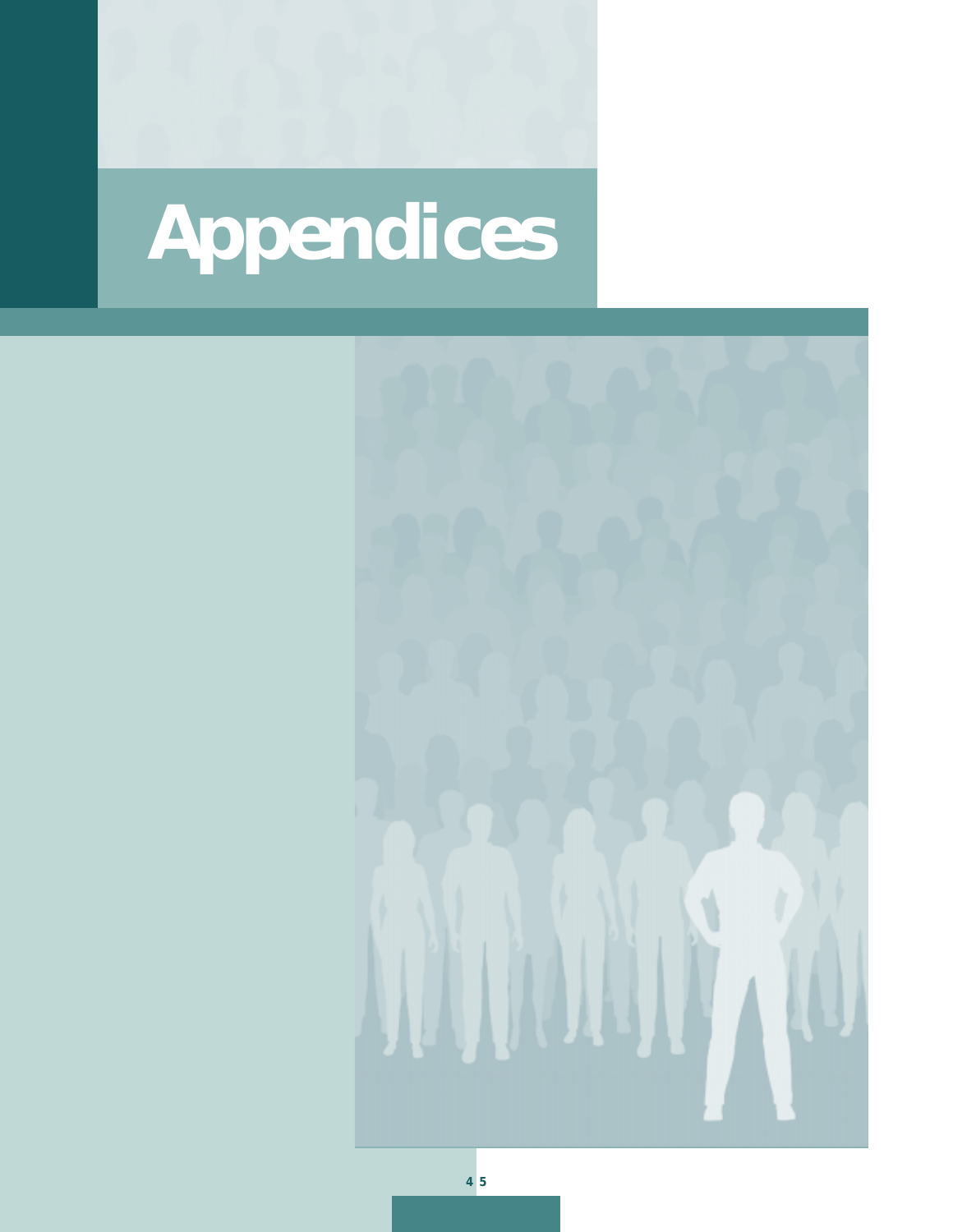# Appendices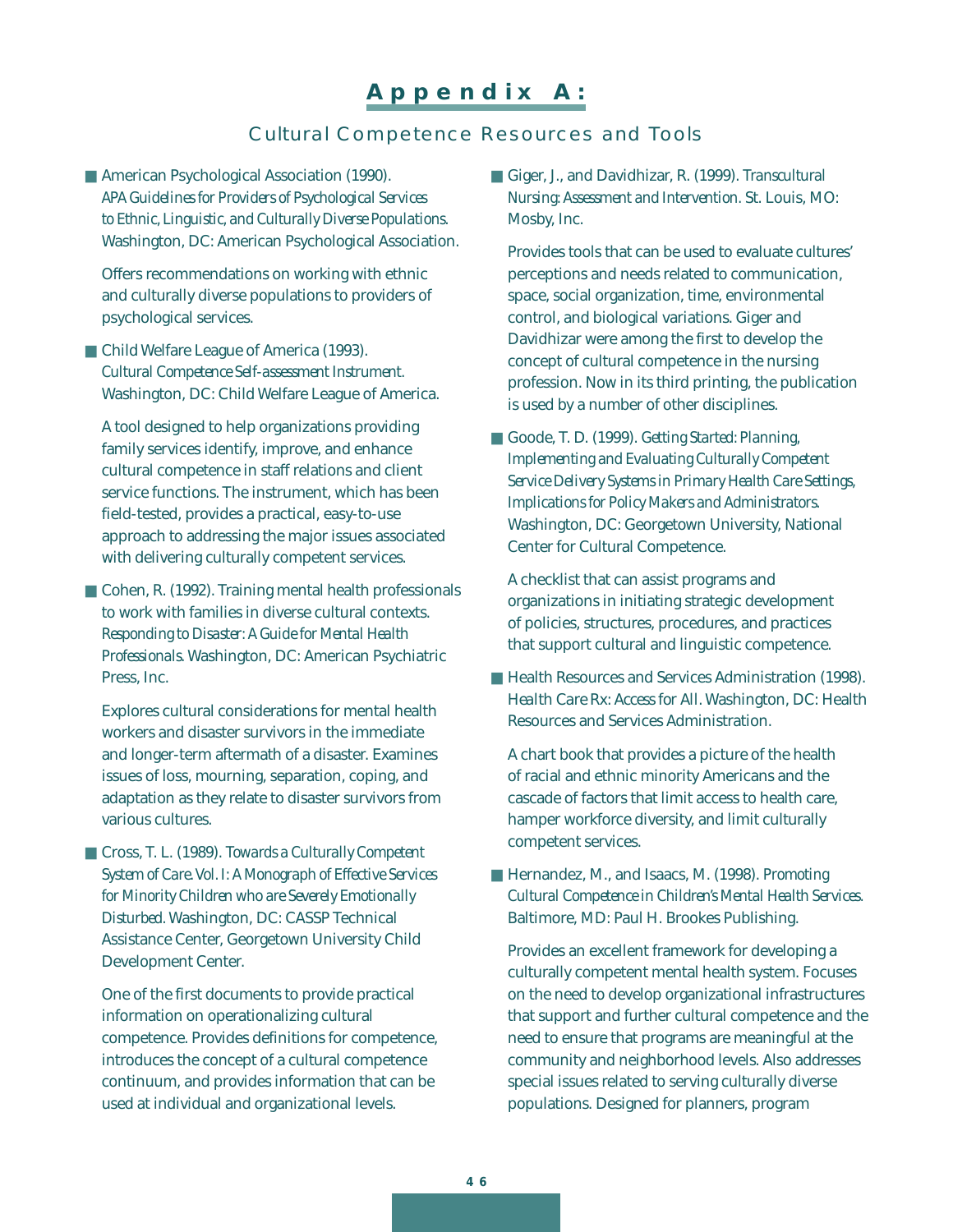# Appendix A:

## Cultural Competence Resources and Tools

- American Psychological Association (1990). *APA Guidelines for Providers of Psychological Services to Ethnic, Linguistic, and Culturally Diverse Populations.* Washington, DC: American Psychological Association.

  Offers recommendations on working with ethnic and culturally diverse populations to providers of psychological services.

- Child Welfare League of America (1993). *Cultural Competence Self-assessment Instrument.* Washington, DC: Child Welfare League of America.

  A tool designed to help organizations providing family services identify, improve, and enhance cultural competence in staff relations and client service functions. The instrument, which has been field-tested, provides a practical, easy-to-use approach to addressing the major issues associated with delivering culturally competent services.

- Cohen, R. (1992). Training mental health professionals to work with families in diverse cultural contexts. *Responding to Disaster: A Guide for Mental Health Professionals.* Washington, DC: American Psychiatric Press, Inc.

  Explores cultural considerations for mental health workers and disaster survivors in the immediate and longer-term aftermath of a disaster. Examines issues of loss, mourning, separation, coping, and adaptation as they relate to disaster survivors from various cultures.

- Cross, T. L. (1989). *Towards a Culturally Competent System of Care. Vol. I: A Monograph of Effective Services for Minority Children who are Severely Emotionally Disturbed.* Washington, DC: CASSP Technical Assistance Center, Georgetown University Child Development Center.

  One of the first documents to provide practical information on operationalizing cultural competence. Provides definitions for competence, introduces the concept of a cultural competence continuum, and provides information that can be used at individual and organizational levels.

- Giger, J., and Davidhizar, R. (1999). *Transcultural Nursing: Assessment and Intervention.* St. Louis, MO: Mosby, Inc.

  Provides tools that can be used to evaluate cultures' perceptions and needs related to communication, space, social organization, time, environmental control, and biological variations. Giger and Davidhizar were among the first to develop the concept of cultural competence in the nursing profession. Now in its third printing, the publication is used by a number of other disciplines.

- Goode, T. D. (1999). *Getting Started: Planning, Implementing and Evaluating Culturally Competent Service Delivery Systems in Primary Health Care Settings, Implications for Policy Makers and Administrators.* Washington, DC: Georgetown University, National Center for Cultural Competence.

  A checklist that can assist programs and organizations in initiating strategic development of policies, structures, procedures, and practices that support cultural and linguistic competence.

- Health Resources and Services Administration (1998). *Health Care Rx: Access for All.* Washington, DC: Health Resources and Services Administration.

  A chart book that provides a picture of the health of racial and ethnic minority Americans and the cascade of factors that limit access to health care, hamper workforce diversity, and limit culturally competent services.

- Hernandez, M., and Isaacs, M. (1998). *Promoting Cultural Competence in Children's Mental Health Services.* Baltimore, MD: Paul H. Brookes Publishing.

  Provides an excellent framework for developing a culturally competent mental health system. Focuses on the need to develop organizational infrastructures that support and further cultural competence and the need to ensure that programs are meaningful at the community and neighborhood levels. Also addresses special issues related to serving culturally diverse populations. Designed for planners, program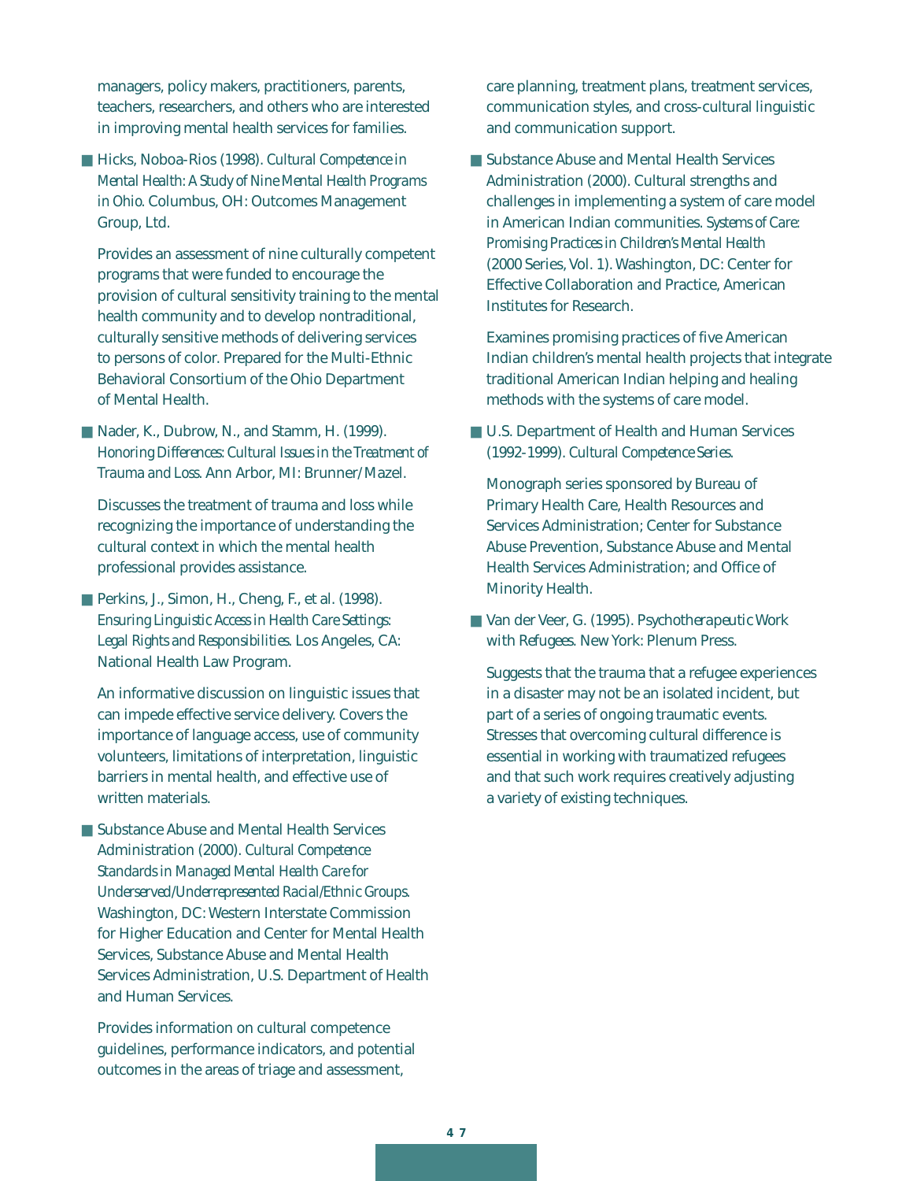managers, policy makers, practitioners, parents, teachers, researchers, and others who are interested in improving mental health services for families.

- Hicks, Noboa-Rios (1998). *Cultural Competence in Mental Health: A Study of Nine Mental Health Programs in Ohio.* Columbus, OH: Outcomes Management Group, Ltd.

  Provides an assessment of nine culturally competent programs that were funded to encourage the provision of cultural sensitivity training to the mental health community and to develop nontraditional, culturally sensitive methods of delivering services to persons of color. Prepared for the Multi-Ethnic Behavioral Consortium of the Ohio Department of Mental Health.

- Nader, K., Dubrow, N., and Stamm, H. (1999). *Honoring Differences: Cultural Issues in the Treatment of Trauma and Loss.* Ann Arbor, MI: Brunner/Mazel.

  Discusses the treatment of trauma and loss while recognizing the importance of understanding the cultural context in which the mental health professional provides assistance.

- Perkins, J., Simon, H., Cheng, F., et al. (1998). *Ensuring Linguistic Access in Health Care Settings: Legal Rights and Responsibilities.* Los Angeles, CA: National Health Law Program.

  An informative discussion on linguistic issues that can impede effective service delivery. Covers the importance of language access, use of community volunteers, limitations of interpretation, linguistic barriers in mental health, and effective use of written materials.

- Substance Abuse and Mental Health Services Administration (2000). *Cultural Competence Standards in Managed Mental Health Care for Underserved/Underrepresented Racial/Ethnic Groups.* Washington, DC: Western Interstate Commission for Higher Education and Center for Mental Health Services, Substance Abuse and Mental Health Services Administration, U.S. Department of Health and Human Services.

  Provides information on cultural competence guidelines, performance indicators, and potential outcomes in the areas of triage and assessment, care planning, treatment plans, treatment services, communication styles, and cross-cultural linguistic and communication support.

- Substance Abuse and Mental Health Services Administration (2000). Cultural strengths and challenges in implementing a system of care model in American Indian communities. *Systems of Care: Promising Practices in Children's Mental Health* (2000 Series, Vol. 1). Washington, DC: Center for Effective Collaboration and Practice, American Institutes for Research.

  Examines promising practices of five American Indian children's mental health projects that integrate traditional American Indian helping and healing methods with the systems of care model.

- U.S. Department of Health and Human Services (1992-1999). *Cultural Competence Series.*

  Monograph series sponsored by Bureau of Primary Health Care, Health Resources and Services Administration; Center for Substance Abuse Prevention, Substance Abuse and Mental Health Services Administration; and Office of Minority Health.

- Van der Veer, G. (1995). *Psychotherapeutic Work with Refugees.* New York: Plenum Press.

  Suggests that the trauma that a refugee experiences in a disaster may not be an isolated incident, but part of a series of ongoing traumatic events. Stresses that overcoming cultural difference is essential in working with traumatized refugees and that such work requires creatively adjusting a variety of existing techniques.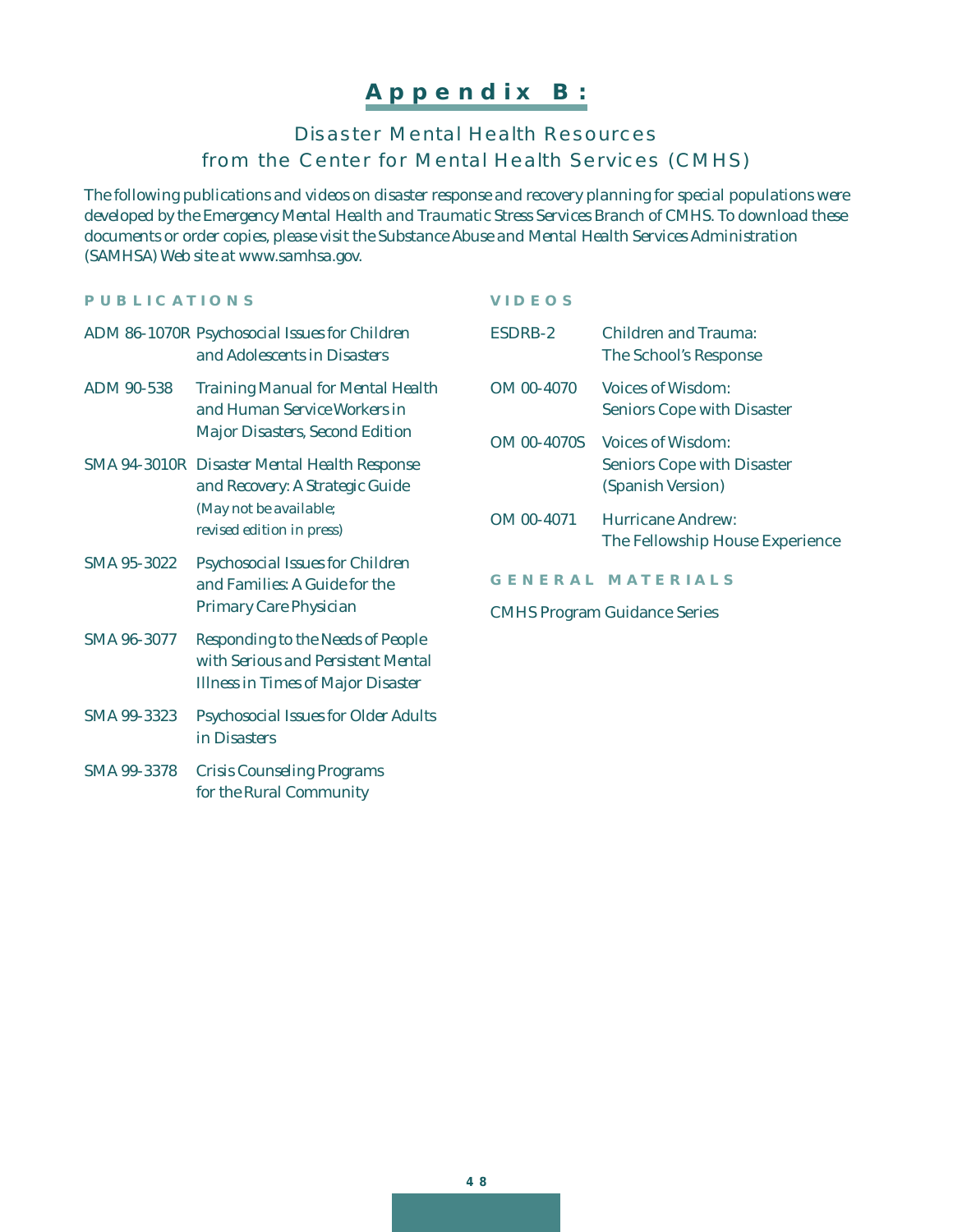# Appendix B:

## Disaster Mental Health Resources from the Center for Mental Health Services (CMHS)

The following publications and videos on disaster response and recovery planning for special populations were developed by the Emergency Mental Health and Traumatic Stress Services Branch of CMHS. To download these documents or order copies, please visit the Substance Abuse and Mental Health Services Administration (SAMHSA) Web site at www.samhsa.gov.

### PUBLICATIONS

| | |
|---|---|
| ADM 86-1070R | Psychosocial Issues for Children and Adolescents in Disasters |
| ADM 90-538 | Training Manual for Mental Health and Human Service Workers in Major Disasters, Second Edition |
| SMA 94-3010R | Disaster Mental Health Response and Recovery: A Strategic Guide (May not be available; revised edition in press) |
| SMA 95-3022 | Psychosocial Issues for Children and Families: A Guide for the Primary Care Physician |
| SMA 96-3077 | Responding to the Needs of People with Serious and Persistent Mental Illness in Times of Major Disaster |
| SMA 99-3323 | Psychosocial Issues for Older Adults in Disasters |
| SMA 99-3378 | Crisis Counseling Programs for the Rural Community |

### VIDEOS

| | |
|---|---|
| ESDRB-2 | Children and Trauma: The School's Response |
| OM 00-4070 | Voices of Wisdom: Seniors Cope with Disaster |
| OM 00-4070S | Voices of Wisdom: Seniors Cope with Disaster (Spanish Version) |
| OM 00-4071 | Hurricane Andrew: The Fellowship House Experience |

### GENERAL MATERIALS

CMHS Program Guidance Series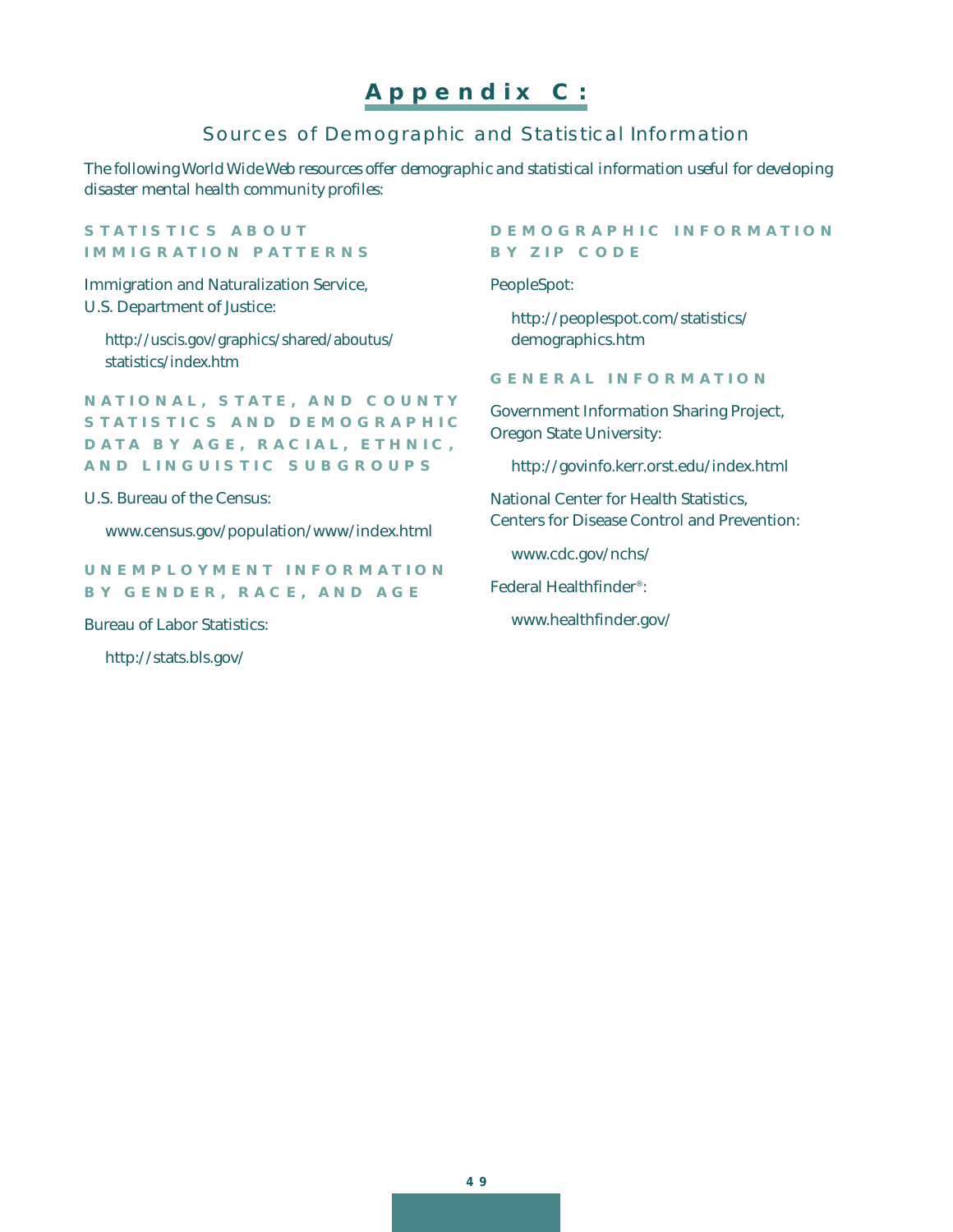# Appendix C:

## Sources of Demographic and Statistical Information

*The following World Wide Web resources offer demographic and statistical information useful for developing disaster mental health community profiles:*

### STATISTICS ABOUT IMMIGRATION PATTERNS

Immigration and Naturalization Service,
U.S. Department of Justice:

http://uscis.gov/graphics/shared/aboutus/statistics/index.htm

### NATIONAL, STATE, AND COUNTY STATISTICS AND DEMOGRAPHIC DATA BY AGE, RACIAL, ETHNIC, AND LINGUISTIC SUBGROUPS

U.S. Bureau of the Census:

www.census.gov/population/www/index.html

### UNEMPLOYMENT INFORMATION BY GENDER, RACE, AND AGE

Bureau of Labor Statistics:

http://stats.bls.gov/

### DEMOGRAPHIC INFORMATION BY ZIP CODE

PeopleSpot:

http://peoplespot.com/statistics/demographics.htm

### GENERAL INFORMATION

Government Information Sharing Project,
Oregon State University:

http://govinfo.kerr.orst.edu/index.html

National Center for Health Statistics,
Centers for Disease Control and Prevention:

www.cdc.gov/nchs/

Federal Healthfinder®:

www.healthfinder.gov/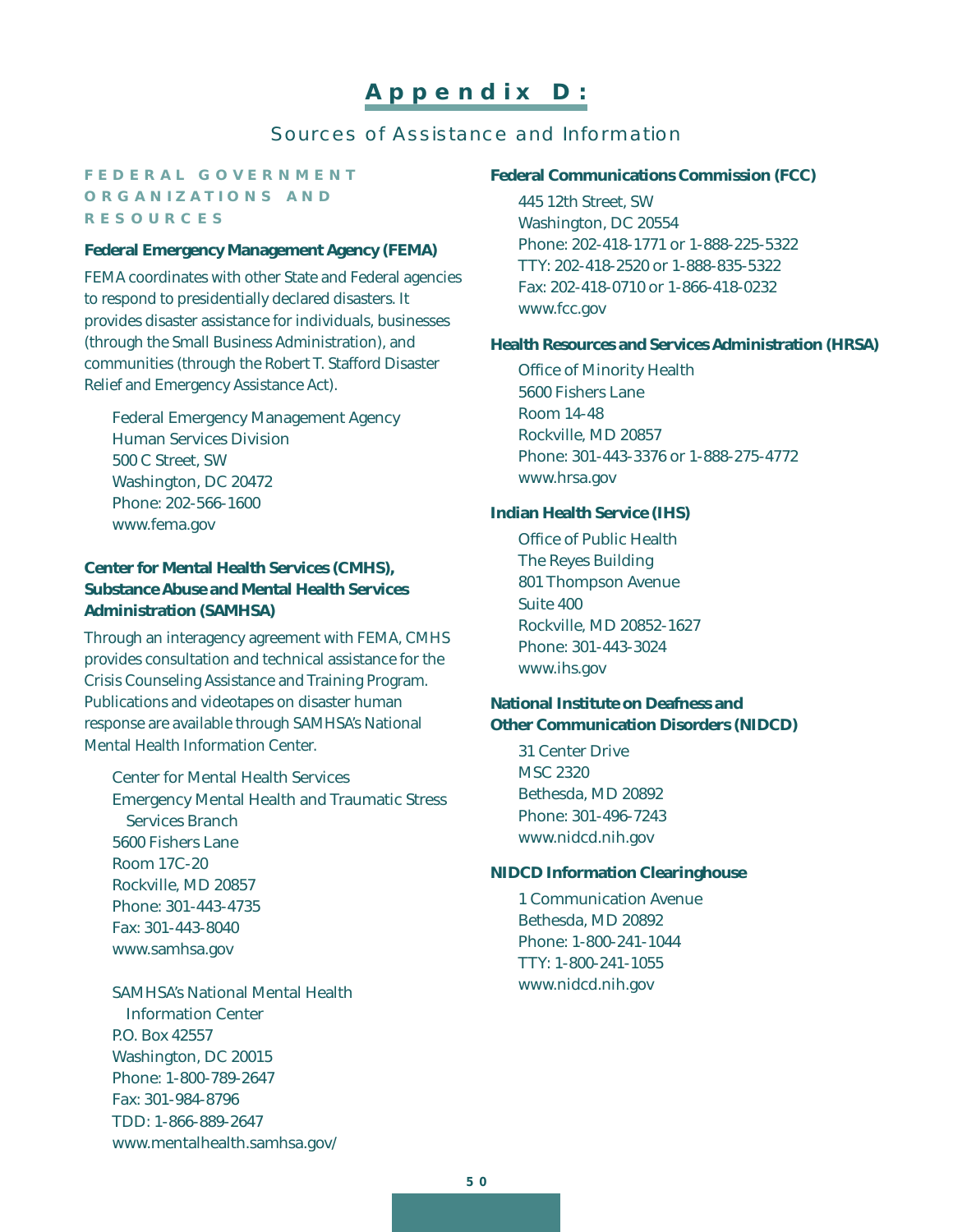# Appendix D:

## Sources of Assistance and Information

### FEDERAL GOVERNMENT ORGANIZATIONS AND RESOURCES

**Federal Emergency Management Agency (FEMA)**

FEMA coordinates with other State and Federal agencies to respond to presidentially declared disasters. It provides disaster assistance for individuals, businesses (through the Small Business Administration), and communities (through the Robert T. Stafford Disaster Relief and Emergency Assistance Act).

Federal Emergency Management Agency
Human Services Division
500 C Street, SW
Washington, DC 20472
Phone: 202-566-1600
www.fema.gov

**Center for Mental Health Services (CMHS), Substance Abuse and Mental Health Services Administration (SAMHSA)**

Through an interagency agreement with FEMA, CMHS provides consultation and technical assistance for the Crisis Counseling Assistance and Training Program. Publications and videotapes on disaster human response are available through SAMHSA's National Mental Health Information Center.

Center for Mental Health Services
Emergency Mental Health and Traumatic Stress Services Branch
5600 Fishers Lane
Room 17C-20
Rockville, MD 20857
Phone: 301-443-4735
Fax: 301-443-8040
www.samhsa.gov

SAMHSA's National Mental Health Information Center
P.O. Box 42557
Washington, DC 20015
Phone: 1-800-789-2647
Fax: 301-984-8796
TDD: 1-866-889-2647
www.mentalhealth.samhsa.gov/

**Federal Communications Commission (FCC)**

445 12th Street, SW
Washington, DC 20554
Phone: 202-418-1771 or 1-888-225-5322
TTY: 202-418-2520 or 1-888-835-5322
Fax: 202-418-0710 or 1-866-418-0232
www.fcc.gov

**Health Resources and Services Administration (HRSA)**

Office of Minority Health
5600 Fishers Lane
Room 14-48
Rockville, MD 20857
Phone: 301-443-3376 or 1-888-275-4772
www.hrsa.gov

**Indian Health Service (IHS)**

Office of Public Health
The Reyes Building
801 Thompson Avenue
Suite 400
Rockville, MD 20852-1627
Phone: 301-443-3024
www.ihs.gov

**National Institute on Deafness and Other Communication Disorders (NIDCD)**

31 Center Drive
MSC 2320
Bethesda, MD 20892
Phone: 301-496-7243
www.nidcd.nih.gov

**NIDCD Information Clearinghouse**

1 Communication Avenue
Bethesda, MD 20892
Phone: 1-800-241-1044
TTY: 1-800-241-1055
www.nidcd.nih.gov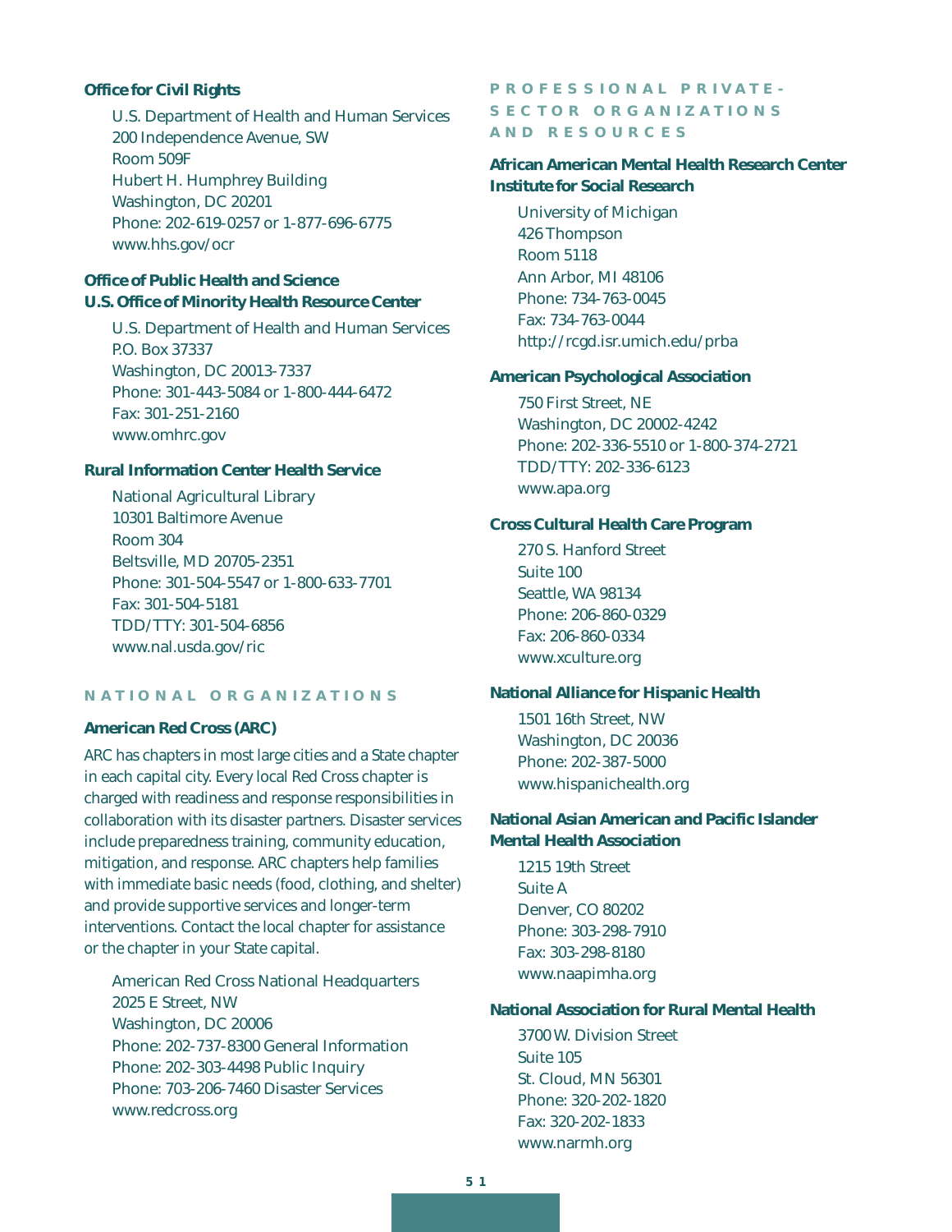**Office for Civil Rights**

U.S. Department of Health and Human Services
200 Independence Avenue, SW
Room 509F
Hubert H. Humphrey Building
Washington, DC 20201
Phone: 202-619-0257 or 1-877-696-6775
www.hhs.gov/ocr

**Office of Public Health and Science**
**U.S. Office of Minority Health Resource Center**

U.S. Department of Health and Human Services
P.O. Box 37337
Washington, DC 20013-7337
Phone: 301-443-5084 or 1-800-444-6472
Fax: 301-251-2160
www.omhrc.gov

**Rural Information Center Health Service**

National Agricultural Library
10301 Baltimore Avenue
Room 304
Beltsville, MD 20705-2351
Phone: 301-504-5547 or 1-800-633-7701
Fax: 301-504-5181
TDD/TTY: 301-504-6856
www.nal.usda.gov/ric

## NATIONAL ORGANIZATIONS

**American Red Cross (ARC)**

ARC has chapters in most large cities and a State chapter in each capital city. Every local Red Cross chapter is charged with readiness and response responsibilities in collaboration with its disaster partners. Disaster services include preparedness training, community education, mitigation, and response. ARC chapters help families with immediate basic needs (food, clothing, and shelter) and provide supportive services and longer-term interventions. Contact the local chapter for assistance or the chapter in your State capital.

American Red Cross National Headquarters
2025 E Street, NW
Washington, DC 20006
Phone: 202-737-8300 General Information
Phone: 202-303-4498 Public Inquiry
Phone: 703-206-7460 Disaster Services
www.redcross.org

## PROFESSIONAL PRIVATE-SECTOR ORGANIZATIONS AND RESOURCES

**African American Mental Health Research Center**
**Institute for Social Research**

University of Michigan
426 Thompson
Room 5118
Ann Arbor, MI 48106
Phone: 734-763-0045
Fax: 734-763-0044
http://rcgd.isr.umich.edu/prba

**American Psychological Association**

750 First Street, NE
Washington, DC 20002-4242
Phone: 202-336-5510 or 1-800-374-2721
TDD/TTY: 202-336-6123
www.apa.org

**Cross Cultural Health Care Program**

270 S. Hanford Street
Suite 100
Seattle, WA 98134
Phone: 206-860-0329
Fax: 206-860-0334
www.xculture.org

**National Alliance for Hispanic Health**

1501 16th Street, NW
Washington, DC 20036
Phone: 202-387-5000
www.hispanichealth.org

**National Asian American and Pacific Islander Mental Health Association**

1215 19th Street
Suite A
Denver, CO 80202
Phone: 303-298-7910
Fax: 303-298-8180
www.naapimha.org

**National Association for Rural Mental Health**

3700 W. Division Street
Suite 105
St. Cloud, MN 56301
Phone: 320-202-1820
Fax: 320-202-1833
www.narmh.org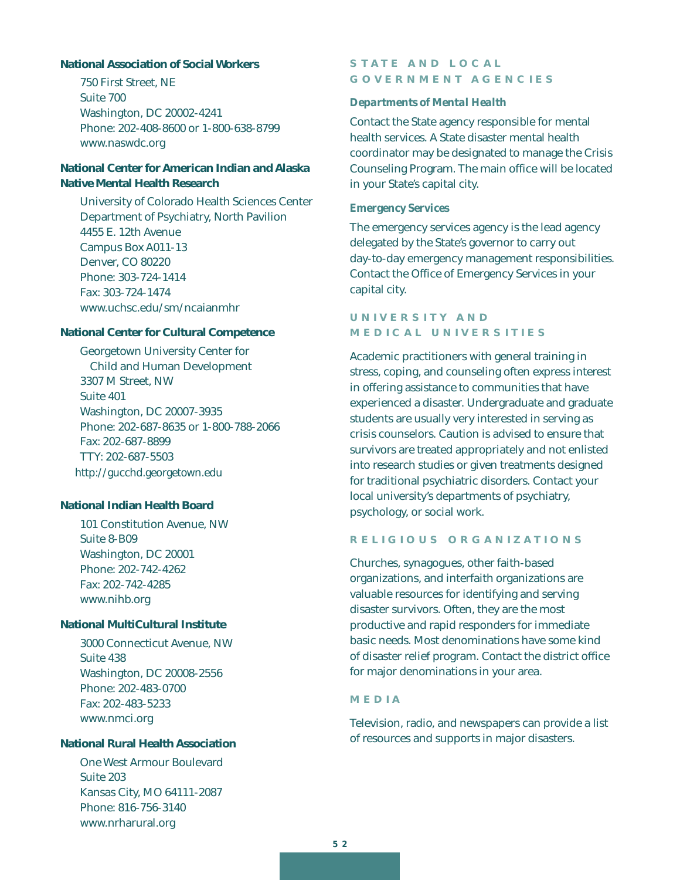**National Association of Social Workers**

750 First Street, NE
Suite 700
Washington, DC 20002-4241
Phone: 202-408-8600 or 1-800-638-8799
www.naswdc.org

**National Center for American Indian and Alaska Native Mental Health Research**

University of Colorado Health Sciences Center
Department of Psychiatry, North Pavilion
4455 E. 12th Avenue
Campus Box A011-13
Denver, CO 80220
Phone: 303-724-1414
Fax: 303-724-1474
www.uchsc.edu/sm/ncaianmhr

**National Center for Cultural Competence**

Georgetown University Center for Child and Human Development
3307 M Street, NW
Suite 401
Washington, DC 20007-3935
Phone: 202-687-8635 or 1-800-788-2066
Fax: 202-687-8899
TTY: 202-687-5503
http://gucchd.georgetown.edu

**National Indian Health Board**

101 Constitution Avenue, NW
Suite 8-B09
Washington, DC 20001
Phone: 202-742-4262
Fax: 202-742-4285
www.nihb.org

**National MultiCultural Institute**

3000 Connecticut Avenue, NW
Suite 438
Washington, DC 20008-2556
Phone: 202-483-0700
Fax: 202-483-5233
www.nmci.org

**National Rural Health Association**

One West Armour Boulevard
Suite 203
Kansas City, MO 64111-2087
Phone: 816-756-3140
www.nrharural.org

## STATE AND LOCAL GOVERNMENT AGENCIES

### *Departments of Mental Health*

Contact the State agency responsible for mental health services. A State disaster mental health coordinator may be designated to manage the Crisis Counseling Program. The main office will be located in your State's capital city.

### *Emergency Services*

The emergency services agency is the lead agency delegated by the State's governor to carry out day-to-day emergency management responsibilities. Contact the Office of Emergency Services in your capital city.

## UNIVERSITY AND MEDICAL UNIVERSITIES

Academic practitioners with general training in stress, coping, and counseling often express interest in offering assistance to communities that have experienced a disaster. Undergraduate and graduate students are usually very interested in serving as crisis counselors. Caution is advised to ensure that survivors are treated appropriately and not enlisted into research studies or given treatments designed for traditional psychiatric disorders. Contact your local university's departments of psychiatry, psychology, or social work.

## RELIGIOUS ORGANIZATIONS

Churches, synagogues, other faith-based organizations, and interfaith organizations are valuable resources for identifying and serving disaster survivors. Often, they are the most productive and rapid responders for immediate basic needs. Most denominations have some kind of disaster relief program. Contact the district office for major denominations in your area.

## MEDIA

Television, radio, and newspapers can provide a list of resources and supports in major disasters.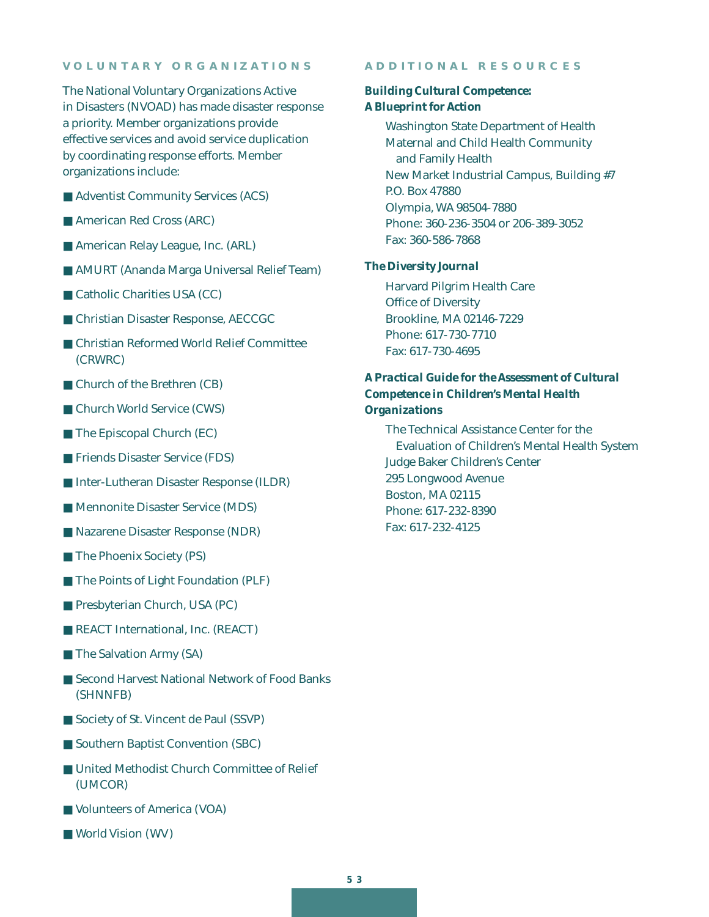## VOLUNTARY ORGANIZATIONS

The National Voluntary Organizations Active in Disasters (NVOAD) has made disaster response a priority. Member organizations provide effective services and avoid service duplication by coordinating response efforts. Member organizations include:

- Adventist Community Services (ACS)
- American Red Cross (ARC)
- American Relay League, Inc. (ARL)
- AMURT (Ananda Marga Universal Relief Team)
- Catholic Charities USA (CC)
- Christian Disaster Response, AECCGC
- Christian Reformed World Relief Committee (CRWRC)
- Church of the Brethren (CB)
- Church World Service (CWS)
- The Episcopal Church (EC)
- Friends Disaster Service (FDS)
- Inter-Lutheran Disaster Response (ILDR)
- Mennonite Disaster Service (MDS)
- Nazarene Disaster Response (NDR)
- The Phoenix Society (PS)
- The Points of Light Foundation (PLF)
- Presbyterian Church, USA (PC)
- REACT International, Inc. (REACT)
- The Salvation Army (SA)
- Second Harvest National Network of Food Banks (SHNNFB)
- Society of St. Vincent de Paul (SSVP)
- Southern Baptist Convention (SBC)
- United Methodist Church Committee of Relief (UMCOR)
- Volunteers of America (VOA)
- World Vision (WV)

## ADDITIONAL RESOURCES

***Building Cultural Competence: A Blueprint for Action***

Washington State Department of Health
Maternal and Child Health Community and Family Health
New Market Industrial Campus, Building #7
P.O. Box 47880
Olympia, WA 98504-7880
Phone: 360-236-3504 or 206-389-3052
Fax: 360-586-7868

***The Diversity Journal***

Harvard Pilgrim Health Care
Office of Diversity
Brookline, MA 02146-7229
Phone: 617-730-7710
Fax: 617-730-4695

***A Practical Guide for the Assessment of Cultural Competence in Children's Mental Health Organizations***

The Technical Assistance Center for the Evaluation of Children's Mental Health System
Judge Baker Children's Center
295 Longwood Avenue
Boston, MA 02115
Phone: 617-232-8390
Fax: 617-232-4125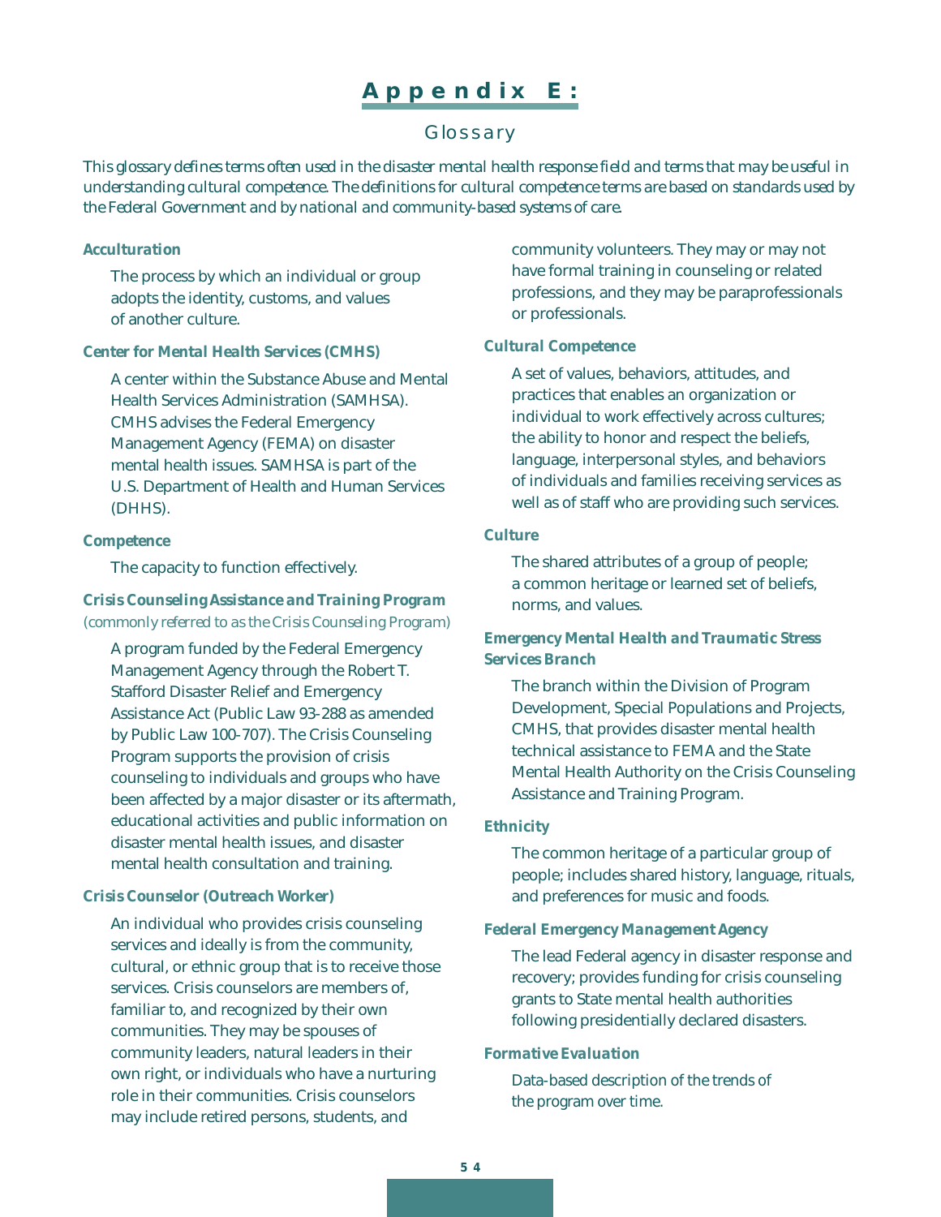# Appendix E:

## Glossary

*This glossary defines terms often used in the disaster mental health response field and terms that may be useful in understanding cultural competence. The definitions for cultural competence terms are based on standards used by the Federal Government and by national and community-based systems of care.*

**Acculturation**

The process by which an individual or group adopts the identity, customs, and values of another culture.

**Center for Mental Health Services (CMHS)**

A center within the Substance Abuse and Mental Health Services Administration (SAMHSA). CMHS advises the Federal Emergency Management Agency (FEMA) on disaster mental health issues. SAMHSA is part of the U.S. Department of Health and Human Services (DHHS).

**Competence**

The capacity to function effectively.

**Crisis Counseling Assistance and Training Program** *(commonly referred to as the Crisis Counseling Program)*

A program funded by the Federal Emergency Management Agency through the Robert T. Stafford Disaster Relief and Emergency Assistance Act (Public Law 93-288 as amended by Public Law 100-707). The Crisis Counseling Program supports the provision of crisis counseling to individuals and groups who have been affected by a major disaster or its aftermath, educational activities and public information on disaster mental health issues, and disaster mental health consultation and training.

**Crisis Counselor (Outreach Worker)**

An individual who provides crisis counseling services and ideally is from the community, cultural, or ethnic group that is to receive those services. Crisis counselors are members of, familiar to, and recognized by their own communities. They may be spouses of community leaders, natural leaders in their own right, or individuals who have a nurturing role in their communities. Crisis counselors may include retired persons, students, and community volunteers. They may or may not have formal training in counseling or related professions, and they may be paraprofessionals or professionals.

**Cultural Competence**

A set of values, behaviors, attitudes, and practices that enables an organization or individual to work effectively across cultures; the ability to honor and respect the beliefs, language, interpersonal styles, and behaviors of individuals and families receiving services as well as of staff who are providing such services.

**Culture**

The shared attributes of a group of people; a common heritage or learned set of beliefs, norms, and values.

**Emergency Mental Health and Traumatic Stress Services Branch**

The branch within the Division of Program Development, Special Populations and Projects, CMHS, that provides disaster mental health technical assistance to FEMA and the State Mental Health Authority on the Crisis Counseling Assistance and Training Program.

**Ethnicity**

The common heritage of a particular group of people; includes shared history, language, rituals, and preferences for music and foods.

**Federal Emergency Management Agency**

The lead Federal agency in disaster response and recovery; provides funding for crisis counseling grants to State mental health authorities following presidentially declared disasters.

**Formative Evaluation**

Data-based description of the trends of the program over time.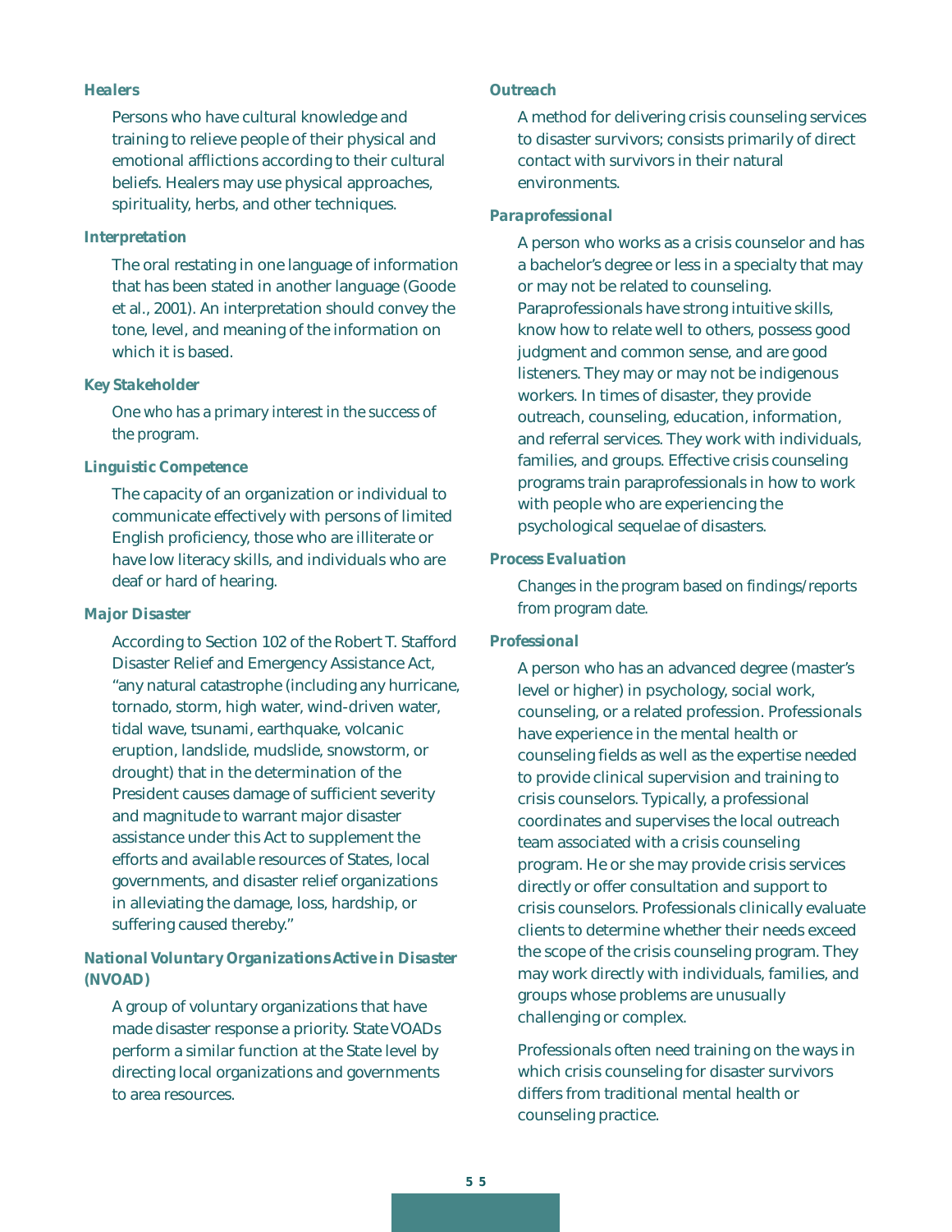### *Healers*

Persons who have cultural knowledge and training to relieve people of their physical and emotional afflictions according to their cultural beliefs. Healers may use physical approaches, spirituality, herbs, and other techniques.

### *Interpretation*

The oral restating in one language of information that has been stated in another language (Goode et al., 2001). An interpretation should convey the tone, level, and meaning of the information on which it is based.

### *Key Stakeholder*

One who has a primary interest in the success of the program.

### *Linguistic Competence*

The capacity of an organization or individual to communicate effectively with persons of limited English proficiency, those who are illiterate or have low literacy skills, and individuals who are deaf or hard of hearing.

### *Major Disaster*

According to Section 102 of the Robert T. Stafford Disaster Relief and Emergency Assistance Act, "any natural catastrophe (including any hurricane, tornado, storm, high water, wind-driven water, tidal wave, tsunami, earthquake, volcanic eruption, landslide, mudslide, snowstorm, or drought) that in the determination of the President causes damage of sufficient severity and magnitude to warrant major disaster assistance under this Act to supplement the efforts and available resources of States, local governments, and disaster relief organizations in alleviating the damage, loss, hardship, or suffering caused thereby."

### *National Voluntary Organizations Active in Disaster (NVOAD)*

A group of voluntary organizations that have made disaster response a priority. State VOADs perform a similar function at the State level by directing local organizations and governments to area resources.

### *Outreach*

A method for delivering crisis counseling services to disaster survivors; consists primarily of direct contact with survivors in their natural environments.

### *Paraprofessional*

A person who works as a crisis counselor and has a bachelor's degree or less in a specialty that may or may not be related to counseling. Paraprofessionals have strong intuitive skills, know how to relate well to others, possess good judgment and common sense, and are good listeners. They may or may not be indigenous workers. In times of disaster, they provide outreach, counseling, education, information, and referral services. They work with individuals, families, and groups. Effective crisis counseling programs train paraprofessionals in how to work with people who are experiencing the psychological sequelae of disasters.

### *Process Evaluation*

Changes in the program based on findings/reports from program date.

### *Professional*

A person who has an advanced degree (master's level or higher) in psychology, social work, counseling, or a related profession. Professionals have experience in the mental health or counseling fields as well as the expertise needed to provide clinical supervision and training to crisis counselors. Typically, a professional coordinates and supervises the local outreach team associated with a crisis counseling program. He or she may provide crisis services directly or offer consultation and support to crisis counselors. Professionals clinically evaluate clients to determine whether their needs exceed the scope of the crisis counseling program. They may work directly with individuals, families, and groups whose problems are unusually challenging or complex.

Professionals often need training on the ways in which crisis counseling for disaster survivors differs from traditional mental health or counseling practice.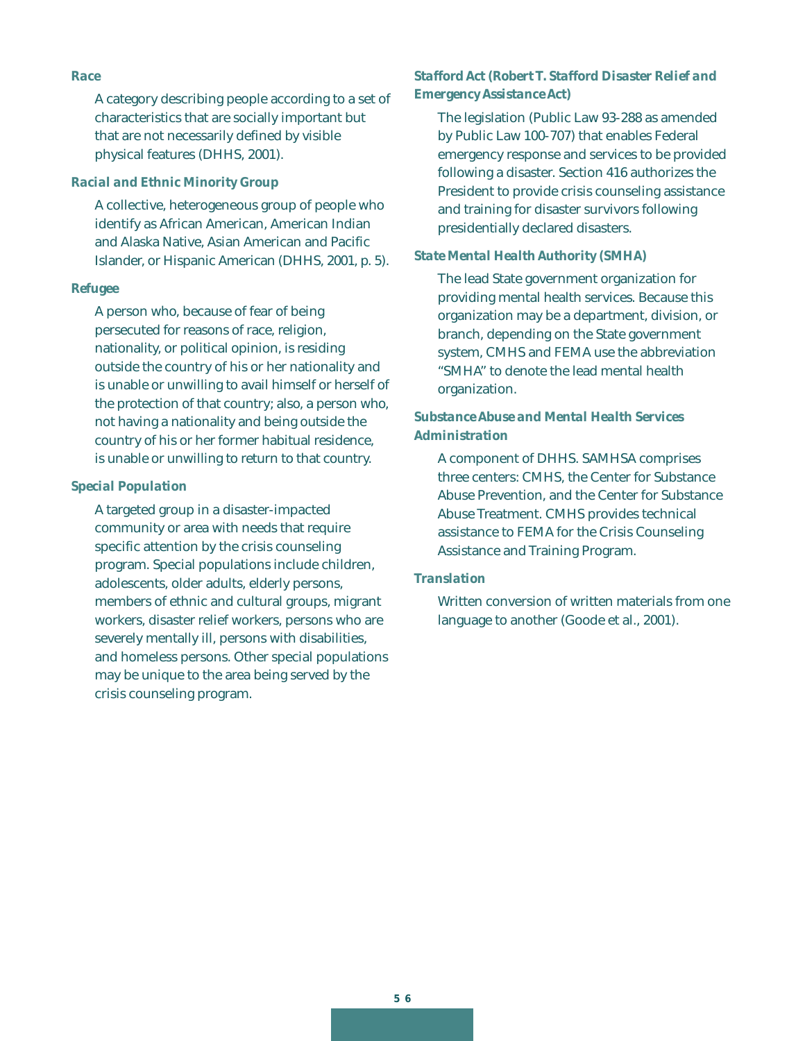### Race

A category describing people according to a set of characteristics that are socially important but that are not necessarily defined by visible physical features (DHHS, 2001).

### Racial and Ethnic Minority Group

A collective, heterogeneous group of people who identify as African American, American Indian and Alaska Native, Asian American and Pacific Islander, or Hispanic American (DHHS, 2001, p. 5).

### Refugee

A person who, because of fear of being persecuted for reasons of race, religion, nationality, or political opinion, is residing outside the country of his or her nationality and is unable or unwilling to avail himself or herself of the protection of that country; also, a person who, not having a nationality and being outside the country of his or her former habitual residence, is unable or unwilling to return to that country.

### Special Population

A targeted group in a disaster-impacted community or area with needs that require specific attention by the crisis counseling program. Special populations include children, adolescents, older adults, elderly persons, members of ethnic and cultural groups, migrant workers, disaster relief workers, persons who are severely mentally ill, persons with disabilities, and homeless persons. Other special populations may be unique to the area being served by the crisis counseling program.

### Stafford Act (Robert T. Stafford Disaster Relief and Emergency Assistance Act)

The legislation (Public Law 93-288 as amended by Public Law 100-707) that enables Federal emergency response and services to be provided following a disaster. Section 416 authorizes the President to provide crisis counseling assistance and training for disaster survivors following presidentially declared disasters.

### State Mental Health Authority (SMHA)

The lead State government organization for providing mental health services. Because this organization may be a department, division, or branch, depending on the State government system, CMHS and FEMA use the abbreviation "SMHA" to denote the lead mental health organization.

### Substance Abuse and Mental Health Services Administration

A component of DHHS. SAMHSA comprises three centers: CMHS, the Center for Substance Abuse Prevention, and the Center for Substance Abuse Treatment. CMHS provides technical assistance to FEMA for the Crisis Counseling Assistance and Training Program.

### Translation

Written conversion of written materials from one language to another (Goode et al., 2001).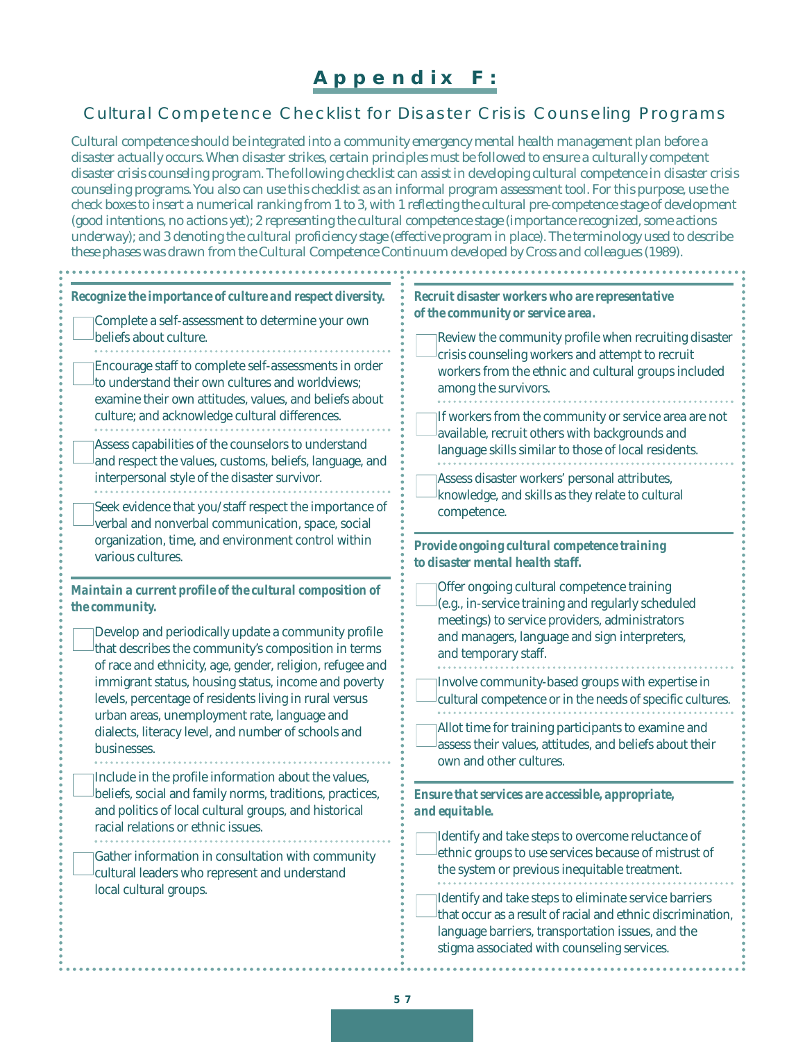# Appendix F:

## Cultural Competence Checklist for Disaster Crisis Counseling Programs

*Cultural competence should be integrated into a community emergency mental health management plan before a disaster actually occurs. When disaster strikes, certain principles must be followed to ensure a culturally competent disaster crisis counseling program. The following checklist can assist in developing cultural competence in disaster crisis counseling programs. You also can use this checklist as an informal program assessment tool. For this purpose, use the check boxes to insert a numerical ranking from 1 to 3, with 1 reflecting the cultural pre-competence stage of development (good intentions, no actions yet); 2 representing the cultural competence stage (importance recognized, some actions underway); and 3 denoting the cultural proficiency stage (effective program in place). The terminology used to describe these phases was drawn from the Cultural Competence Continuum developed by Cross and colleagues (1989).*

***Recognize the importance of culture and respect diversity.***

- [ ] Complete a self-assessment to determine your own beliefs about culture.
- [ ] Encourage staff to complete self-assessments in order to understand their own cultures and worldviews; examine their own attitudes, values, and beliefs about culture; and acknowledge cultural differences.
- [ ] Assess capabilities of the counselors to understand and respect the values, customs, beliefs, language, and interpersonal style of the disaster survivor.
- [ ] Seek evidence that you/staff respect the importance of verbal and nonverbal communication, space, social organization, time, and environment control within various cultures.

***Maintain a current profile of the cultural composition of the community.***

- [ ] Develop and periodically update a community profile that describes the community's composition in terms of race and ethnicity, age, gender, religion, refugee and immigrant status, housing status, income and poverty levels, percentage of residents living in rural versus urban areas, unemployment rate, language and dialects, literacy level, and number of schools and businesses.
- [ ] Include in the profile information about the values, beliefs, social and family norms, traditions, practices, and politics of local cultural groups, and historical racial relations or ethnic issues.
- [ ] Gather information in consultation with community cultural leaders who represent and understand local cultural groups.

***Recruit disaster workers who are representative of the community or service area.***

- [ ] Review the community profile when recruiting disaster crisis counseling workers and attempt to recruit workers from the ethnic and cultural groups included among the survivors.
- [ ] If workers from the community or service area are not available, recruit others with backgrounds and language skills similar to those of local residents.
- [ ] Assess disaster workers' personal attributes, knowledge, and skills as they relate to cultural competence.

***Provide ongoing cultural competence training to disaster mental health staff.***

- [ ] Offer ongoing cultural competence training (e.g., in-service training and regularly scheduled meetings) to service providers, administrators and managers, language and sign interpreters, and temporary staff.
- [ ] Involve community-based groups with expertise in cultural competence or in the needs of specific cultures.
- [ ] Allot time for training participants to examine and assess their values, attitudes, and beliefs about their own and other cultures.

***Ensure that services are accessible, appropriate, and equitable.***

- [ ] Identify and take steps to overcome reluctance of ethnic groups to use services because of mistrust of the system or previous inequitable treatment.
- [ ] Identify and take steps to eliminate service barriers that occur as a result of racial and ethnic discrimination, language barriers, transportation issues, and the stigma associated with counseling services.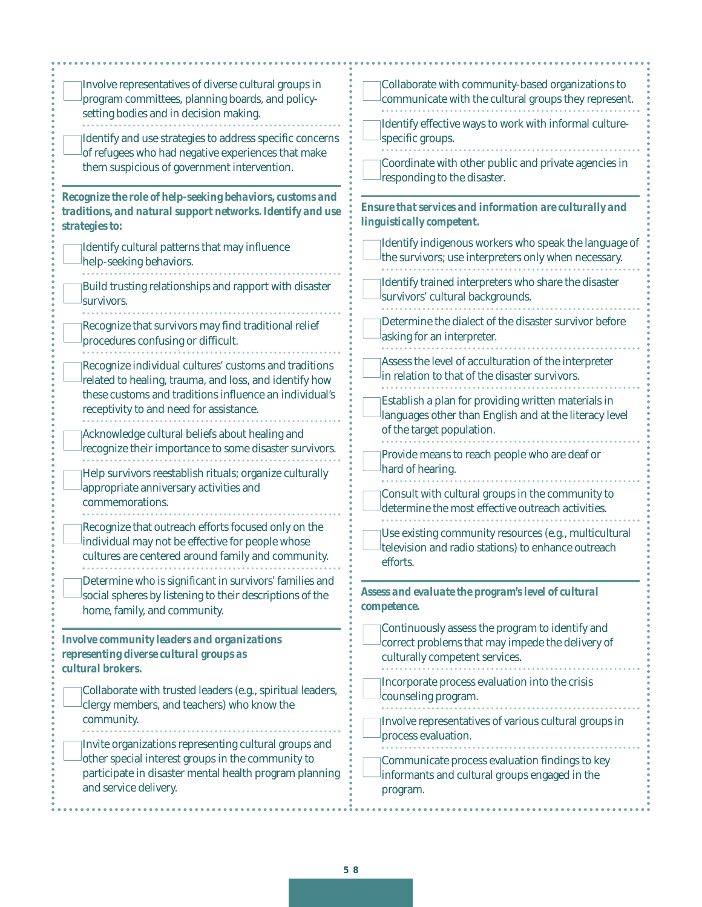- [ ] Involve representatives of diverse cultural groups in program committees, planning boards, and policy-setting bodies and in decision making.
- [ ] Identify and use strategies to address specific concerns of refugees who had negative experiences that make them suspicious of government intervention.

***Recognize the role of help-seeking behaviors, customs and traditions, and natural support networks. Identify and use strategies to:***

- [ ] Identify cultural patterns that may influence help-seeking behaviors.
- [ ] Build trusting relationships and rapport with disaster survivors.
- [ ] Recognize that survivors may find traditional relief procedures confusing or difficult.
- [ ] Recognize individual cultures' customs and traditions related to healing, trauma, and loss, and identify how these customs and traditions influence an individual's receptivity to and need for assistance.
- [ ] Acknowledge cultural beliefs about healing and recognize their importance to some disaster survivors.
- [ ] Help survivors reestablish rituals; organize culturally appropriate anniversary activities and commemorations.
- [ ] Recognize that outreach efforts focused only on the individual may not be effective for people whose cultures are centered around family and community.
- [ ] Determine who is significant in survivors' families and social spheres by listening to their descriptions of the home, family, and community.

***Involve community leaders and organizations representing diverse cultural groups as cultural brokers.***

- [ ] Collaborate with trusted leaders (e.g., spiritual leaders, clergy members, and teachers) who know the community.
- [ ] Invite organizations representing cultural groups and other special interest groups in the community to participate in disaster mental health program planning and service delivery.
- [ ] Collaborate with community-based organizations to communicate with the cultural groups they represent.
- [ ] Identify effective ways to work with informal culture-specific groups.
- [ ] Coordinate with other public and private agencies in responding to the disaster.

***Ensure that services and information are culturally and linguistically competent.***

- [ ] Identify indigenous workers who speak the language of the survivors; use interpreters only when necessary.
- [ ] Identify trained interpreters who share the disaster survivors' cultural backgrounds.
- [ ] Determine the dialect of the disaster survivor before asking for an interpreter.
- [ ] Assess the level of acculturation of the interpreter in relation to that of the disaster survivors.
- [ ] Establish a plan for providing written materials in languages other than English and at the literacy level of the target population.
- [ ] Provide means to reach people who are deaf or hard of hearing.
- [ ] Consult with cultural groups in the community to determine the most effective outreach activities.
- [ ] Use existing community resources (e.g., multicultural television and radio stations) to enhance outreach efforts.

***Assess and evaluate the program's level of cultural competence.***

- [ ] Continuously assess the program to identify and correct problems that may impede the delivery of culturally competent services.
- [ ] Incorporate process evaluation into the crisis counseling program.
- [ ] Involve representatives of various cultural groups in process evaluation.
- [ ] Communicate process evaluation findings to key informants and cultural groups engaged in the program.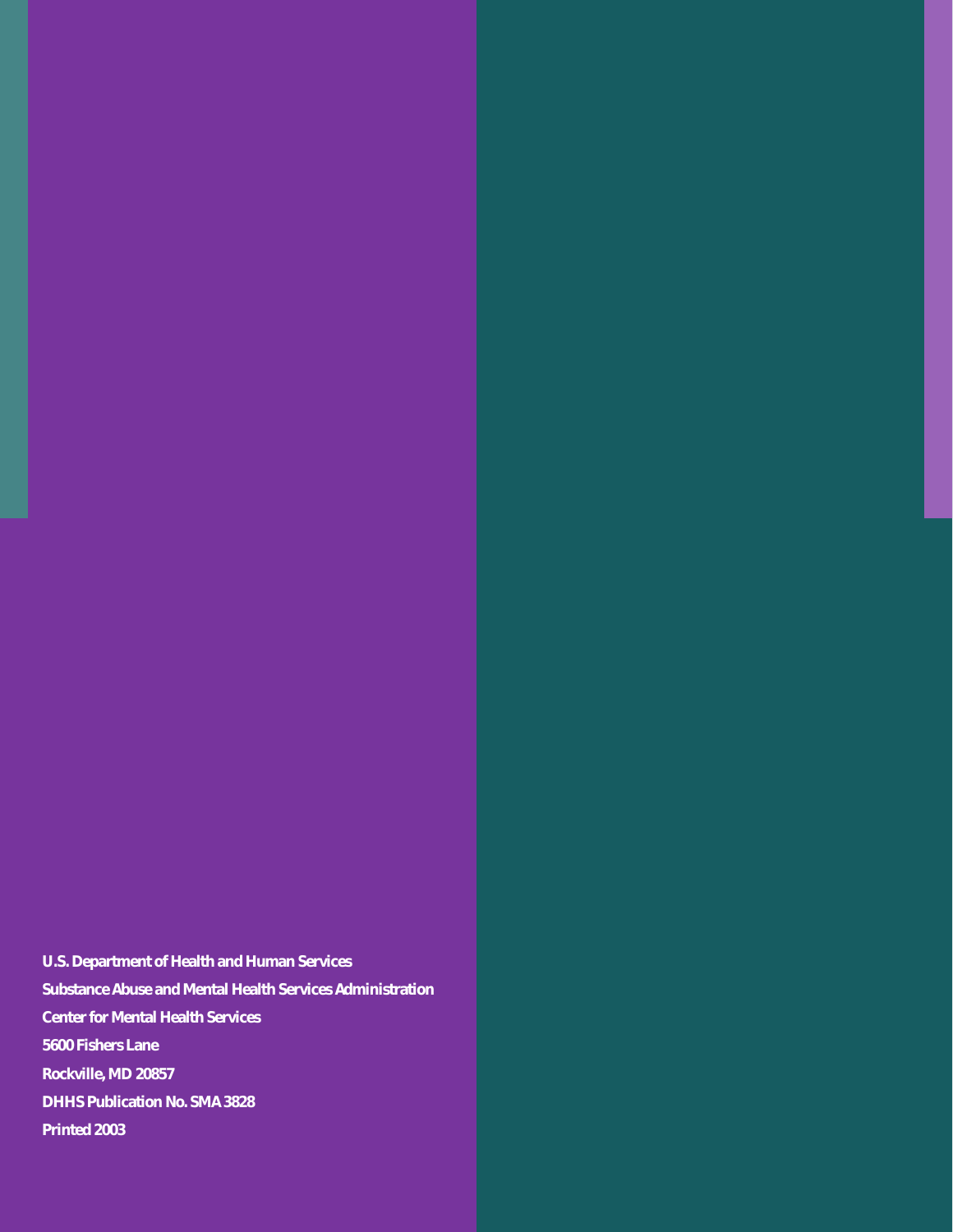**U.S. Department of Health and Human Services**

**Substance Abuse and Mental Health Services Administration**

**Center for Mental Health Services**

**5600 Fishers Lane**

**Rockville, MD 20857**

**DHHS Publication No. SMA 3828**

**Printed 2003**